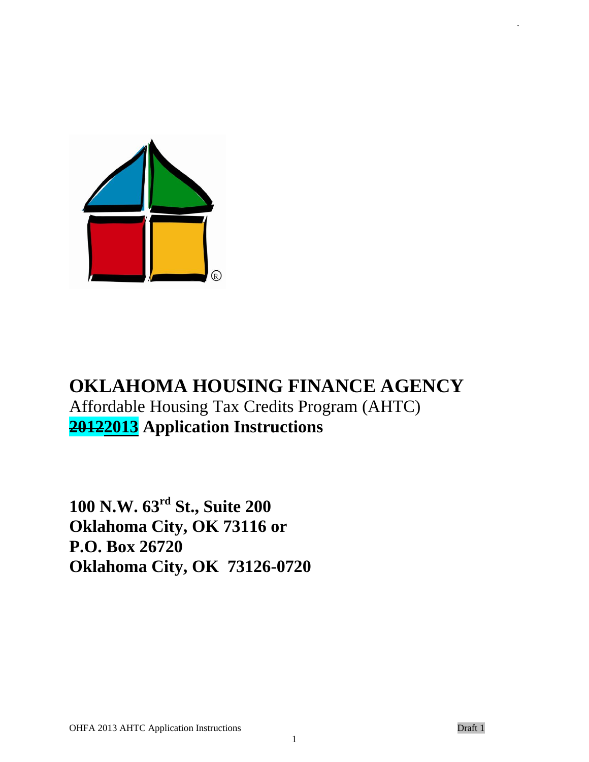# OKLAHOMA HOUSING FINANCE AGENCY

Affordable Housing Tax Credits Program (AHTC)

**~~2012~~2013 Application Instructions**

**100 N.W. 63rd St., Suite 200**
**Oklahoma City, OK 73116 or**
**P.O. Box 26720**
**Oklahoma City, OK 73126-0720**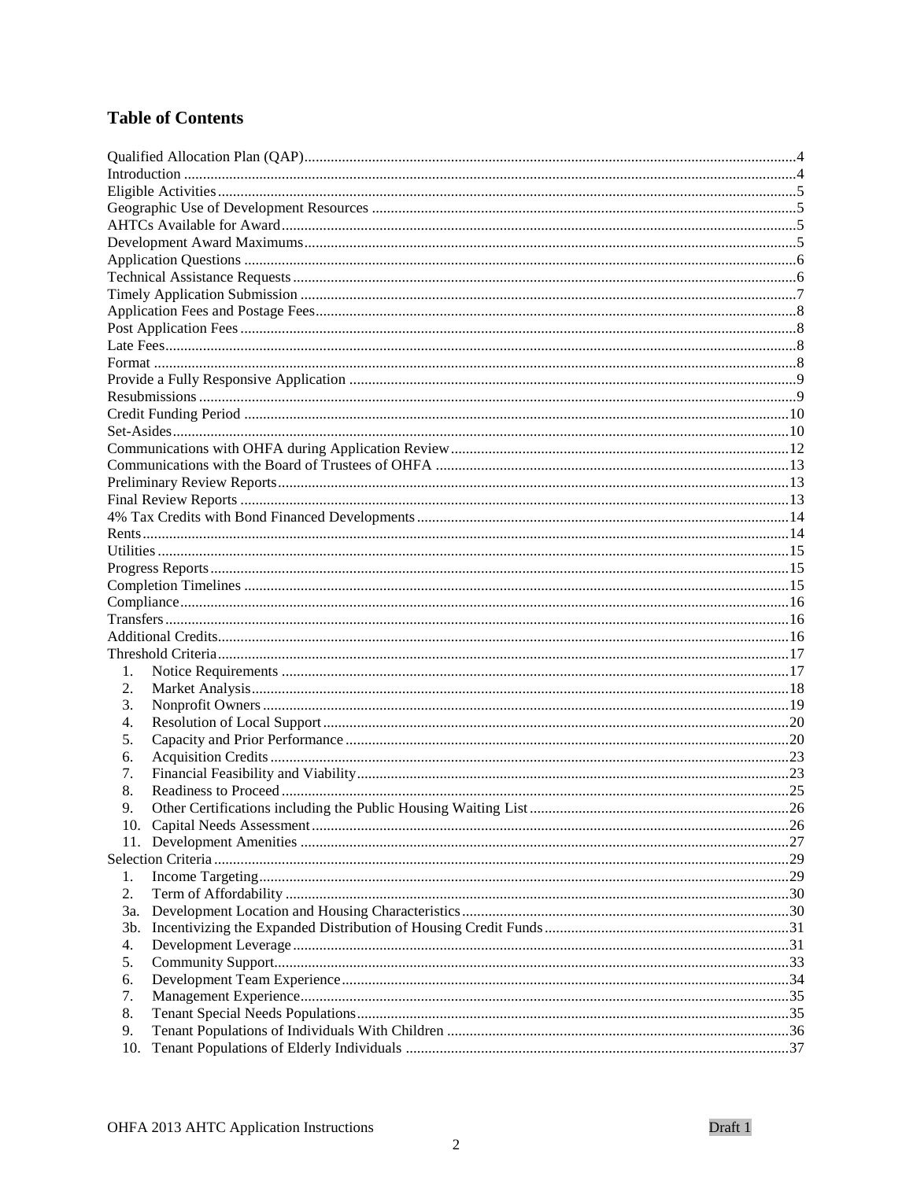## Table of Contents

Qualified Allocation Plan (QAP) ..... 4
Introduction ..... 4
Eligible Activities ..... 5
Geographic Use of Development Resources ..... 5
AHTCs Available for Award ..... 5
Development Award Maximums ..... 5
Application Questions ..... 6
Technical Assistance Requests ..... 6
Timely Application Submission ..... 7
Application Fees and Postage Fees ..... 8
Post Application Fees ..... 8
Late Fees ..... 8
Format ..... 8
Provide a Fully Responsive Application ..... 9
Resubmissions ..... 9
Credit Funding Period ..... 10
Set-Asides ..... 10
Communications with OHFA during Application Review ..... 12
Communications with the Board of Trustees of OHFA ..... 13
Preliminary Review Reports ..... 13
Final Review Reports ..... 13
4% Tax Credits with Bond Financed Developments ..... 14
Rents ..... 14
Utilities ..... 15
Progress Reports ..... 15
Completion Timelines ..... 15
Compliance ..... 16
Transfers ..... 16
Additional Credits ..... 16
Threshold Criteria ..... 17

- 1. Notice Requirements ..... 17
- 2. Market Analysis ..... 18
- 3. Nonprofit Owners ..... 19
- 4. Resolution of Local Support ..... 20
- 5. Capacity and Prior Performance ..... 20
- 6. Acquisition Credits ..... 23
- 7. Financial Feasibility and Viability ..... 23
- 8. Readiness to Proceed ..... 25
- 9. Other Certifications including the Public Housing Waiting List ..... 26
- 10. Capital Needs Assessment ..... 26
- 11. Development Amenities ..... 27

Selection Criteria ..... 29

- 1. Income Targeting ..... 29
- 2. Term of Affordability ..... 30
- 3a. Development Location and Housing Characteristics ..... 30
- 3b. Incentivizing the Expanded Distribution of Housing Credit Funds ..... 31
- 4. Development Leverage ..... 31
- 5. Community Support ..... 33
- 6. Development Team Experience ..... 34
- 7. Management Experience ..... 35
- 8. Tenant Special Needs Populations ..... 35
- 9. Tenant Populations of Individuals With Children ..... 36
- 10. Tenant Populations of Elderly Individuals ..... 37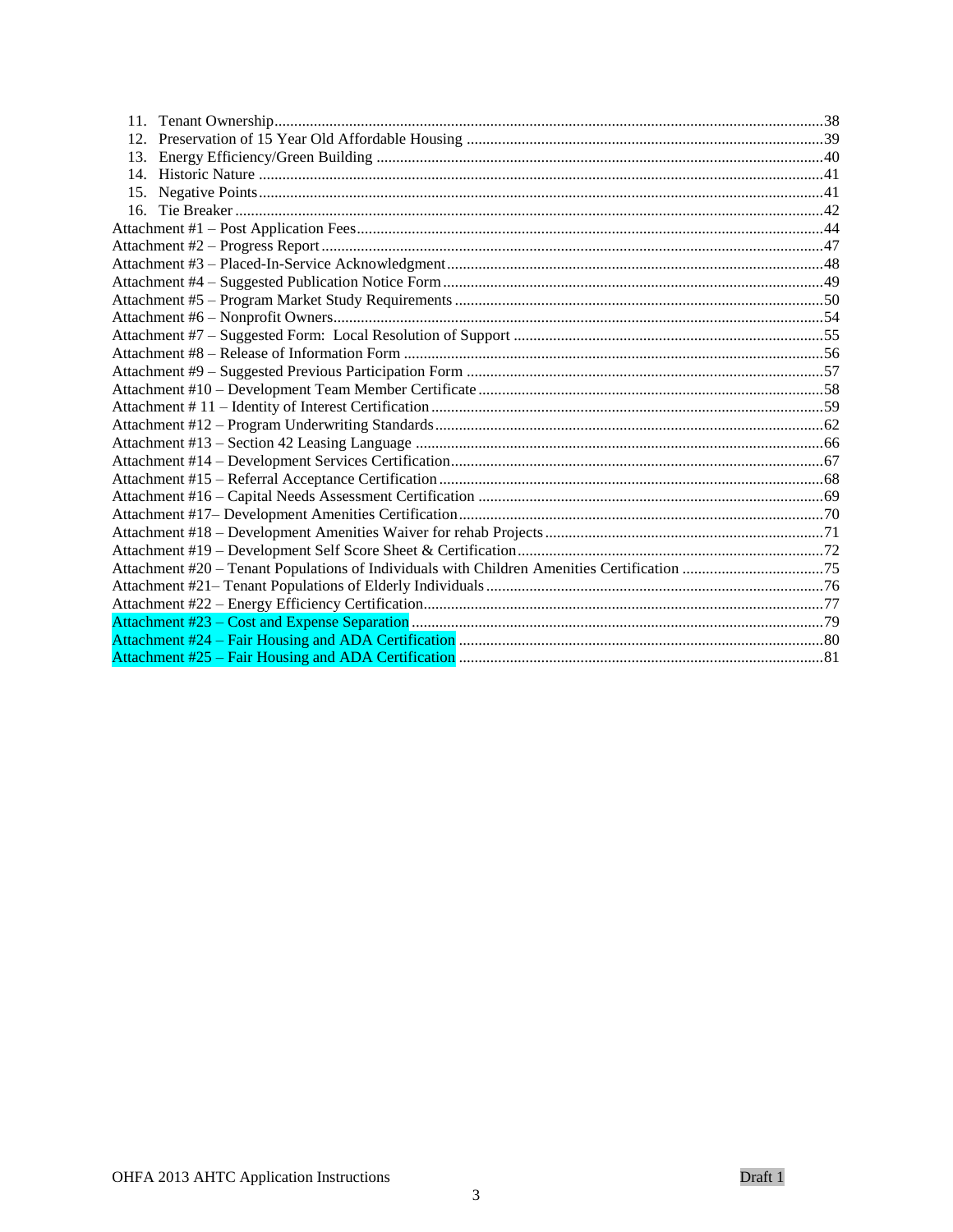11. Tenant Ownership........................................................................................................................38
12. Preservation of 15 Year Old Affordable Housing ..........................................................................39
13. Energy Efficiency/Green Building ..................................................................................................40
14. Historic Nature ...............................................................................................................................41
15. Negative Points...............................................................................................................................41
16. Tie Breaker .....................................................................................................................................42

Attachment #1 – Post Application Fees......................................................................................................44
Attachment #2 – Progress Report...............................................................................................................47
Attachment #3 – Placed-In-Service Acknowledgment...............................................................................48
Attachment #4 – Suggested Publication Notice Form................................................................................49
Attachment #5 – Program Market Study Requirements .............................................................................50
Attachment #6 – Nonprofit Owners............................................................................................................54
Attachment #7 – Suggested Form: Local Resolution of Support ..............................................................55
Attachment #8 – Release of Information Form ..........................................................................................56
Attachment #9 – Suggested Previous Participation Form ..........................................................................57
Attachment #10 – Development Team Member Certificate .......................................................................58
Attachment # 11 – Identity of Interest Certification ...................................................................................59
Attachment #12 – Program Underwriting Standards..................................................................................62
Attachment #13 – Section 42 Leasing Language ........................................................................................66
Attachment #14 – Development Services Certification..............................................................................67
Attachment #15 – Referral Acceptance Certification.................................................................................68
Attachment #16 – Capital Needs Assessment Certification .......................................................................69
Attachment #17– Development Amenities Certification............................................................................70
Attachment #18 – Development Amenities Waiver for rehab Projects......................................................71
Attachment #19 – Development Self Score Sheet & Certification.............................................................72
Attachment #20 – Tenant Populations of Individuals with Children Amenities Certification ....................75
Attachment #21– Tenant Populations of Elderly Individuals.....................................................................76
Attachment #22 – Energy Efficiency Certification.....................................................................................77
Attachment #23 – Cost and Expense Separation ........................................................................................79
Attachment #24 – Fair Housing and ADA Certification ............................................................................80
Attachment #25 – Fair Housing and ADA Certification ............................................................................81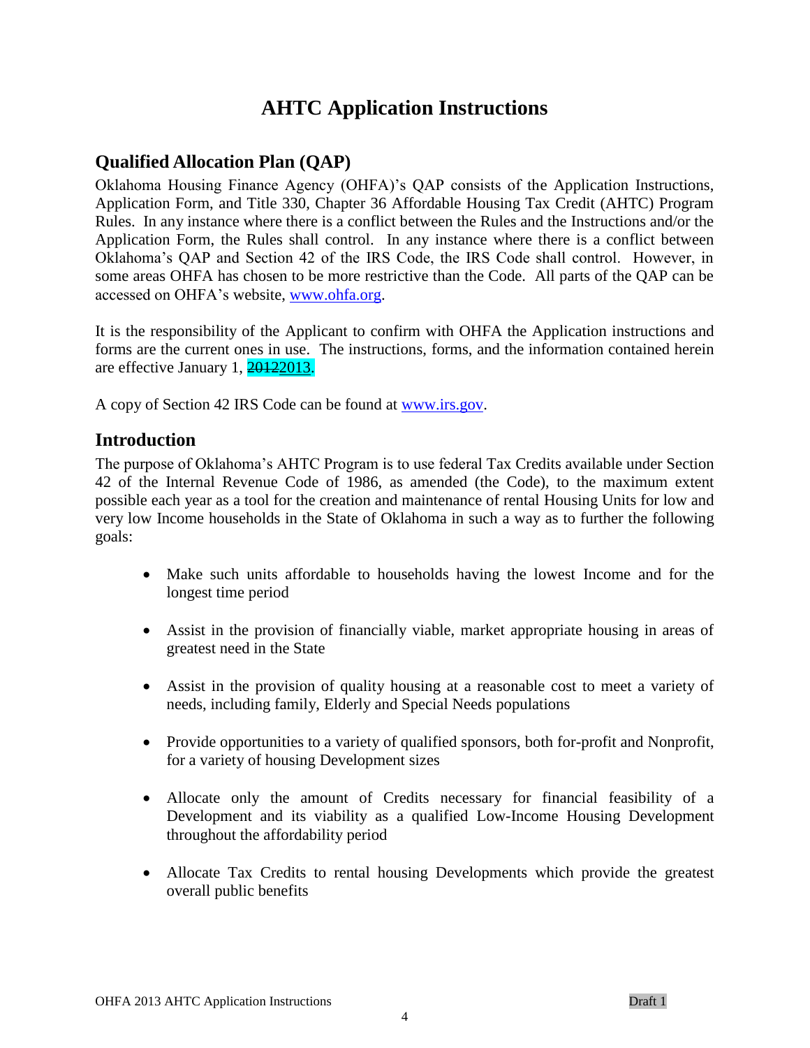# AHTC Application Instructions

## Qualified Allocation Plan (QAP)

Oklahoma Housing Finance Agency (OHFA)'s QAP consists of the Application Instructions, Application Form, and Title 330, Chapter 36 Affordable Housing Tax Credit (AHTC) Program Rules. In any instance where there is a conflict between the Rules and the Instructions and/or the Application Form, the Rules shall control. In any instance where there is a conflict between Oklahoma's QAP and Section 42 of the IRS Code, the IRS Code shall control. However, in some areas OHFA has chosen to be more restrictive than the Code. All parts of the QAP can be accessed on OHFA's website, www.ohfa.org.

It is the responsibility of the Applicant to confirm with OHFA the Application instructions and forms are the current ones in use. The instructions, forms, and the information contained herein are effective January 1, ~~2012~~2013.

A copy of Section 42 IRS Code can be found at www.irs.gov.

## Introduction

The purpose of Oklahoma's AHTC Program is to use federal Tax Credits available under Section 42 of the Internal Revenue Code of 1986, as amended (the Code), to the maximum extent possible each year as a tool for the creation and maintenance of rental Housing Units for low and very low Income households in the State of Oklahoma in such a way as to further the following goals:

- Make such units affordable to households having the lowest Income and for the longest time period
- Assist in the provision of financially viable, market appropriate housing in areas of greatest need in the State
- Assist in the provision of quality housing at a reasonable cost to meet a variety of needs, including family, Elderly and Special Needs populations
- Provide opportunities to a variety of qualified sponsors, both for-profit and Nonprofit, for a variety of housing Development sizes
- Allocate only the amount of Credits necessary for financial feasibility of a Development and its viability as a qualified Low-Income Housing Development throughout the affordability period
- Allocate Tax Credits to rental housing Developments which provide the greatest overall public benefits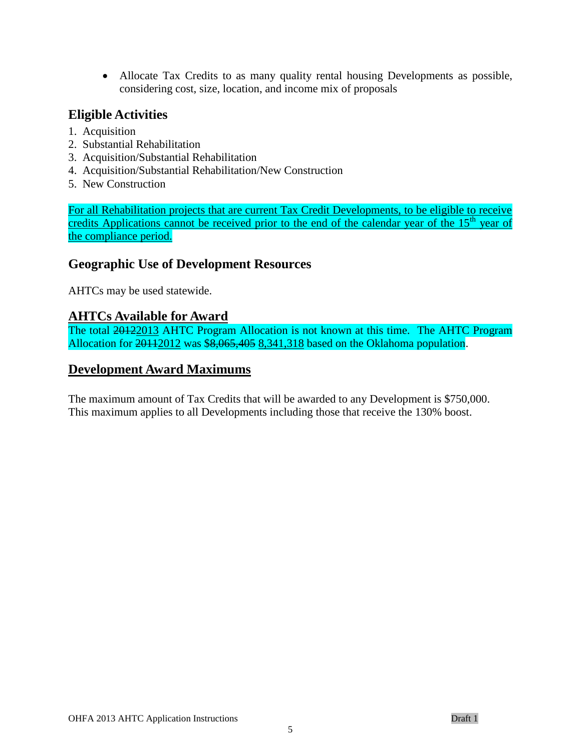- Allocate Tax Credits to as many quality rental housing Developments as possible, considering cost, size, location, and income mix of proposals

## Eligible Activities

1. Acquisition
2. Substantial Rehabilitation
3. Acquisition/Substantial Rehabilitation
4. Acquisition/Substantial Rehabilitation/New Construction
5. New Construction

For all Rehabilitation projects that are current Tax Credit Developments, to be eligible to receive credits Applications cannot be received prior to the end of the calendar year of the 15th year of the compliance period.

## Geographic Use of Development Resources

AHTCs may be used statewide.

## AHTCs Available for Award

The total ~~2012~~2013 AHTC Program Allocation is not known at this time. The AHTC Program Allocation for ~~2011~~2012 was $~~8,065,405~~ 8,341,318 based on the Oklahoma population.

## Development Award Maximums

The maximum amount of Tax Credits that will be awarded to any Development is $750,000. This maximum applies to all Developments including those that receive the 130% boost.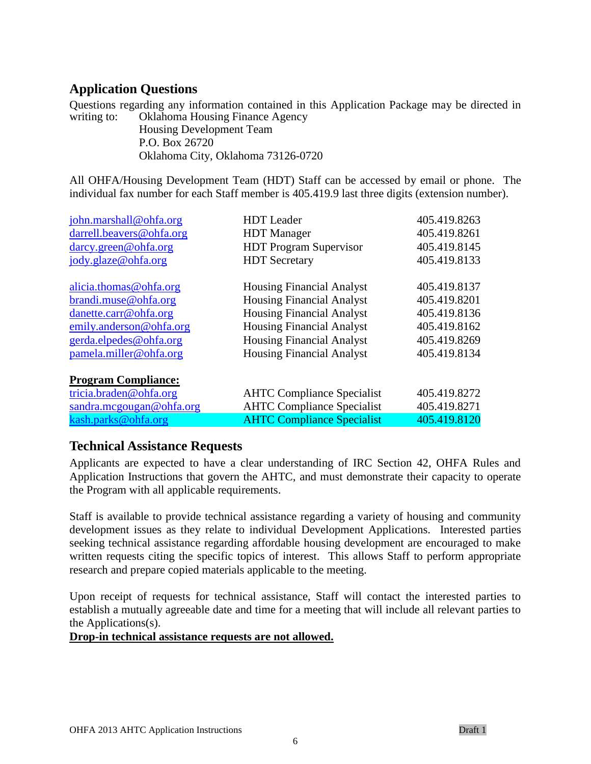## Application Questions

Questions regarding any information contained in this Application Package may be directed in writing to:

Oklahoma Housing Finance Agency
Housing Development Team
P.O. Box 26720
Oklahoma City, Oklahoma 73126-0720

All OHFA/Housing Development Team (HDT) Staff can be accessed by email or phone. The individual fax number for each Staff member is 405.419.9 last three digits (extension number).

| | | |
|---|---|---|
| john.marshall@ohfa.org | HDT Leader | 405.419.8263 |
| darrell.beavers@ohfa.org | HDT Manager | 405.419.8261 |
| darcy.green@ohfa.org | HDT Program Supervisor | 405.419.8145 |
| jody.glaze@ohfa.org | HDT Secretary | 405.419.8133 |
| | | |
| alicia.thomas@ohfa.org | Housing Financial Analyst | 405.419.8137 |
| brandi.muse@ohfa.org | Housing Financial Analyst | 405.419.8201 |
| danette.carr@ohfa.org | Housing Financial Analyst | 405.419.8136 |
| emily.anderson@ohfa.org | Housing Financial Analyst | 405.419.8162 |
| gerda.elpedes@ohfa.org | Housing Financial Analyst | 405.419.8269 |
| pamela.miller@ohfa.org | Housing Financial Analyst | 405.419.8134 |
| | | |
| **Program Compliance:** | | |
| tricia.braden@ohfa.org | AHTC Compliance Specialist | 405.419.8272 |
| sandra.mcgougan@ohfa.org | AHTC Compliance Specialist | 405.419.8271 |
| kash.parks@ohfa.org | AHTC Compliance Specialist | 405.419.8120 |

## Technical Assistance Requests

Applicants are expected to have a clear understanding of IRC Section 42, OHFA Rules and Application Instructions that govern the AHTC, and must demonstrate their capacity to operate the Program with all applicable requirements.

Staff is available to provide technical assistance regarding a variety of housing and community development issues as they relate to individual Development Applications. Interested parties seeking technical assistance regarding affordable housing development are encouraged to make written requests citing the specific topics of interest. This allows Staff to perform appropriate research and prepare copied materials applicable to the meeting.

Upon receipt of requests for technical assistance, Staff will contact the interested parties to establish a mutually agreeable date and time for a meeting that will include all relevant parties to the Applications(s).

**Drop-in technical assistance requests are not allowed.**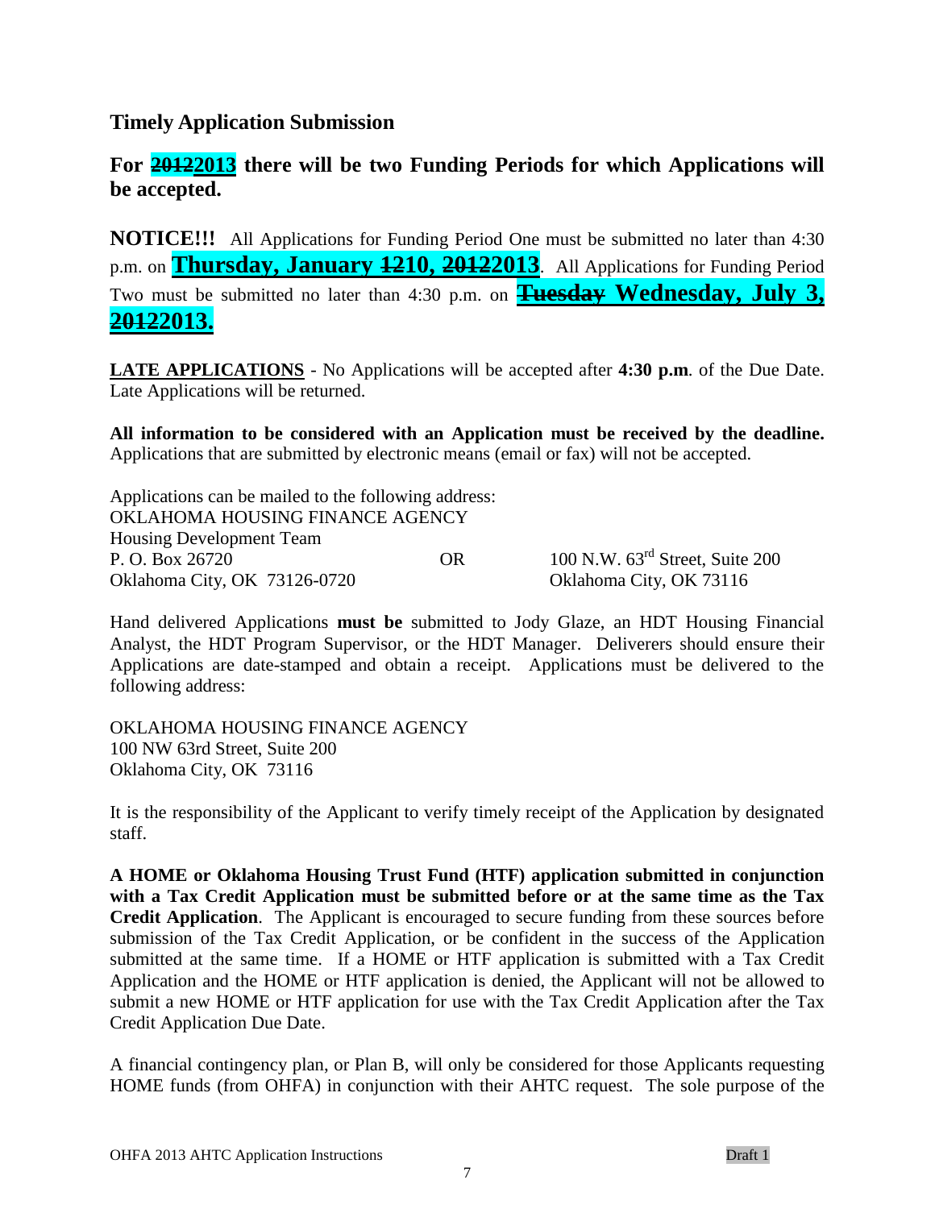## Timely Application Submission

### For ~~2012~~2013 there will be two Funding Periods for which Applications will be accepted.

**NOTICE!!!** All Applications for Funding Period One must be submitted no later than 4:30 p.m. on **Thursday, January ~~12~~10, ~~2012~~2013**. All Applications for Funding Period Two must be submitted no later than 4:30 p.m. on **~~Tuesday~~ Wednesday, July 3, ~~2012~~2013.**

**LATE APPLICATIONS** - No Applications will be accepted after **4:30 p.m**. of the Due Date. Late Applications will be returned.

**All information to be considered with an Application must be received by the deadline.** Applications that are submitted by electronic means (email or fax) will not be accepted.

Applications can be mailed to the following address:

OKLAHOMA HOUSING FINANCE AGENCY
Housing Development Team
P. O. Box 26720
Oklahoma City, OK 73126-0720

OR

100 N.W. 63rd Street, Suite 200
Oklahoma City, OK 73116

Hand delivered Applications **must be** submitted to Jody Glaze, an HDT Housing Financial Analyst, the HDT Program Supervisor, or the HDT Manager. Deliverers should ensure their Applications are date-stamped and obtain a receipt. Applications must be delivered to the following address:

OKLAHOMA HOUSING FINANCE AGENCY
100 NW 63rd Street, Suite 200
Oklahoma City, OK 73116

It is the responsibility of the Applicant to verify timely receipt of the Application by designated staff.

**A HOME or Oklahoma Housing Trust Fund (HTF) application submitted in conjunction with a Tax Credit Application must be submitted before or at the same time as the Tax Credit Application**. The Applicant is encouraged to secure funding from these sources before submission of the Tax Credit Application, or be confident in the success of the Application submitted at the same time. If a HOME or HTF application is submitted with a Tax Credit Application and the HOME or HTF application is denied, the Applicant will not be allowed to submit a new HOME or HTF application for use with the Tax Credit Application after the Tax Credit Application Due Date.

A financial contingency plan, or Plan B, will only be considered for those Applicants requesting HOME funds (from OHFA) in conjunction with their AHTC request. The sole purpose of the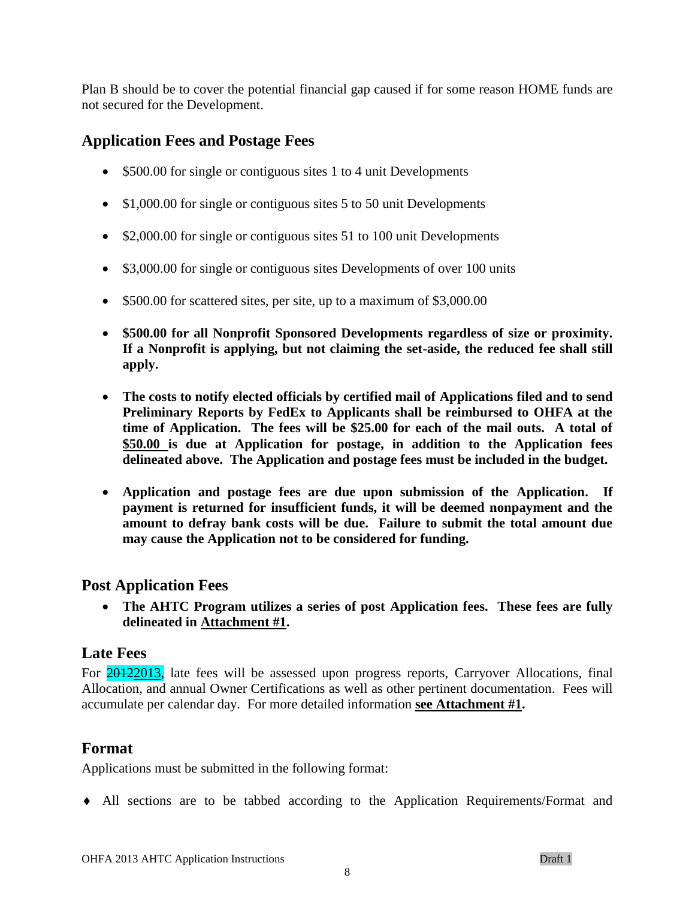Plan B should be to cover the potential financial gap caused if for some reason HOME funds are not secured for the Development.

## Application Fees and Postage Fees

- $500.00 for single or contiguous sites 1 to 4 unit Developments
- $1,000.00 for single or contiguous sites 5 to 50 unit Developments
- $2,000.00 for single or contiguous sites 51 to 100 unit Developments
- $3,000.00 for single or contiguous sites Developments of over 100 units
- $500.00 for scattered sites, per site, up to a maximum of $3,000.00
- **$500.00 for all Nonprofit Sponsored Developments regardless of size or proximity. If a Nonprofit is applying, but not claiming the set-aside, the reduced fee shall still apply.**
- **The costs to notify elected officials by certified mail of Applications filed and to send Preliminary Reports by FedEx to Applicants shall be reimbursed to OHFA at the time of Application. The fees will be $25.00 for each of the mail outs. A total of <u>$50.00</u> is due at Application for postage, in addition to the Application fees delineated above. The Application and postage fees must be included in the budget.**
- **Application and postage fees are due upon submission of the Application. If payment is returned for insufficient funds, it will be deemed nonpayment and the amount to defray bank costs will be due. Failure to submit the total amount due may cause the Application not to be considered for funding.**

## Post Application Fees

- **The AHTC Program utilizes a series of post Application fees. These fees are fully delineated in <u>Attachment #1</u>.**

## Late Fees

For ~~2012~~2013, late fees will be assessed upon progress reports, Carryover Allocations, final Allocation, and annual Owner Certifications as well as other pertinent documentation. Fees will accumulate per calendar day. For more detailed information **<u>see Attachment #1</u>.**

## Format

Applications must be submitted in the following format:

- All sections are to be tabbed according to the Application Requirements/Format and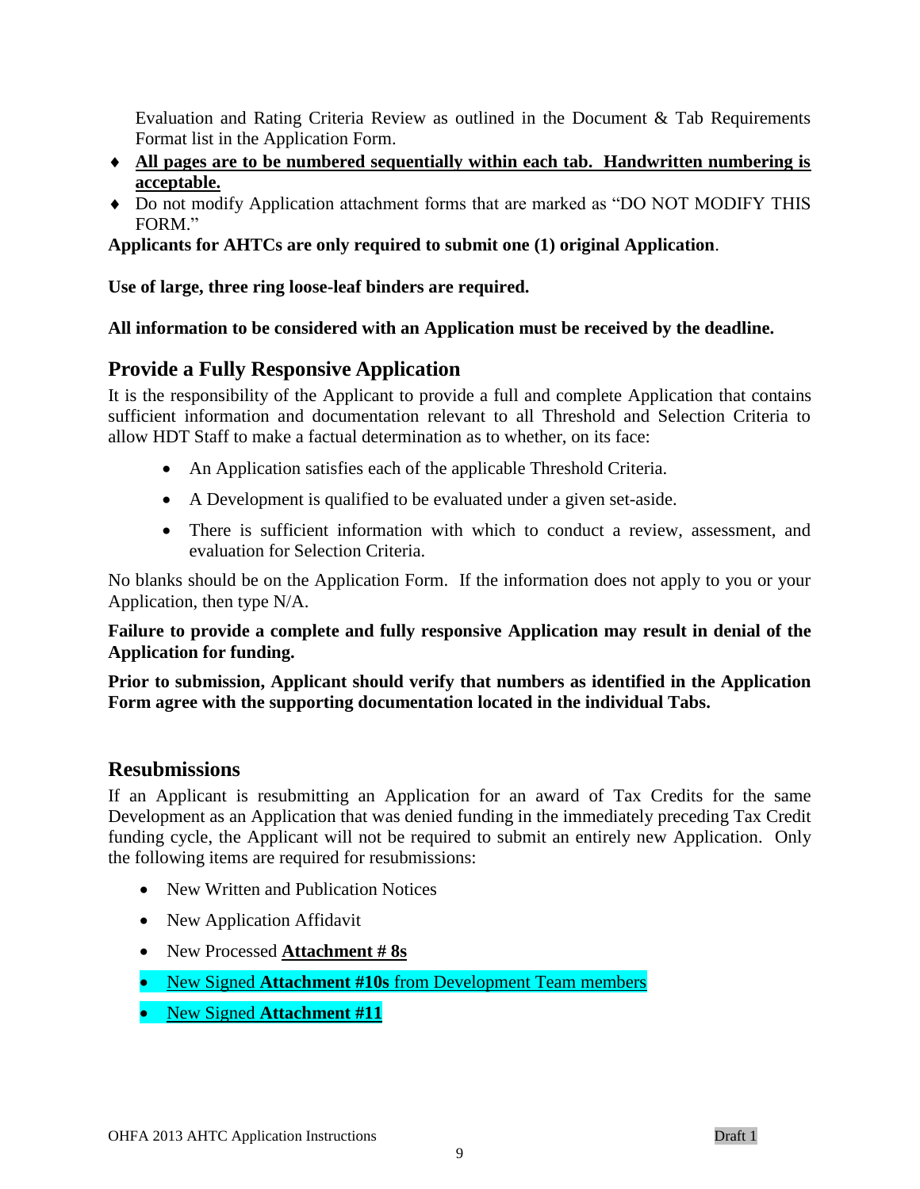Evaluation and Rating Criteria Review as outlined in the Document & Tab Requirements Format list in the Application Form.

- **All pages are to be numbered sequentially within each tab. Handwritten numbering is acceptable.**
- Do not modify Application attachment forms that are marked as "DO NOT MODIFY THIS FORM."

**Applicants for AHTCs are only required to submit one (1) original Application**.

**Use of large, three ring loose-leaf binders are required.**

**All information to be considered with an Application must be received by the deadline.**

## Provide a Fully Responsive Application

It is the responsibility of the Applicant to provide a full and complete Application that contains sufficient information and documentation relevant to all Threshold and Selection Criteria to allow HDT Staff to make a factual determination as to whether, on its face:

- An Application satisfies each of the applicable Threshold Criteria.
- A Development is qualified to be evaluated under a given set-aside.
- There is sufficient information with which to conduct a review, assessment, and evaluation for Selection Criteria.

No blanks should be on the Application Form. If the information does not apply to you or your Application, then type N/A.

**Failure to provide a complete and fully responsive Application may result in denial of the Application for funding.**

**Prior to submission, Applicant should verify that numbers as identified in the Application Form agree with the supporting documentation located in the individual Tabs.**

## Resubmissions

If an Applicant is resubmitting an Application for an award of Tax Credits for the same Development as an Application that was denied funding in the immediately preceding Tax Credit funding cycle, the Applicant will not be required to submit an entirely new Application. Only the following items are required for resubmissions:

- New Written and Publication Notices
- New Application Affidavit
- New Processed **Attachment # 8s**
- New Signed **Attachment #10s** from Development Team members
- New Signed **Attachment #11**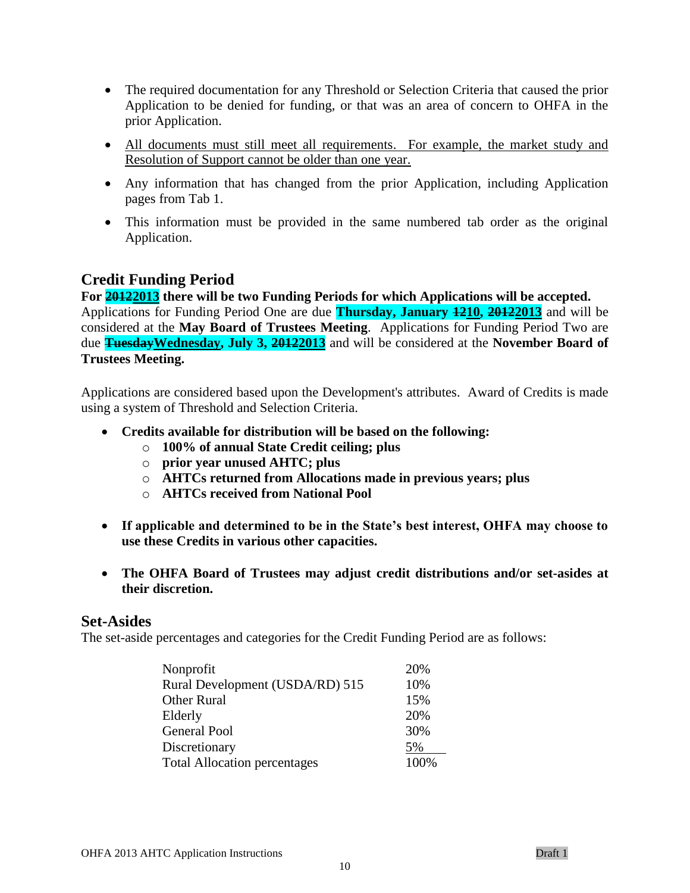- The required documentation for any Threshold or Selection Criteria that caused the prior Application to be denied for funding, or that was an area of concern to OHFA in the prior Application.
- All documents must still meet all requirements. For example, the market study and Resolution of Support cannot be older than one year.
- Any information that has changed from the prior Application, including Application pages from Tab 1.
- This information must be provided in the same numbered tab order as the original Application.

## Credit Funding Period

**For ~~2012~~2013 there will be two Funding Periods for which Applications will be accepted.** Applications for Funding Period One are due **Thursday, January ~~12~~10, ~~2012~~2013** and will be considered at the **May Board of Trustees Meeting**. Applications for Funding Period Two are due **~~Tuesday~~Wednesday, July 3, ~~2012~~2013** and will be considered at the **November Board of Trustees Meeting.**

Applications are considered based upon the Development's attributes. Award of Credits is made using a system of Threshold and Selection Criteria.

- **Credits available for distribution will be based on the following:**
  - **100% of annual State Credit ceiling; plus**
  - **prior year unused AHTC; plus**
  - **AHTCs returned from Allocations made in previous years; plus**
  - **AHTCs received from National Pool**
- **If applicable and determined to be in the State's best interest, OHFA may choose to use these Credits in various other capacities.**
- **The OHFA Board of Trustees may adjust credit distributions and/or set-asides at their discretion.**

## Set-Asides

The set-aside percentages and categories for the Credit Funding Period are as follows:

| | |
|---|---|
| Nonprofit | 20% |
| Rural Development (USDA/RD) 515 | 10% |
| Other Rural | 15% |
| Elderly | 20% |
| General Pool | 30% |
| Discretionary | 5% |
| Total Allocation percentages | 100% |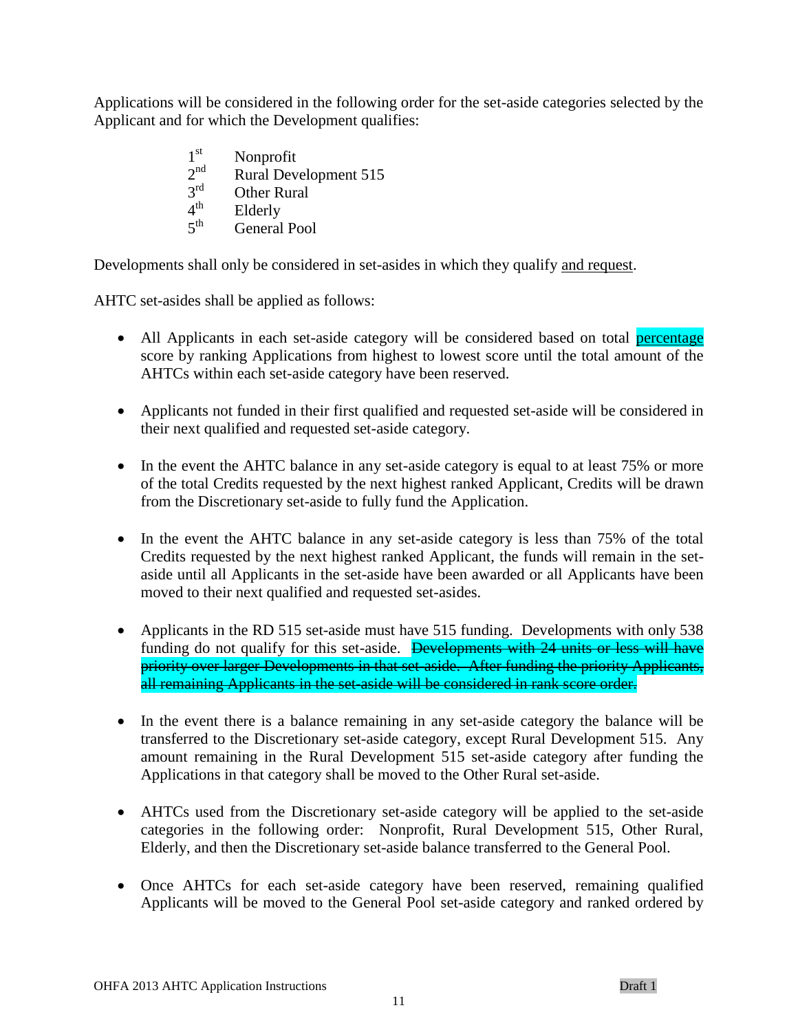Applications will be considered in the following order for the set-aside categories selected by the Applicant and for which the Development qualifies:

1st Nonprofit
2nd Rural Development 515
3rd Other Rural
4th Elderly
5th General Pool

Developments shall only be considered in set-asides in which they qualify and request.

AHTC set-asides shall be applied as follows:

- All Applicants in each set-aside category will be considered based on total percentage score by ranking Applications from highest to lowest score until the total amount of the AHTCs within each set-aside category have been reserved.

- Applicants not funded in their first qualified and requested set-aside will be considered in their next qualified and requested set-aside category.

- In the event the AHTC balance in any set-aside category is equal to at least 75% or more of the total Credits requested by the next highest ranked Applicant, Credits will be drawn from the Discretionary set-aside to fully fund the Application.

- In the event the AHTC balance in any set-aside category is less than 75% of the total Credits requested by the next highest ranked Applicant, the funds will remain in the set-aside until all Applicants in the set-aside have been awarded or all Applicants have been moved to their next qualified and requested set-asides.

- Applicants in the RD 515 set-aside must have 515 funding. Developments with only 538 funding do not qualify for this set-aside. ~~Developments with 24 units or less will have priority over larger Developments in that set-aside. After funding the priority Applicants, all remaining Applicants in the set-aside will be considered in rank score order.~~

- In the event there is a balance remaining in any set-aside category the balance will be transferred to the Discretionary set-aside category, except Rural Development 515. Any amount remaining in the Rural Development 515 set-aside category after funding the Applications in that category shall be moved to the Other Rural set-aside.

- AHTCs used from the Discretionary set-aside category will be applied to the set-aside categories in the following order: Nonprofit, Rural Development 515, Other Rural, Elderly, and then the Discretionary set-aside balance transferred to the General Pool.

- Once AHTCs for each set-aside category have been reserved, remaining qualified Applicants will be moved to the General Pool set-aside category and ranked ordered by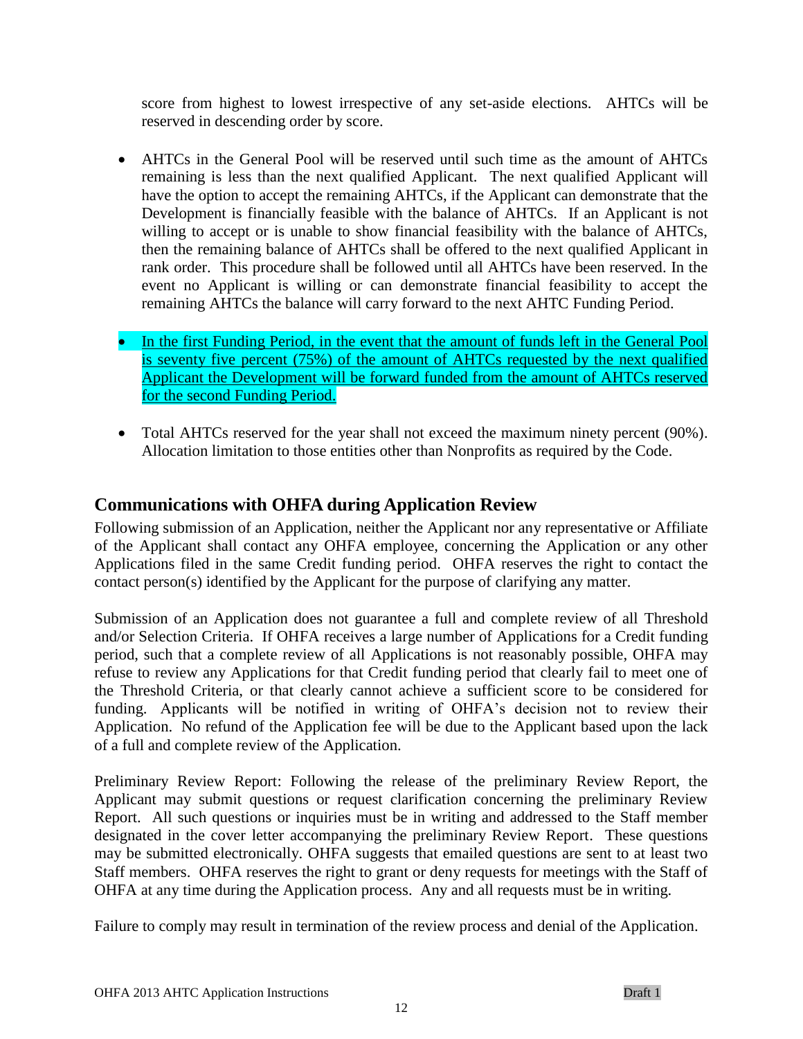score from highest to lowest irrespective of any set-aside elections. AHTCs will be reserved in descending order by score.

- AHTCs in the General Pool will be reserved until such time as the amount of AHTCs remaining is less than the next qualified Applicant. The next qualified Applicant will have the option to accept the remaining AHTCs, if the Applicant can demonstrate that the Development is financially feasible with the balance of AHTCs. If an Applicant is not willing to accept or is unable to show financial feasibility with the balance of AHTCs, then the remaining balance of AHTCs shall be offered to the next qualified Applicant in rank order. This procedure shall be followed until all AHTCs have been reserved. In the event no Applicant is willing or can demonstrate financial feasibility to accept the remaining AHTCs the balance will carry forward to the next AHTC Funding Period.
- In the first Funding Period, in the event that the amount of funds left in the General Pool is seventy five percent (75%) of the amount of AHTCs requested by the next qualified Applicant the Development will be forward funded from the amount of AHTCs reserved for the second Funding Period.
- Total AHTCs reserved for the year shall not exceed the maximum ninety percent (90%). Allocation limitation to those entities other than Nonprofits as required by the Code.

## Communications with OHFA during Application Review

Following submission of an Application, neither the Applicant nor any representative or Affiliate of the Applicant shall contact any OHFA employee, concerning the Application or any other Applications filed in the same Credit funding period. OHFA reserves the right to contact the contact person(s) identified by the Applicant for the purpose of clarifying any matter.

Submission of an Application does not guarantee a full and complete review of all Threshold and/or Selection Criteria. If OHFA receives a large number of Applications for a Credit funding period, such that a complete review of all Applications is not reasonably possible, OHFA may refuse to review any Applications for that Credit funding period that clearly fail to meet one of the Threshold Criteria, or that clearly cannot achieve a sufficient score to be considered for funding. Applicants will be notified in writing of OHFA's decision not to review their Application. No refund of the Application fee will be due to the Applicant based upon the lack of a full and complete review of the Application.

Preliminary Review Report: Following the release of the preliminary Review Report, the Applicant may submit questions or request clarification concerning the preliminary Review Report. All such questions or inquiries must be in writing and addressed to the Staff member designated in the cover letter accompanying the preliminary Review Report. These questions may be submitted electronically. OHFA suggests that emailed questions are sent to at least two Staff members. OHFA reserves the right to grant or deny requests for meetings with the Staff of OHFA at any time during the Application process. Any and all requests must be in writing.

Failure to comply may result in termination of the review process and denial of the Application.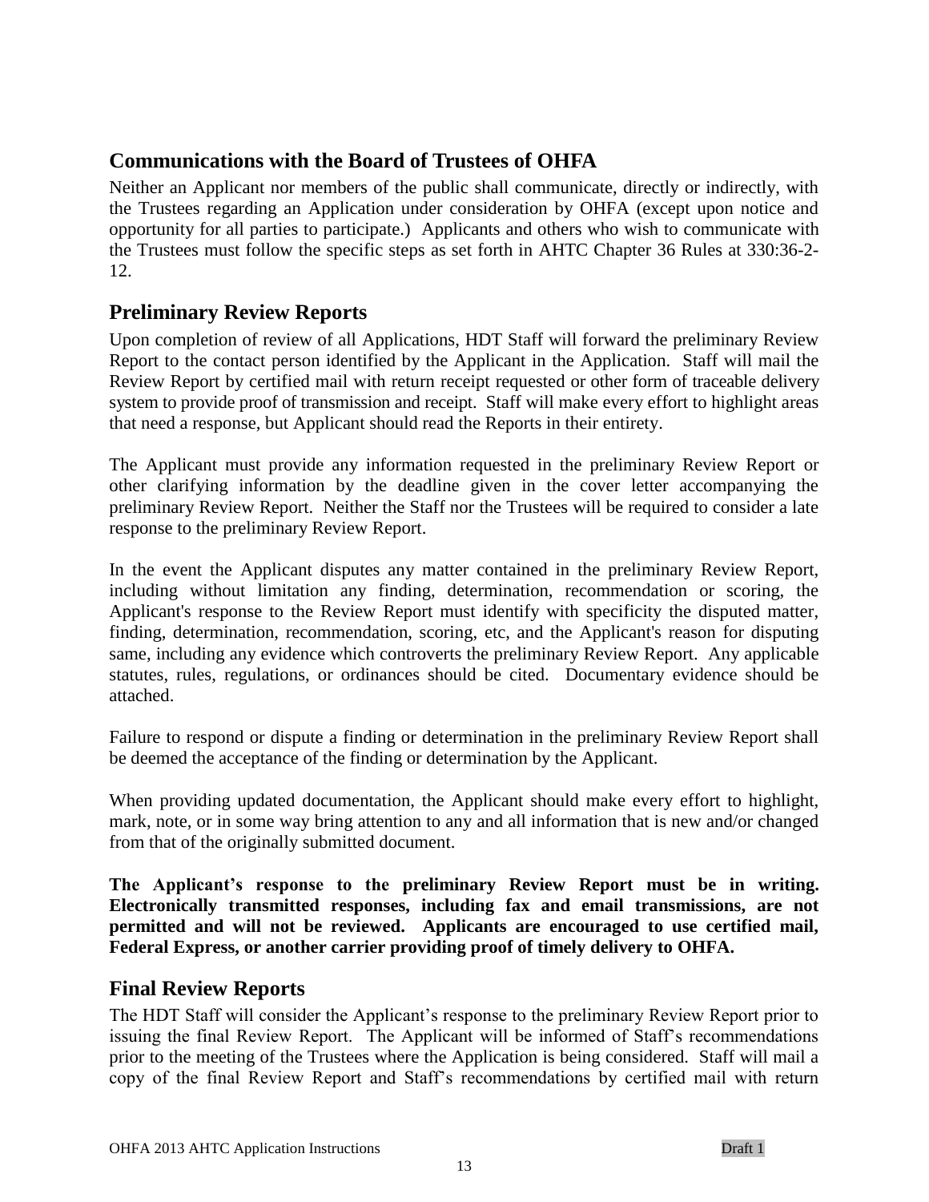## Communications with the Board of Trustees of OHFA

Neither an Applicant nor members of the public shall communicate, directly or indirectly, with the Trustees regarding an Application under consideration by OHFA (except upon notice and opportunity for all parties to participate.) Applicants and others who wish to communicate with the Trustees must follow the specific steps as set forth in AHTC Chapter 36 Rules at 330:36-2-12.

## Preliminary Review Reports

Upon completion of review of all Applications, HDT Staff will forward the preliminary Review Report to the contact person identified by the Applicant in the Application. Staff will mail the Review Report by certified mail with return receipt requested or other form of traceable delivery system to provide proof of transmission and receipt. Staff will make every effort to highlight areas that need a response, but Applicant should read the Reports in their entirety.

The Applicant must provide any information requested in the preliminary Review Report or other clarifying information by the deadline given in the cover letter accompanying the preliminary Review Report. Neither the Staff nor the Trustees will be required to consider a late response to the preliminary Review Report.

In the event the Applicant disputes any matter contained in the preliminary Review Report, including without limitation any finding, determination, recommendation or scoring, the Applicant's response to the Review Report must identify with specificity the disputed matter, finding, determination, recommendation, scoring, etc, and the Applicant's reason for disputing same, including any evidence which controverts the preliminary Review Report. Any applicable statutes, rules, regulations, or ordinances should be cited. Documentary evidence should be attached.

Failure to respond or dispute a finding or determination in the preliminary Review Report shall be deemed the acceptance of the finding or determination by the Applicant.

When providing updated documentation, the Applicant should make every effort to highlight, mark, note, or in some way bring attention to any and all information that is new and/or changed from that of the originally submitted document.

**The Applicant's response to the preliminary Review Report must be in writing. Electronically transmitted responses, including fax and email transmissions, are not permitted and will not be reviewed. Applicants are encouraged to use certified mail, Federal Express, or another carrier providing proof of timely delivery to OHFA.**

## Final Review Reports

The HDT Staff will consider the Applicant's response to the preliminary Review Report prior to issuing the final Review Report. The Applicant will be informed of Staff's recommendations prior to the meeting of the Trustees where the Application is being considered. Staff will mail a copy of the final Review Report and Staff's recommendations by certified mail with return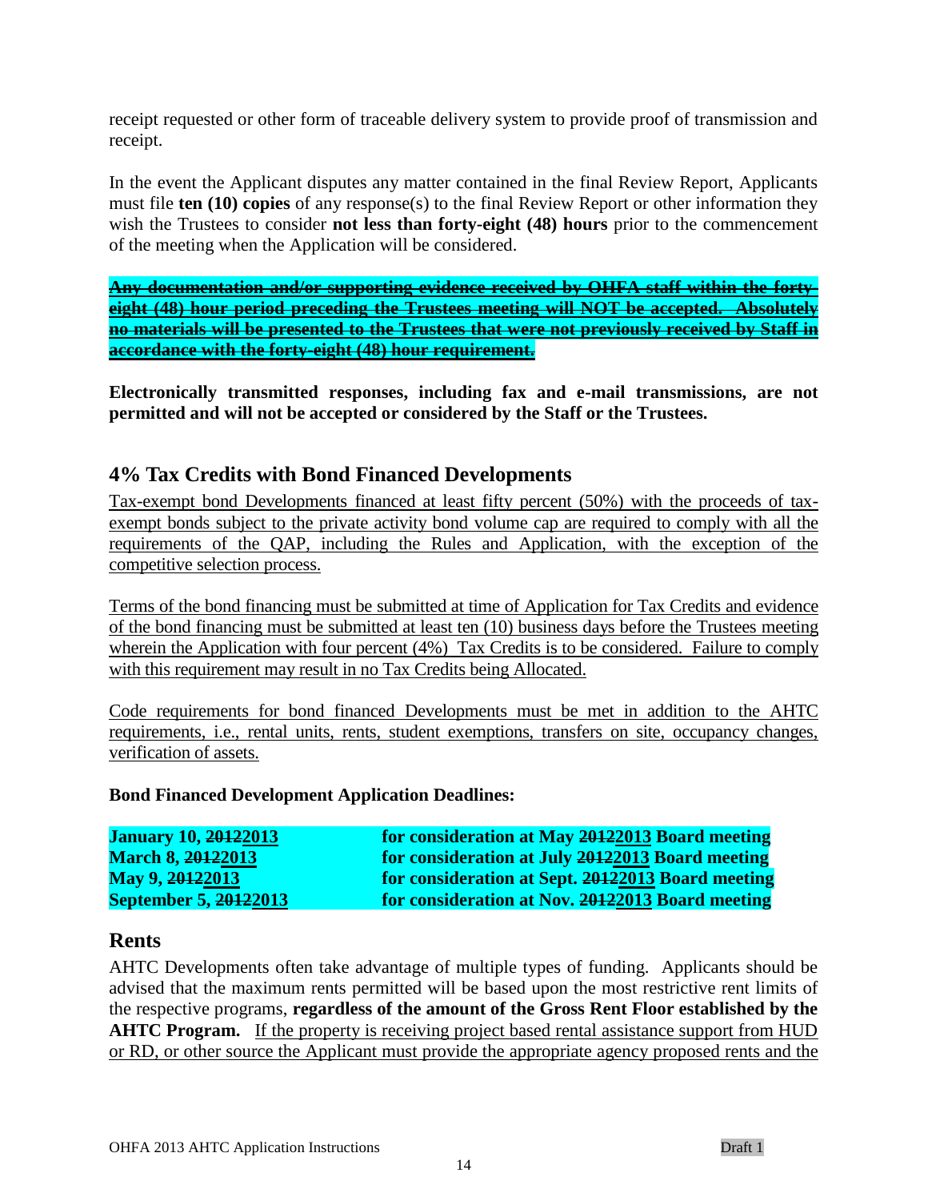receipt requested or other form of traceable delivery system to provide proof of transmission and receipt.

In the event the Applicant disputes any matter contained in the final Review Report, Applicants must file **ten (10) copies** of any response(s) to the final Review Report or other information they wish the Trustees to consider **not less than forty-eight (48) hours** prior to the commencement of the meeting when the Application will be considered.

~~**Any documentation and/or supporting evidence received by OHFA staff within the forty-eight (48) hour period preceding the Trustees meeting will NOT be accepted. Absolutely no materials will be presented to the Trustees that were not previously received by Staff in accordance with the forty-eight (48) hour requirement.**~~

**Electronically transmitted responses, including fax and e-mail transmissions, are not permitted and will not be accepted or considered by the Staff or the Trustees.**

## 4% Tax Credits with Bond Financed Developments

Tax-exempt bond Developments financed at least fifty percent (50%) with the proceeds of tax-exempt bonds subject to the private activity bond volume cap are required to comply with all the requirements of the QAP, including the Rules and Application, with the exception of the competitive selection process.

Terms of the bond financing must be submitted at time of Application for Tax Credits and evidence of the bond financing must be submitted at least ten (10) business days before the Trustees meeting wherein the Application with four percent (4%) Tax Credits is to be considered. Failure to comply with this requirement may result in no Tax Credits being Allocated.

Code requirements for bond financed Developments must be met in addition to the AHTC requirements, i.e., rental units, rents, student exemptions, transfers on site, occupancy changes, verification of assets.

**Bond Financed Development Application Deadlines:**

| | |
|---|---|
| **January 10, ~~2012~~2013** | **for consideration at May ~~2012~~2013 Board meeting** |
| **March 8, ~~2012~~2013** | **for consideration at July ~~2012~~2013 Board meeting** |
| **May 9, ~~2012~~2013** | **for consideration at Sept. ~~2012~~2013 Board meeting** |
| **September 5, ~~2012~~2013** | **for consideration at Nov. ~~2012~~2013 Board meeting** |

## Rents

AHTC Developments often take advantage of multiple types of funding. Applicants should be advised that the maximum rents permitted will be based upon the most restrictive rent limits of the respective programs, **regardless of the amount of the Gross Rent Floor established by the AHTC Program.** If the property is receiving project based rental assistance support from HUD or RD, or other source the Applicant must provide the appropriate agency proposed rents and the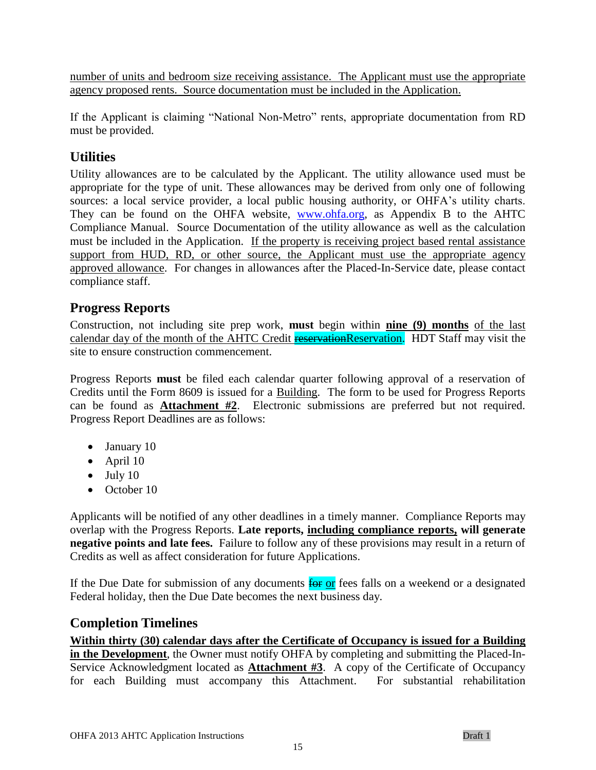number of units and bedroom size receiving assistance. The Applicant must use the appropriate agency proposed rents. Source documentation must be included in the Application.

If the Applicant is claiming "National Non-Metro" rents, appropriate documentation from RD must be provided.

## Utilities

Utility allowances are to be calculated by the Applicant. The utility allowance used must be appropriate for the type of unit. These allowances may be derived from only one of following sources: a local service provider, a local public housing authority, or OHFA's utility charts. They can be found on the OHFA website, www.ohfa.org, as Appendix B to the AHTC Compliance Manual. Source Documentation of the utility allowance as well as the calculation must be included in the Application. If the property is receiving project based rental assistance support from HUD, RD, or other source, the Applicant must use the appropriate agency approved allowance. For changes in allowances after the Placed-In-Service date, please contact compliance staff.

## Progress Reports

Construction, not including site prep work, **must** begin within **nine (9) months** of the last calendar day of the month of the AHTC Credit ~~reservation~~Reservation. HDT Staff may visit the site to ensure construction commencement.

Progress Reports **must** be filed each calendar quarter following approval of a reservation of Credits until the Form 8609 is issued for a Building. The form to be used for Progress Reports can be found as **Attachment #2**. Electronic submissions are preferred but not required. Progress Report Deadlines are as follows:

- January 10
- April 10
- July 10
- October 10

Applicants will be notified of any other deadlines in a timely manner. Compliance Reports may overlap with the Progress Reports. **Late reports, including compliance reports, will generate negative points and late fees.** Failure to follow any of these provisions may result in a return of Credits as well as affect consideration for future Applications.

If the Due Date for submission of any documents ~~for~~ or fees falls on a weekend or a designated Federal holiday, then the Due Date becomes the next business day.

## Completion Timelines

**Within thirty (30) calendar days after the Certificate of Occupancy is issued for a Building in the Development**, the Owner must notify OHFA by completing and submitting the Placed-In-Service Acknowledgment located as **Attachment #3**. A copy of the Certificate of Occupancy for each Building must accompany this Attachment. For substantial rehabilitation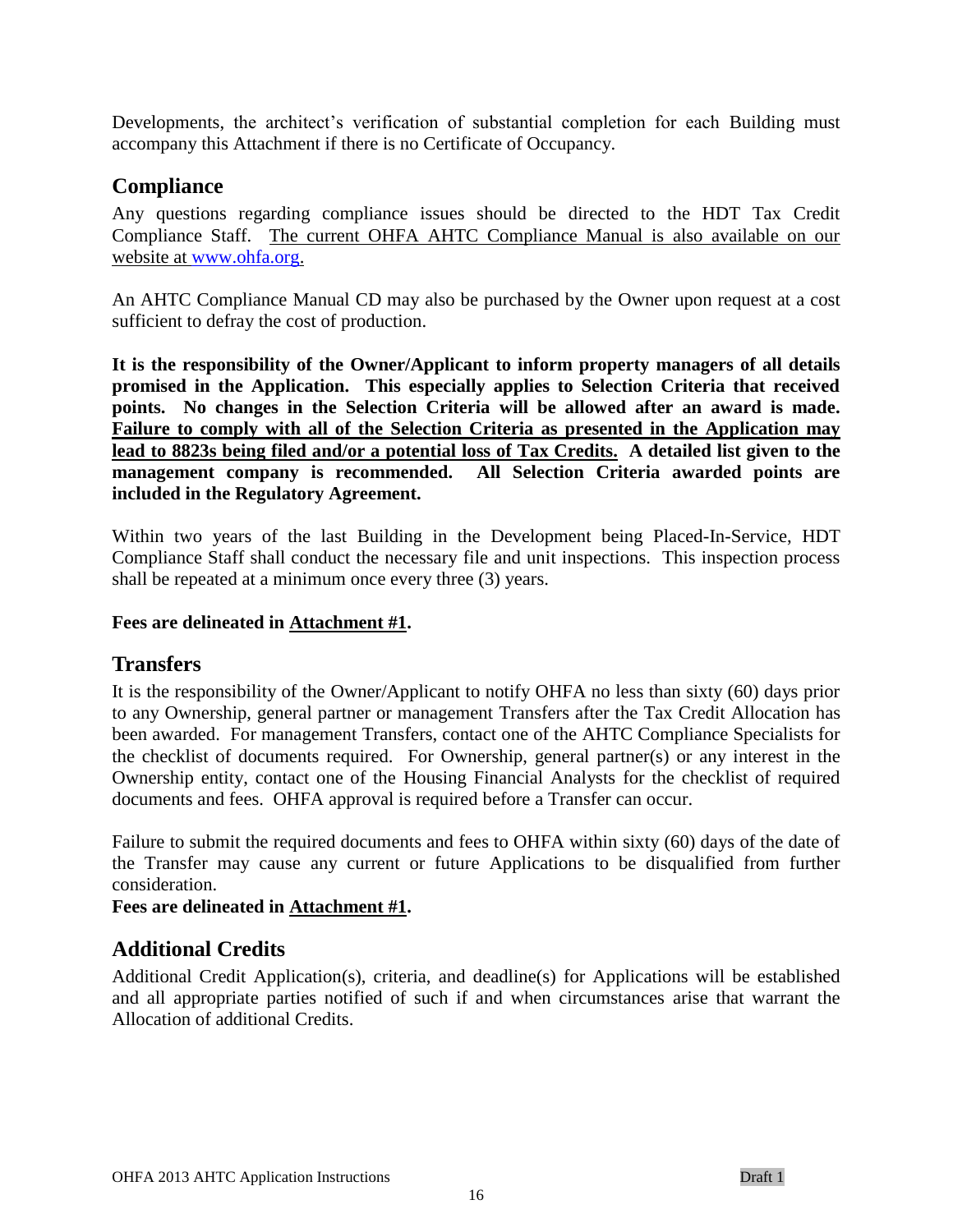Developments, the architect's verification of substantial completion for each Building must accompany this Attachment if there is no Certificate of Occupancy.

## Compliance

Any questions regarding compliance issues should be directed to the HDT Tax Credit Compliance Staff. The current OHFA AHTC Compliance Manual is also available on our website at www.ohfa.org.

An AHTC Compliance Manual CD may also be purchased by the Owner upon request at a cost sufficient to defray the cost of production.

**It is the responsibility of the Owner/Applicant to inform property managers of all details promised in the Application. This especially applies to Selection Criteria that received points. No changes in the Selection Criteria will be allowed after an award is made. Failure to comply with all of the Selection Criteria as presented in the Application may lead to 8823s being filed and/or a potential loss of Tax Credits. A detailed list given to the management company is recommended. All Selection Criteria awarded points are included in the Regulatory Agreement.**

Within two years of the last Building in the Development being Placed-In-Service, HDT Compliance Staff shall conduct the necessary file and unit inspections. This inspection process shall be repeated at a minimum once every three (3) years.

**Fees are delineated in Attachment #1.**

## Transfers

It is the responsibility of the Owner/Applicant to notify OHFA no less than sixty (60) days prior to any Ownership, general partner or management Transfers after the Tax Credit Allocation has been awarded. For management Transfers, contact one of the AHTC Compliance Specialists for the checklist of documents required. For Ownership, general partner(s) or any interest in the Ownership entity, contact one of the Housing Financial Analysts for the checklist of required documents and fees. OHFA approval is required before a Transfer can occur.

Failure to submit the required documents and fees to OHFA within sixty (60) days of the date of the Transfer may cause any current or future Applications to be disqualified from further consideration.

**Fees are delineated in Attachment #1.**

## Additional Credits

Additional Credit Application(s), criteria, and deadline(s) for Applications will be established and all appropriate parties notified of such if and when circumstances arise that warrant the Allocation of additional Credits.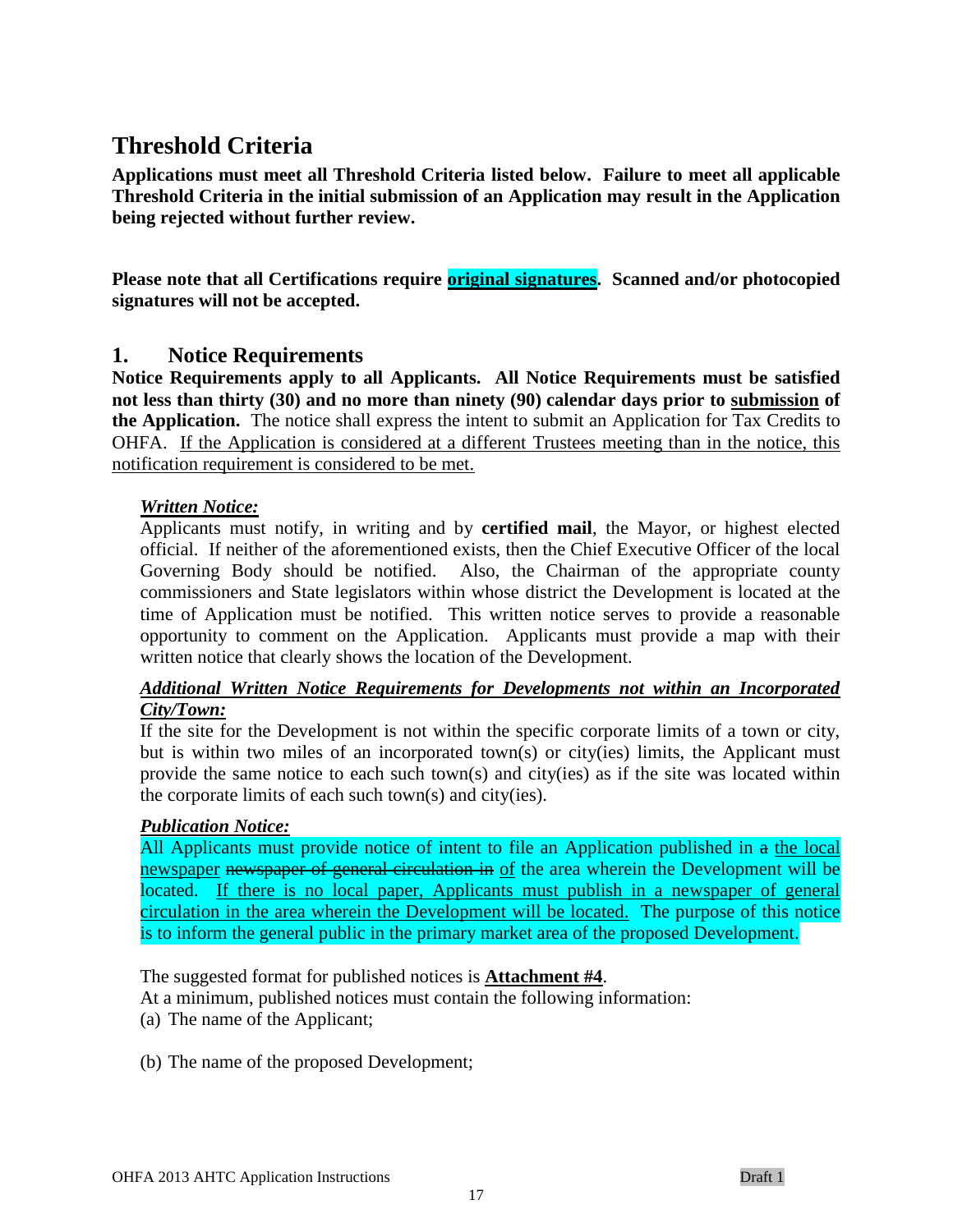# Threshold Criteria

**Applications must meet all Threshold Criteria listed below. Failure to meet all applicable Threshold Criteria in the initial submission of an Application may result in the Application being rejected without further review.**

**Please note that all Certifications require <u>original signatures</u>. Scanned and/or photocopied signatures will not be accepted.**

## 1. Notice Requirements

**Notice Requirements apply to all Applicants. All Notice Requirements must be satisfied not less than thirty (30) and no more than ninety (90) calendar days prior to <u>submission</u> of the Application.** The notice shall express the intent to submit an Application for Tax Credits to OHFA. <u>If the Application is considered at a different Trustees meeting than in the notice, this notification requirement is considered to be met.</u>

***<u>Written Notice:</u>***

Applicants must notify, in writing and by **certified mail**, the Mayor, or highest elected official. If neither of the aforementioned exists, then the Chief Executive Officer of the local Governing Body should be notified. Also, the Chairman of the appropriate county commissioners and State legislators within whose district the Development is located at the time of Application must be notified. This written notice serves to provide a reasonable opportunity to comment on the Application. Applicants must provide a map with their written notice that clearly shows the location of the Development.

***<u>Additional Written Notice Requirements for Developments not within an Incorporated City/Town:</u>***

If the site for the Development is not within the specific corporate limits of a town or city, but is within two miles of an incorporated town(s) or city(ies) limits, the Applicant must provide the same notice to each such town(s) and city(ies) as if the site was located within the corporate limits of each such town(s) and city(ies).

***<u>Publication Notice:</u>***

All Applicants must provide notice of intent to file an Application published in ~~a~~ <u>the local newspaper</u> ~~newspaper of general circulation in~~ <u>of</u> the area wherein the Development will be located. <u>If there is no local paper, Applicants must publish in a newspaper of general circulation in the area wherein the Development will be located.</u> The purpose of this notice is to inform the general public in the primary market area of the proposed Development.

The suggested format for published notices is **<u>Attachment #4</u>**.

At a minimum, published notices must contain the following information:

(a) The name of the Applicant;

(b) The name of the proposed Development;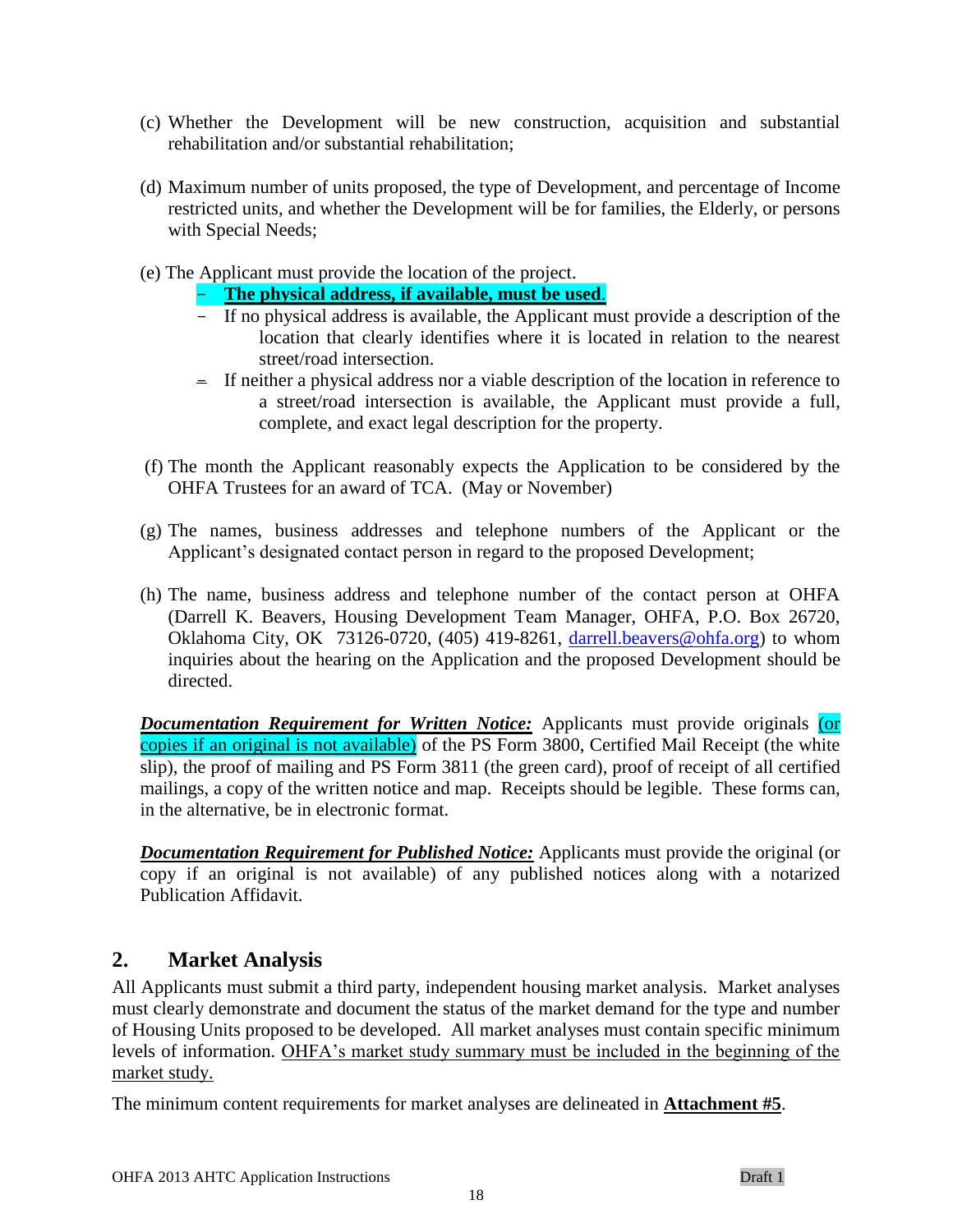(c) Whether the Development will be new construction, acquisition and substantial rehabilitation and/or substantial rehabilitation;

(d) Maximum number of units proposed, the type of Development, and percentage of Income restricted units, and whether the Development will be for families, the Elderly, or persons with Special Needs;

(e) The Applicant must provide the location of the project.

- **The physical address, if available, must be used.**
- If no physical address is available, the Applicant must provide a description of the location that clearly identifies where it is located in relation to the nearest street/road intersection.
- If neither a physical address nor a viable description of the location in reference to a street/road intersection is available, the Applicant must provide a full, complete, and exact legal description for the property.

(f) The month the Applicant reasonably expects the Application to be considered by the OHFA Trustees for an award of TCA. (May or November)

(g) The names, business addresses and telephone numbers of the Applicant or the Applicant's designated contact person in regard to the proposed Development;

(h) The name, business address and telephone number of the contact person at OHFA (Darrell K. Beavers, Housing Development Team Manager, OHFA, P.O. Box 26720, Oklahoma City, OK 73126-0720, (405) 419-8261, darrell.beavers@ohfa.org) to whom inquiries about the hearing on the Application and the proposed Development should be directed.

***Documentation Requirement for Written Notice:*** Applicants must provide originals (or copies if an original is not available) of the PS Form 3800, Certified Mail Receipt (the white slip), the proof of mailing and PS Form 3811 (the green card), proof of receipt of all certified mailings, a copy of the written notice and map. Receipts should be legible. These forms can, in the alternative, be in electronic format.

***Documentation Requirement for Published Notice:*** Applicants must provide the original (or copy if an original is not available) of any published notices along with a notarized Publication Affidavit.

## 2. Market Analysis

All Applicants must submit a third party, independent housing market analysis. Market analyses must clearly demonstrate and document the status of the market demand for the type and number of Housing Units proposed to be developed. All market analyses must contain specific minimum levels of information. OHFA's market study summary must be included in the beginning of the market study.

The minimum content requirements for market analyses are delineated in **Attachment #5**.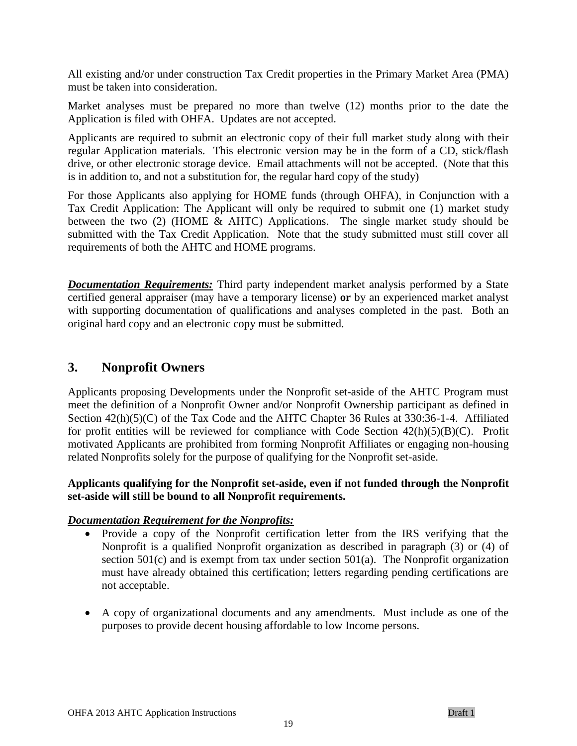All existing and/or under construction Tax Credit properties in the Primary Market Area (PMA) must be taken into consideration.

Market analyses must be prepared no more than twelve (12) months prior to the date the Application is filed with OHFA. Updates are not accepted.

Applicants are required to submit an electronic copy of their full market study along with their regular Application materials. This electronic version may be in the form of a CD, stick/flash drive, or other electronic storage device. Email attachments will not be accepted. (Note that this is in addition to, and not a substitution for, the regular hard copy of the study)

For those Applicants also applying for HOME funds (through OHFA), in Conjunction with a Tax Credit Application: The Applicant will only be required to submit one (1) market study between the two (2) (HOME & AHTC) Applications. The single market study should be submitted with the Tax Credit Application. Note that the study submitted must still cover all requirements of both the AHTC and HOME programs.

***Documentation Requirements:*** Third party independent market analysis performed by a State certified general appraiser (may have a temporary license) **or** by an experienced market analyst with supporting documentation of qualifications and analyses completed in the past. Both an original hard copy and an electronic copy must be submitted.

## 3. Nonprofit Owners

Applicants proposing Developments under the Nonprofit set-aside of the AHTC Program must meet the definition of a Nonprofit Owner and/or Nonprofit Ownership participant as defined in Section 42(h)(5)(C) of the Tax Code and the AHTC Chapter 36 Rules at 330:36-1-4. Affiliated for profit entities will be reviewed for compliance with Code Section 42(h)(5)(B)(C). Profit motivated Applicants are prohibited from forming Nonprofit Affiliates or engaging non-housing related Nonprofits solely for the purpose of qualifying for the Nonprofit set-aside.

**Applicants qualifying for the Nonprofit set-aside, even if not funded through the Nonprofit set-aside will still be bound to all Nonprofit requirements.**

***Documentation Requirement for the Nonprofits:***

- Provide a copy of the Nonprofit certification letter from the IRS verifying that the Nonprofit is a qualified Nonprofit organization as described in paragraph (3) or (4) of section 501(c) and is exempt from tax under section 501(a). The Nonprofit organization must have already obtained this certification; letters regarding pending certifications are not acceptable.
- A copy of organizational documents and any amendments. Must include as one of the purposes to provide decent housing affordable to low Income persons.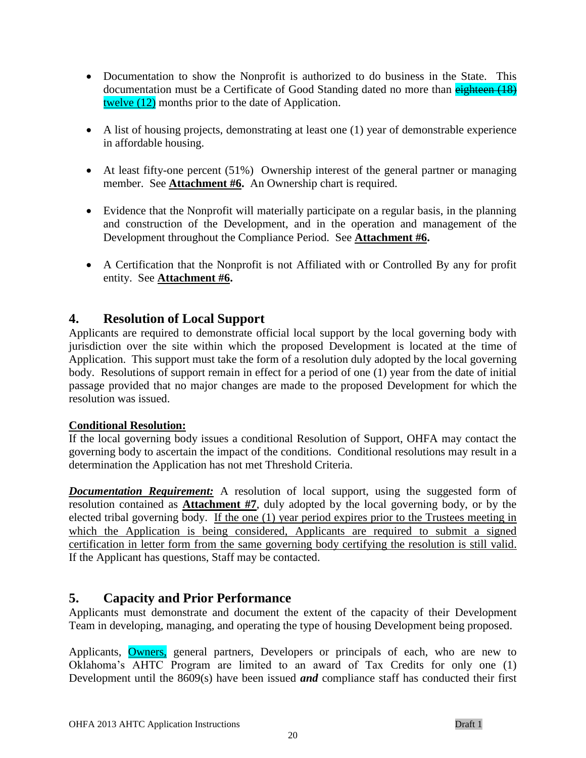- Documentation to show the Nonprofit is authorized to do business in the State. This documentation must be a Certificate of Good Standing dated no more than ~~eighteen (18)~~ twelve (12) months prior to the date of Application.

- A list of housing projects, demonstrating at least one (1) year of demonstrable experience in affordable housing.

- At least fifty-one percent (51%) Ownership interest of the general partner or managing member. See **Attachment #6.** An Ownership chart is required.

- Evidence that the Nonprofit will materially participate on a regular basis, in the planning and construction of the Development, and in the operation and management of the Development throughout the Compliance Period. See **Attachment #6.**

- A Certification that the Nonprofit is not Affiliated with or Controlled By any for profit entity. See **Attachment #6.**

## 4. Resolution of Local Support

Applicants are required to demonstrate official local support by the local governing body with jurisdiction over the site within which the proposed Development is located at the time of Application. This support must take the form of a resolution duly adopted by the local governing body. Resolutions of support remain in effect for a period of one (1) year from the date of initial passage provided that no major changes are made to the proposed Development for which the resolution was issued.

**Conditional Resolution:**

If the local governing body issues a conditional Resolution of Support, OHFA may contact the governing body to ascertain the impact of the conditions. Conditional resolutions may result in a determination the Application has not met Threshold Criteria.

***Documentation Requirement:*** A resolution of local support, using the suggested form of resolution contained as **Attachment #7**, duly adopted by the local governing body, or by the elected tribal governing body. If the one (1) year period expires prior to the Trustees meeting in which the Application is being considered, Applicants are required to submit a signed certification in letter form from the same governing body certifying the resolution is still valid. If the Applicant has questions, Staff may be contacted.

## 5. Capacity and Prior Performance

Applicants must demonstrate and document the extent of the capacity of their Development Team in developing, managing, and operating the type of housing Development being proposed.

Applicants, Owners, general partners, Developers or principals of each, who are new to Oklahoma's AHTC Program are limited to an award of Tax Credits for only one (1) Development until the 8609(s) have been issued ***and*** compliance staff has conducted their first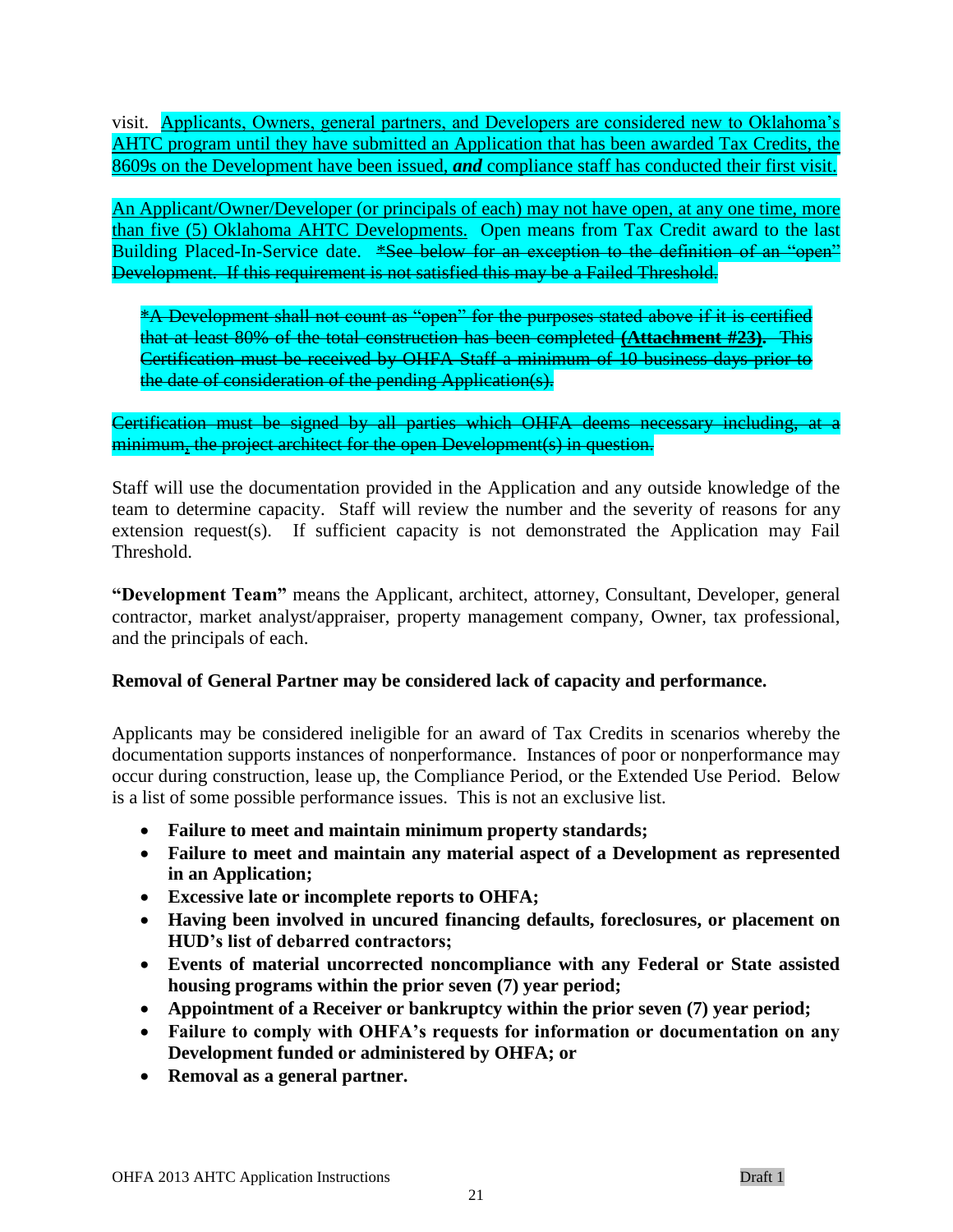visit. Applicants, Owners, general partners, and Developers are considered new to Oklahoma's AHTC program until they have submitted an Application that has been awarded Tax Credits, the 8609s on the Development have been issued, ***and*** compliance staff has conducted their first visit.

An Applicant/Owner/Developer (or principals of each) may not have open, at any one time, more than five (5) Oklahoma AHTC Developments. Open means from Tax Credit award to the last Building Placed-In-Service date. ~~*See below for an exception to the definition of an "open" Development. If this requirement is not satisfied this may be a Failed Threshold.~~

> ~~*A Development shall not count as "open" for the purposes stated above if it is certified that at least 80% of the total construction has been completed **(Attachment #23).** This Certification must be received by OHFA Staff a minimum of 10 business days prior to the date of consideration of the pending Application(s).~~

~~Certification must be signed by all parties which OHFA deems necessary including, at a minimum, the project architect for the open Development(s) in question.~~

Staff will use the documentation provided in the Application and any outside knowledge of the team to determine capacity. Staff will review the number and the severity of reasons for any extension request(s). If sufficient capacity is not demonstrated the Application may Fail Threshold.

**"Development Team"** means the Applicant, architect, attorney, Consultant, Developer, general contractor, market analyst/appraiser, property management company, Owner, tax professional, and the principals of each.

**Removal of General Partner may be considered lack of capacity and performance.**

Applicants may be considered ineligible for an award of Tax Credits in scenarios whereby the documentation supports instances of nonperformance. Instances of poor or nonperformance may occur during construction, lease up, the Compliance Period, or the Extended Use Period. Below is a list of some possible performance issues. This is not an exclusive list.

- **Failure to meet and maintain minimum property standards;**
- **Failure to meet and maintain any material aspect of a Development as represented in an Application;**
- **Excessive late or incomplete reports to OHFA;**
- **Having been involved in uncured financing defaults, foreclosures, or placement on HUD's list of debarred contractors;**
- **Events of material uncorrected noncompliance with any Federal or State assisted housing programs within the prior seven (7) year period;**
- **Appointment of a Receiver or bankruptcy within the prior seven (7) year period;**
- **Failure to comply with OHFA's requests for information or documentation on any Development funded or administered by OHFA; or**
- **Removal as a general partner.**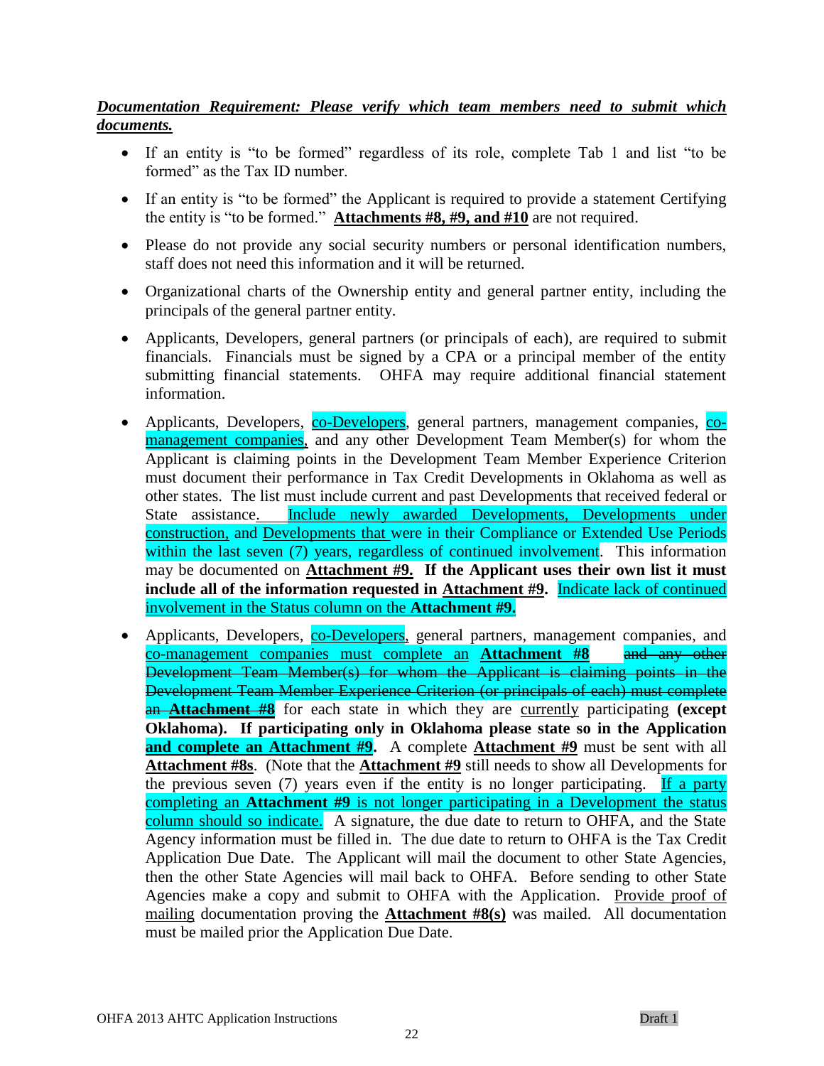***Documentation Requirement: Please verify which team members need to submit which documents.***

- If an entity is "to be formed" regardless of its role, complete Tab 1 and list "to be formed" as the Tax ID number.
- If an entity is "to be formed" the Applicant is required to provide a statement Certifying the entity is "to be formed." **Attachments #8, #9, and #10** are not required.
- Please do not provide any social security numbers or personal identification numbers, staff does not need this information and it will be returned.
- Organizational charts of the Ownership entity and general partner entity, including the principals of the general partner entity.
- Applicants, Developers, general partners (or principals of each), are required to submit financials. Financials must be signed by a CPA or a principal member of the entity submitting financial statements. OHFA may require additional financial statement information.
- Applicants, Developers, co-Developers, general partners, management companies, co-management companies, and any other Development Team Member(s) for whom the Applicant is claiming points in the Development Team Member Experience Criterion must document their performance in Tax Credit Developments in Oklahoma as well as other states. The list must include current and past Developments that received federal or State assistance. Include newly awarded Developments, Developments under construction, and Developments that were in their Compliance or Extended Use Periods within the last seven (7) years, regardless of continued involvement. This information may be documented on **Attachment #9. If the Applicant uses their own list it must include all of the information requested in Attachment #9.** Indicate lack of continued involvement in the Status column on the **Attachment #9.**
- Applicants, Developers, co-Developers, general partners, management companies, and co-management companies must complete an **Attachment #8** ~~and any other Development Team Member(s) for whom the Applicant is claiming points in the Development Team Member Experience Criterion (or principals of each) must complete an **Attachment #8**~~ for each state in which they are currently participating **(except Oklahoma). If participating only in Oklahoma please state so in the Application and complete an Attachment #9.** A complete **Attachment #9** must be sent with all **Attachment #8s**. (Note that the **Attachment #9** still needs to show all Developments for the previous seven (7) years even if the entity is no longer participating. If a party completing an **Attachment #9** is not longer participating in a Development the status column should so indicate. A signature, the due date to return to OHFA, and the State Agency information must be filled in. The due date to return to OHFA is the Tax Credit Application Due Date. The Applicant will mail the document to other State Agencies, then the other State Agencies will mail back to OHFA. Before sending to other State Agencies make a copy and submit to OHFA with the Application. Provide proof of mailing documentation proving the **Attachment #8(s)** was mailed. All documentation must be mailed prior the Application Due Date.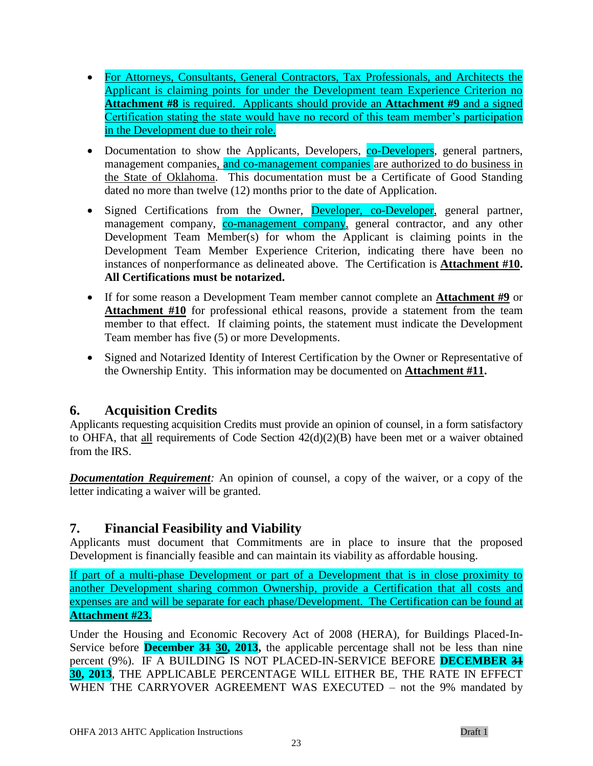- For Attorneys, Consultants, General Contractors, Tax Professionals, and Architects the Applicant is claiming points for under the Development team Experience Criterion no **Attachment #8** is required. Applicants should provide an **Attachment #9** and a signed Certification stating the state would have no record of this team member's participation in the Development due to their role.

- Documentation to show the Applicants, Developers, co-Developers, general partners, management companies, and co-management companies are authorized to do business in the State of Oklahoma. This documentation must be a Certificate of Good Standing dated no more than twelve (12) months prior to the date of Application.

- Signed Certifications from the Owner, Developer, co-Developer, general partner, management company, co-management company, general contractor, and any other Development Team Member(s) for whom the Applicant is claiming points in the Development Team Member Experience Criterion, indicating there have been no instances of nonperformance as delineated above. The Certification is **Attachment #10. All Certifications must be notarized.**

- If for some reason a Development Team member cannot complete an **Attachment #9** or **Attachment #10** for professional ethical reasons, provide a statement from the team member to that effect. If claiming points, the statement must indicate the Development Team member has five (5) or more Developments.

- Signed and Notarized Identity of Interest Certification by the Owner or Representative of the Ownership Entity. This information may be documented on **Attachment #11.**

## 6. Acquisition Credits

Applicants requesting acquisition Credits must provide an opinion of counsel, in a form satisfactory to OHFA, that all requirements of Code Section 42(d)(2)(B) have been met or a waiver obtained from the IRS.

***Documentation Requirement**:* An opinion of counsel, a copy of the waiver, or a copy of the letter indicating a waiver will be granted.

## 7. Financial Feasibility and Viability

Applicants must document that Commitments are in place to insure that the proposed Development is financially feasible and can maintain its viability as affordable housing.

If part of a multi-phase Development or part of a Development that is in close proximity to another Development sharing common Ownership, provide a Certification that all costs and expenses are and will be separate for each phase/Development. The Certification can be found at **Attachment #23.**

Under the Housing and Economic Recovery Act of 2008 (HERA), for Buildings Placed-In-Service before **December ~~31~~ 30, 2013,** the applicable percentage shall not be less than nine percent (9%). IF A BUILDING IS NOT PLACED-IN-SERVICE BEFORE **DECEMBER ~~31~~ 30, 2013**, THE APPLICABLE PERCENTAGE WILL EITHER BE, THE RATE IN EFFECT WHEN THE CARRYOVER AGREEMENT WAS EXECUTED – not the 9% mandated by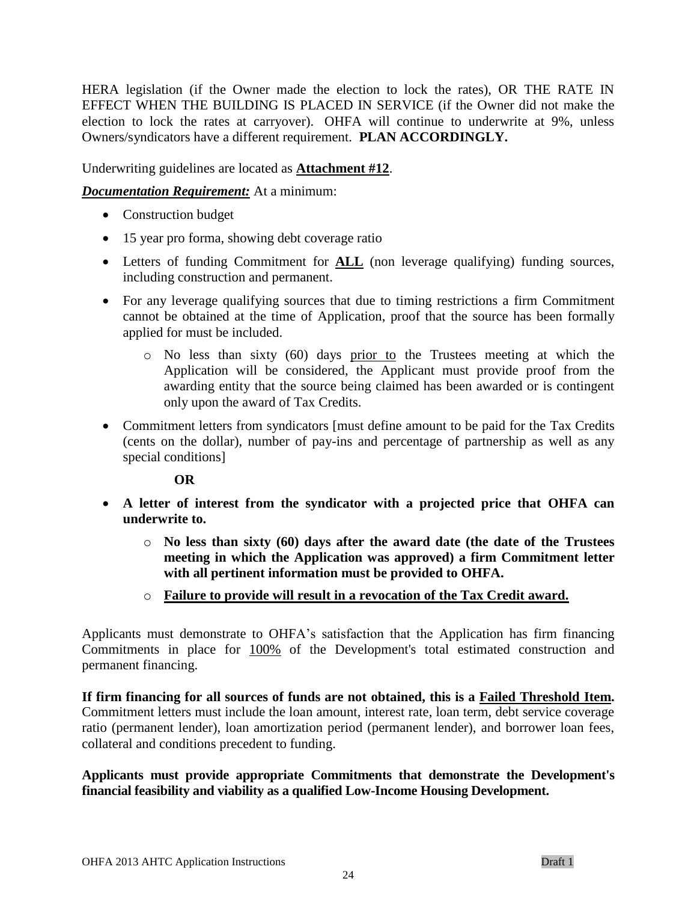HERA legislation (if the Owner made the election to lock the rates), OR THE RATE IN EFFECT WHEN THE BUILDING IS PLACED IN SERVICE (if the Owner did not make the election to lock the rates at carryover). OHFA will continue to underwrite at 9%, unless Owners/syndicators have a different requirement. **PLAN ACCORDINGLY.**

Underwriting guidelines are located as **Attachment #12**.

***Documentation Requirement:*** At a minimum:

- Construction budget
- 15 year pro forma, showing debt coverage ratio
- Letters of funding Commitment for **ALL** (non leverage qualifying) funding sources, including construction and permanent.
- For any leverage qualifying sources that due to timing restrictions a firm Commitment cannot be obtained at the time of Application, proof that the source has been formally applied for must be included.
    - No less than sixty (60) days prior to the Trustees meeting at which the Application will be considered, the Applicant must provide proof from the awarding entity that the source being claimed has been awarded or is contingent only upon the award of Tax Credits.
- Commitment letters from syndicators [must define amount to be paid for the Tax Credits (cents on the dollar), number of pay-ins and percentage of partnership as well as any special conditions]

**OR**

- **A letter of interest from the syndicator with a projected price that OHFA can underwrite to.**
    - **No less than sixty (60) days after the award date (the date of the Trustees meeting in which the Application was approved) a firm Commitment letter with all pertinent information must be provided to OHFA.**
    - **Failure to provide will result in a revocation of the Tax Credit award.**

Applicants must demonstrate to OHFA's satisfaction that the Application has firm financing Commitments in place for 100% of the Development's total estimated construction and permanent financing.

**If firm financing for all sources of funds are not obtained, this is a Failed Threshold Item.** Commitment letters must include the loan amount, interest rate, loan term, debt service coverage ratio (permanent lender), loan amortization period (permanent lender), and borrower loan fees, collateral and conditions precedent to funding.

**Applicants must provide appropriate Commitments that demonstrate the Development's financial feasibility and viability as a qualified Low-Income Housing Development.**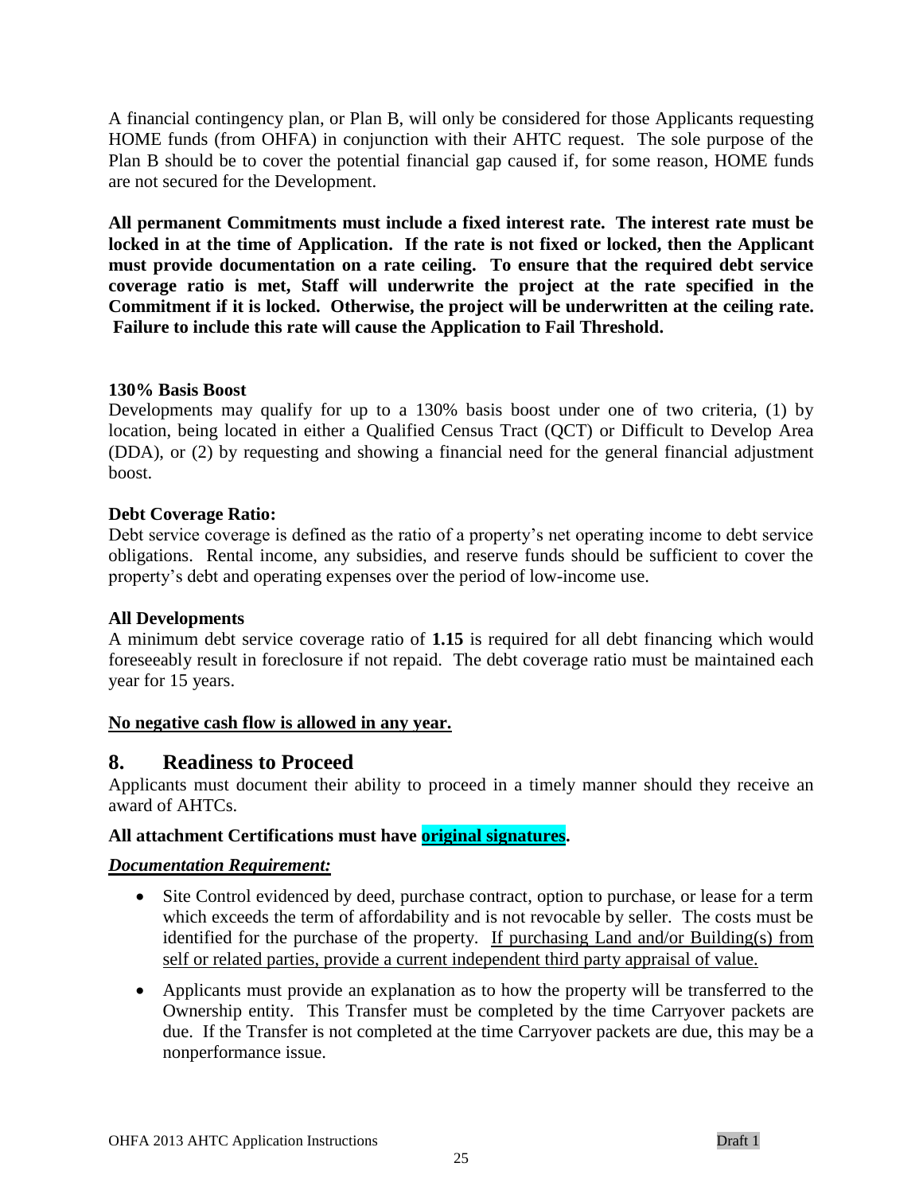A financial contingency plan, or Plan B, will only be considered for those Applicants requesting HOME funds (from OHFA) in conjunction with their AHTC request. The sole purpose of the Plan B should be to cover the potential financial gap caused if, for some reason, HOME funds are not secured for the Development.

**All permanent Commitments must include a fixed interest rate. The interest rate must be locked in at the time of Application. If the rate is not fixed or locked, then the Applicant must provide documentation on a rate ceiling. To ensure that the required debt service coverage ratio is met, Staff will underwrite the project at the rate specified in the Commitment if it is locked. Otherwise, the project will be underwritten at the ceiling rate. Failure to include this rate will cause the Application to Fail Threshold.**

**130% Basis Boost**

Developments may qualify for up to a 130% basis boost under one of two criteria, (1) by location, being located in either a Qualified Census Tract (QCT) or Difficult to Develop Area (DDA), or (2) by requesting and showing a financial need for the general financial adjustment boost.

**Debt Coverage Ratio:**

Debt service coverage is defined as the ratio of a property's net operating income to debt service obligations. Rental income, any subsidies, and reserve funds should be sufficient to cover the property's debt and operating expenses over the period of low-income use.

**All Developments**

A minimum debt service coverage ratio of **1.15** is required for all debt financing which would foreseeably result in foreclosure if not repaid. The debt coverage ratio must be maintained each year for 15 years.

**No negative cash flow is allowed in any year.**

## 8. Readiness to Proceed

Applicants must document their ability to proceed in a timely manner should they receive an award of AHTCs.

**All attachment Certifications must have original signatures.**

***Documentation Requirement:***

- Site Control evidenced by deed, purchase contract, option to purchase, or lease for a term which exceeds the term of affordability and is not revocable by seller. The costs must be identified for the purchase of the property. If purchasing Land and/or Building(s) from self or related parties, provide a current independent third party appraisal of value.
- Applicants must provide an explanation as to how the property will be transferred to the Ownership entity. This Transfer must be completed by the time Carryover packets are due. If the Transfer is not completed at the time Carryover packets are due, this may be a nonperformance issue.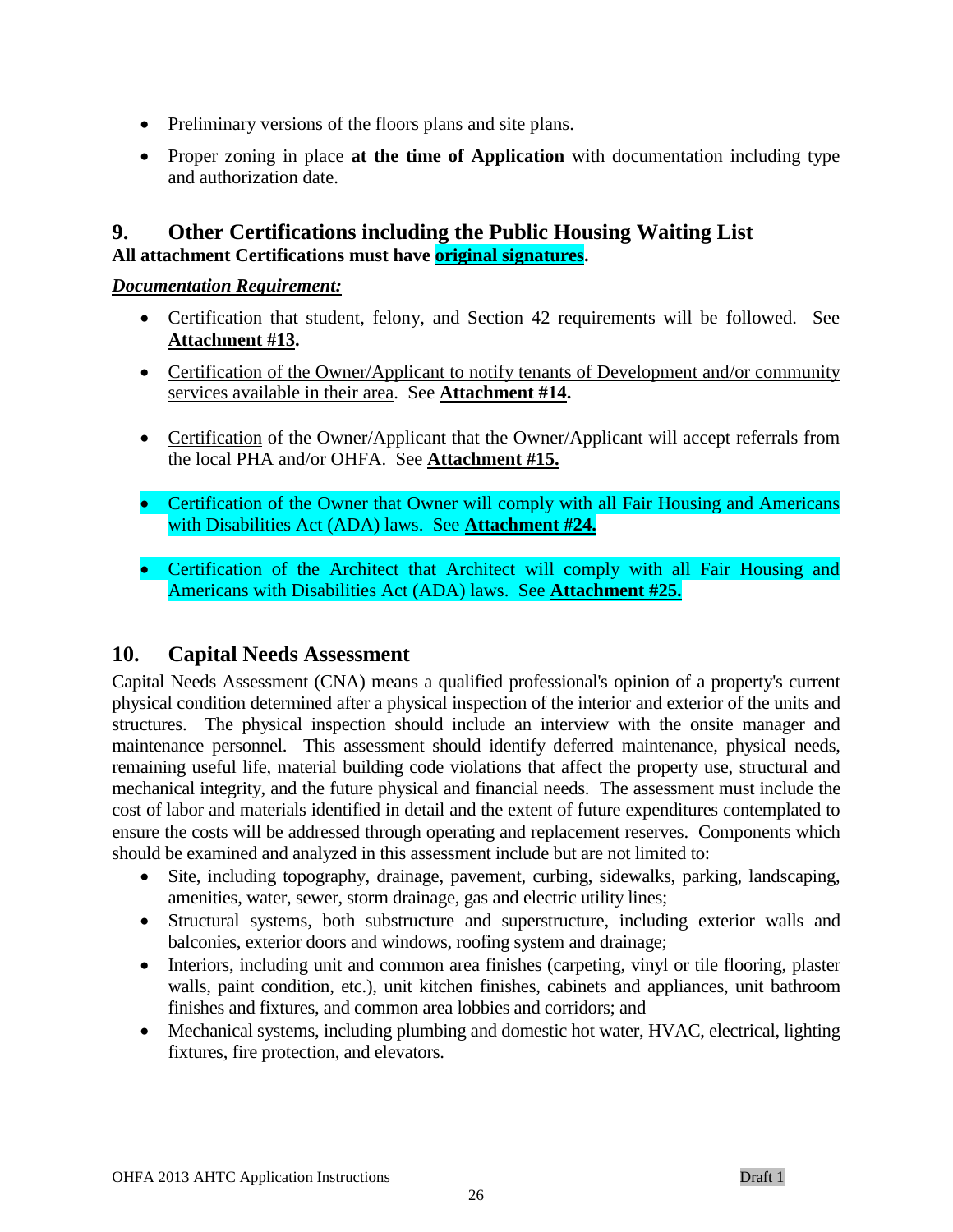- Preliminary versions of the floors plans and site plans.
- Proper zoning in place **at the time of Application** with documentation including type and authorization date.

## 9. Other Certifications including the Public Housing Waiting List

**All attachment Certifications must have original signatures.**

***Documentation Requirement:***

- Certification that student, felony, and Section 42 requirements will be followed. See **Attachment #13.**
- Certification of the Owner/Applicant to notify tenants of Development and/or community services available in their area. See **Attachment #14.**
- Certification of the Owner/Applicant that the Owner/Applicant will accept referrals from the local PHA and/or OHFA. See **Attachment #15.**
- Certification of the Owner that Owner will comply with all Fair Housing and Americans with Disabilities Act (ADA) laws. See **Attachment #24.**
- Certification of the Architect that Architect will comply with all Fair Housing and Americans with Disabilities Act (ADA) laws. See **Attachment #25.**

## 10. Capital Needs Assessment

Capital Needs Assessment (CNA) means a qualified professional's opinion of a property's current physical condition determined after a physical inspection of the interior and exterior of the units and structures. The physical inspection should include an interview with the onsite manager and maintenance personnel. This assessment should identify deferred maintenance, physical needs, remaining useful life, material building code violations that affect the property use, structural and mechanical integrity, and the future physical and financial needs. The assessment must include the cost of labor and materials identified in detail and the extent of future expenditures contemplated to ensure the costs will be addressed through operating and replacement reserves. Components which should be examined and analyzed in this assessment include but are not limited to:

- Site, including topography, drainage, pavement, curbing, sidewalks, parking, landscaping, amenities, water, sewer, storm drainage, gas and electric utility lines;
- Structural systems, both substructure and superstructure, including exterior walls and balconies, exterior doors and windows, roofing system and drainage;
- Interiors, including unit and common area finishes (carpeting, vinyl or tile flooring, plaster walls, paint condition, etc.), unit kitchen finishes, cabinets and appliances, unit bathroom finishes and fixtures, and common area lobbies and corridors; and
- Mechanical systems, including plumbing and domestic hot water, HVAC, electrical, lighting fixtures, fire protection, and elevators.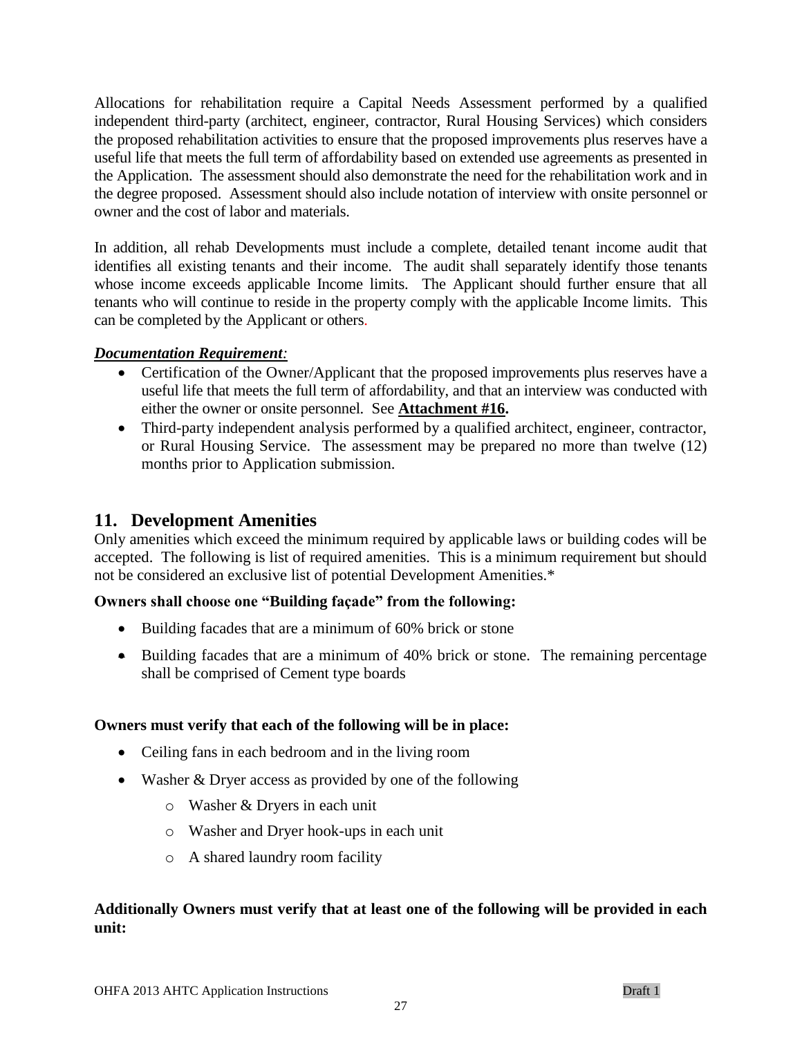Allocations for rehabilitation require a Capital Needs Assessment performed by a qualified independent third-party (architect, engineer, contractor, Rural Housing Services) which considers the proposed rehabilitation activities to ensure that the proposed improvements plus reserves have a useful life that meets the full term of affordability based on extended use agreements as presented in the Application. The assessment should also demonstrate the need for the rehabilitation work and in the degree proposed. Assessment should also include notation of interview with onsite personnel or owner and the cost of labor and materials.

In addition, all rehab Developments must include a complete, detailed tenant income audit that identifies all existing tenants and their income. The audit shall separately identify those tenants whose income exceeds applicable Income limits. The Applicant should further ensure that all tenants who will continue to reside in the property comply with the applicable Income limits. This can be completed by the Applicant or others.

***Documentation Requirement:***

- Certification of the Owner/Applicant that the proposed improvements plus reserves have a useful life that meets the full term of affordability, and that an interview was conducted with either the owner or onsite personnel. See **Attachment #16.**
- Third-party independent analysis performed by a qualified architect, engineer, contractor, or Rural Housing Service. The assessment may be prepared no more than twelve (12) months prior to Application submission.

## 11. Development Amenities

Only amenities which exceed the minimum required by applicable laws or building codes will be accepted. The following is list of required amenities. This is a minimum requirement but should not be considered an exclusive list of potential Development Amenities.*

**Owners shall choose one "Building façade" from the following:**

- Building facades that are a minimum of 60% brick or stone
- Building facades that are a minimum of 40% brick or stone. The remaining percentage shall be comprised of Cement type boards

**Owners must verify that each of the following will be in place:**

- Ceiling fans in each bedroom and in the living room
- Washer & Dryer access as provided by one of the following
  - Washer & Dryers in each unit
  - Washer and Dryer hook-ups in each unit
  - A shared laundry room facility

**Additionally Owners must verify that at least one of the following will be provided in each unit:**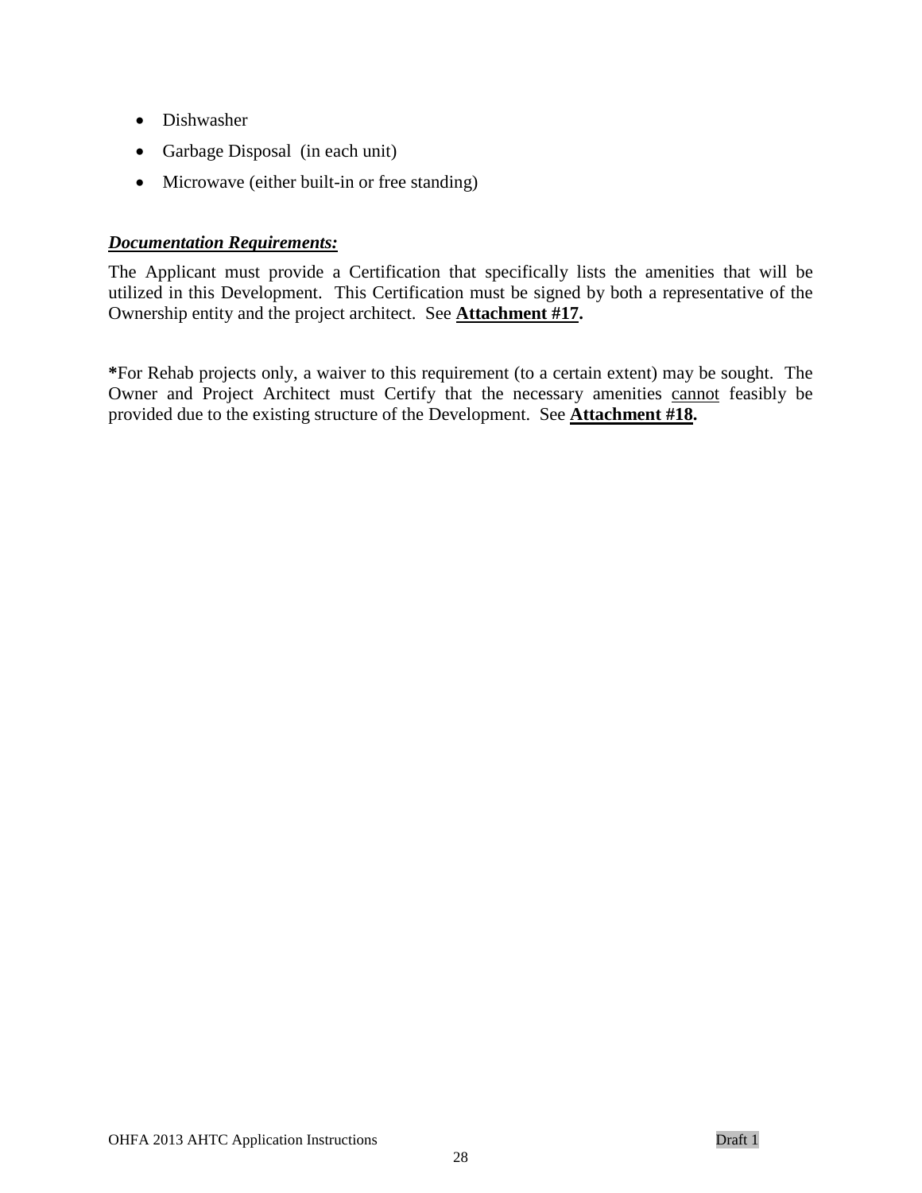- Dishwasher
- Garbage Disposal (in each unit)
- Microwave (either built-in or free standing)

***Documentation Requirements:***

The Applicant must provide a Certification that specifically lists the amenities that will be utilized in this Development. This Certification must be signed by both a representative of the Ownership entity and the project architect. See **Attachment #17.**

**\***For Rehab projects only, a waiver to this requirement (to a certain extent) may be sought. The Owner and Project Architect must Certify that the necessary amenities cannot feasibly be provided due to the existing structure of the Development. See **Attachment #18.**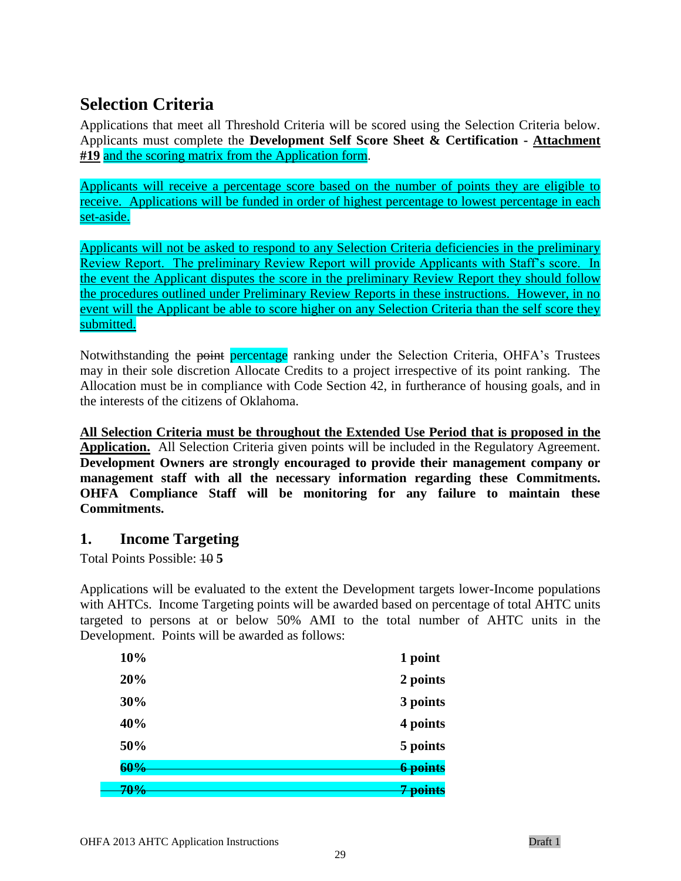# Selection Criteria

Applications that meet all Threshold Criteria will be scored using the Selection Criteria below. Applicants must complete the **Development Self Score Sheet & Certification - Attachment #19** and the scoring matrix from the Application form.

Applicants will receive a percentage score based on the number of points they are eligible to receive. Applications will be funded in order of highest percentage to lowest percentage in each set-aside.

Applicants will not be asked to respond to any Selection Criteria deficiencies in the preliminary Review Report. The preliminary Review Report will provide Applicants with Staff's score. In the event the Applicant disputes the score in the preliminary Review Report they should follow the procedures outlined under Preliminary Review Reports in these instructions. However, in no event will the Applicant be able to score higher on any Selection Criteria than the self score they submitted.

Notwithstanding the ~~point~~ percentage ranking under the Selection Criteria, OHFA's Trustees may in their sole discretion Allocate Credits to a project irrespective of its point ranking. The Allocation must be in compliance with Code Section 42, in furtherance of housing goals, and in the interests of the citizens of Oklahoma.

**All Selection Criteria must be throughout the Extended Use Period that is proposed in the Application.** All Selection Criteria given points will be included in the Regulatory Agreement. **Development Owners are strongly encouraged to provide their management company or management staff with all the necessary information regarding these Commitments. OHFA Compliance Staff will be monitoring for any failure to maintain these Commitments.**

## 1. Income Targeting

Total Points Possible: ~~10~~ **5**

Applications will be evaluated to the extent the Development targets lower-Income populations with AHTCs. Income Targeting points will be awarded based on percentage of total AHTC units targeted to persons at or below 50% AMI to the total number of AHTC units in the Development. Points will be awarded as follows:

| | |
|---|---|
| **10%** | **1 point** |
| **20%** | **2 points** |
| **30%** | **3 points** |
| **40%** | **4 points** |
| **50%** | **5 points** |
| ~~**60%**~~ | ~~**6 points**~~ |
| ~~**70%**~~ | ~~**7 points**~~ |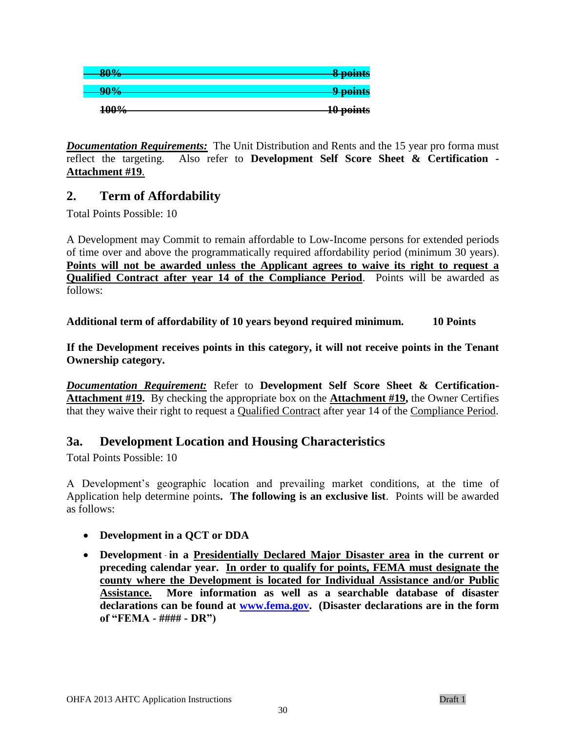| | |
|---|---|
| ~~80%~~ | ~~8 points~~ |
| ~~90%~~ | ~~9 points~~ |
| ~~100%~~ | ~~10 points~~ |

***Documentation Requirements:*** The Unit Distribution and Rents and the 15 year pro forma must reflect the targeting. Also refer to **Development Self Score Sheet & Certification - <u>Attachment #19</u>**.

## 2. Term of Affordability

Total Points Possible: 10

A Development may Commit to remain affordable to Low-Income persons for extended periods of time over and above the programmatically required affordability period (minimum 30 years). **<u>Points will not be awarded unless the Applicant agrees to waive its right to request a Qualified Contract after year 14 of the Compliance Period</u>**. Points will be awarded as follows:

**Additional term of affordability of 10 years beyond required minimum. 10 Points**

**If the Development receives points in this category, it will not receive points in the Tenant Ownership category.**

***Documentation Requirement:*** Refer to **Development Self Score Sheet & Certification- <u>Attachment #19</u>.** By checking the appropriate box on the **<u>Attachment #19</u>,** the Owner Certifies that they waive their right to request a <u>Qualified Contract</u> after year 14 of the <u>Compliance Period</u>.

## 3a. Development Location and Housing Characteristics

Total Points Possible: 10

A Development's geographic location and prevailing market conditions, at the time of Application help determine points**. The following is an exclusive list**. Points will be awarded as follows:

- **Development in a QCT or DDA**
- **Development in a <u>Presidentially Declared Major Disaster area</u> in the current or preceding calendar year. <u>In order to qualify for points, FEMA must designate the county where the Development is located for Individual Assistance and/or Public Assistance.</u> More information as well as a searchable database of disaster declarations can be found at <u>www.fema.gov</u>. (Disaster declarations are in the form of "FEMA - #### - DR")**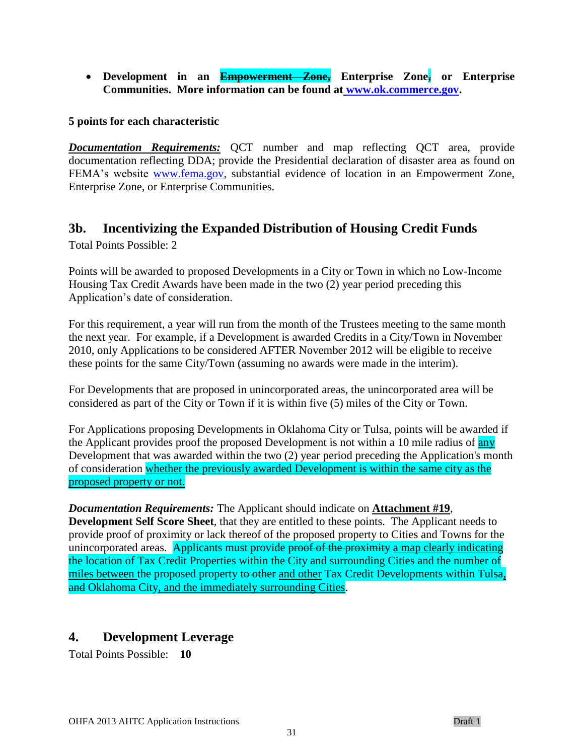- **Development in an ~~Empowerment Zone,~~ Enterprise Zone, or Enterprise Communities. More information can be found at www.ok.commerce.gov.**

**5 points for each characteristic**

***Documentation Requirements:*** QCT number and map reflecting QCT area, provide documentation reflecting DDA; provide the Presidential declaration of disaster area as found on FEMA's website www.fema.gov, substantial evidence of location in an Empowerment Zone, Enterprise Zone, or Enterprise Communities.

## 3b. Incentivizing the Expanded Distribution of Housing Credit Funds

Total Points Possible: 2

Points will be awarded to proposed Developments in a City or Town in which no Low-Income Housing Tax Credit Awards have been made in the two (2) year period preceding this Application's date of consideration.

For this requirement, a year will run from the month of the Trustees meeting to the same month the next year. For example, if a Development is awarded Credits in a City/Town in November 2010, only Applications to be considered AFTER November 2012 will be eligible to receive these points for the same City/Town (assuming no awards were made in the interim).

For Developments that are proposed in unincorporated areas, the unincorporated area will be considered as part of the City or Town if it is within five (5) miles of the City or Town.

For Applications proposing Developments in Oklahoma City or Tulsa, points will be awarded if the Applicant provides proof the proposed Development is not within a 10 mile radius of any Development that was awarded within the two (2) year period preceding the Application's month of consideration whether the previously awarded Development is within the same city as the proposed property or not.

***Documentation Requirements:*** The Applicant should indicate on **Attachment #19**, **Development Self Score Sheet**, that they are entitled to these points. The Applicant needs to provide proof of proximity or lack thereof of the proposed property to Cities and Towns for the unincorporated areas. Applicants must provide ~~proof of the proximity~~ a map clearly indicating the location of Tax Credit Properties within the City and surrounding Cities and the number of miles between the proposed property ~~to other~~ and other Tax Credit Developments within Tulsa, ~~and~~ Oklahoma City, and the immediately surrounding Cities.

## 4. Development Leverage

Total Points Possible: **10**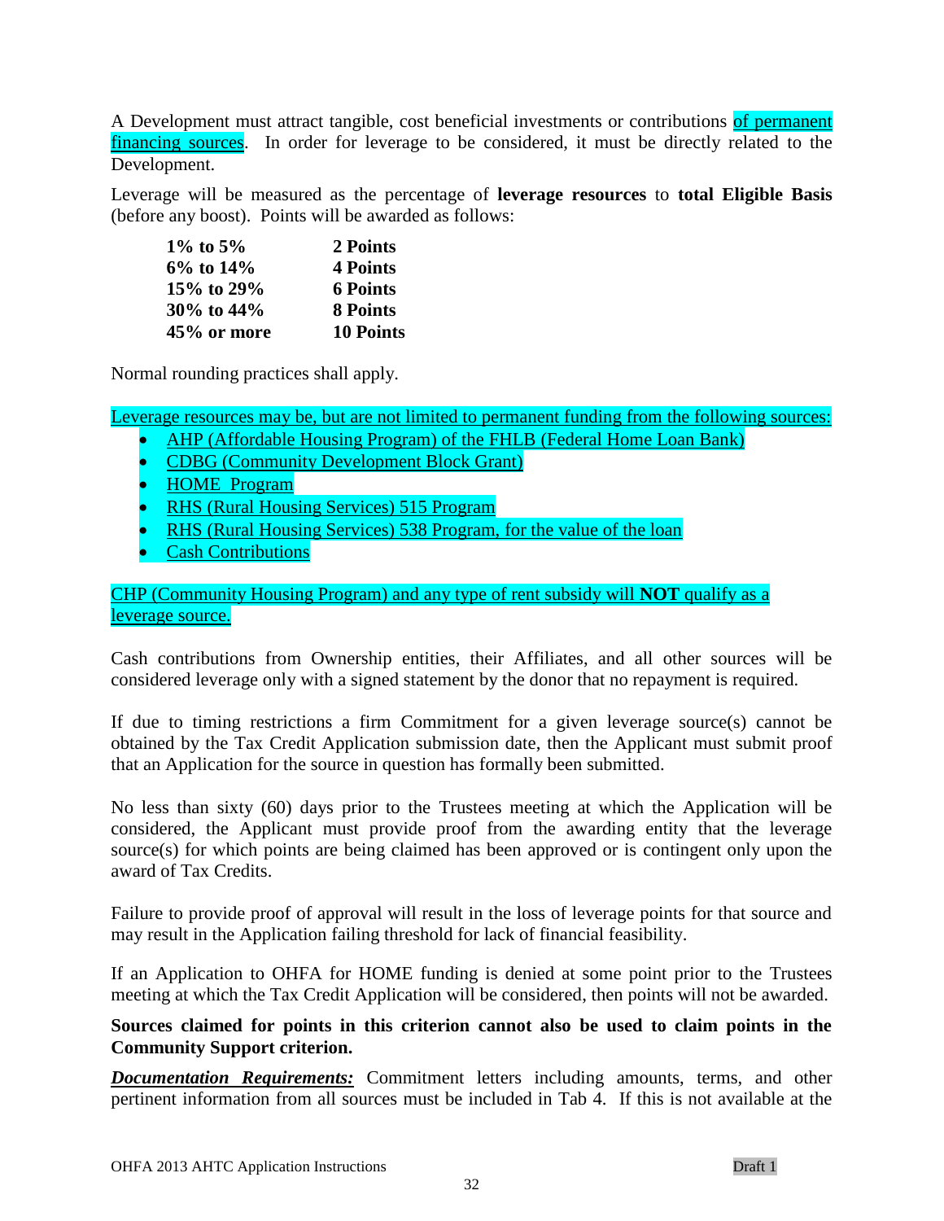A Development must attract tangible, cost beneficial investments or contributions of permanent financing sources. In order for leverage to be considered, it must be directly related to the Development.

Leverage will be measured as the percentage of **leverage resources** to **total Eligible Basis** (before any boost). Points will be awarded as follows:

| | |
|---|---|
| **1% to 5%** | **2 Points** |
| **6% to 14%** | **4 Points** |
| **15% to 29%** | **6 Points** |
| **30% to 44%** | **8 Points** |
| **45% or more** | **10 Points** |

Normal rounding practices shall apply.

Leverage resources may be, but are not limited to permanent funding from the following sources:

- AHP (Affordable Housing Program) of the FHLB (Federal Home Loan Bank)
- CDBG (Community Development Block Grant)
- HOME Program
- RHS (Rural Housing Services) 515 Program
- RHS (Rural Housing Services) 538 Program, for the value of the loan
- Cash Contributions

CHP (Community Housing Program) and any type of rent subsidy will **NOT** qualify as a leverage source.

Cash contributions from Ownership entities, their Affiliates, and all other sources will be considered leverage only with a signed statement by the donor that no repayment is required.

If due to timing restrictions a firm Commitment for a given leverage source(s) cannot be obtained by the Tax Credit Application submission date, then the Applicant must submit proof that an Application for the source in question has formally been submitted.

No less than sixty (60) days prior to the Trustees meeting at which the Application will be considered, the Applicant must provide proof from the awarding entity that the leverage source(s) for which points are being claimed has been approved or is contingent only upon the award of Tax Credits.

Failure to provide proof of approval will result in the loss of leverage points for that source and may result in the Application failing threshold for lack of financial feasibility.

If an Application to OHFA for HOME funding is denied at some point prior to the Trustees meeting at which the Tax Credit Application will be considered, then points will not be awarded.

**Sources claimed for points in this criterion cannot also be used to claim points in the Community Support criterion.**

***Documentation Requirements:*** Commitment letters including amounts, terms, and other pertinent information from all sources must be included in Tab 4. If this is not available at the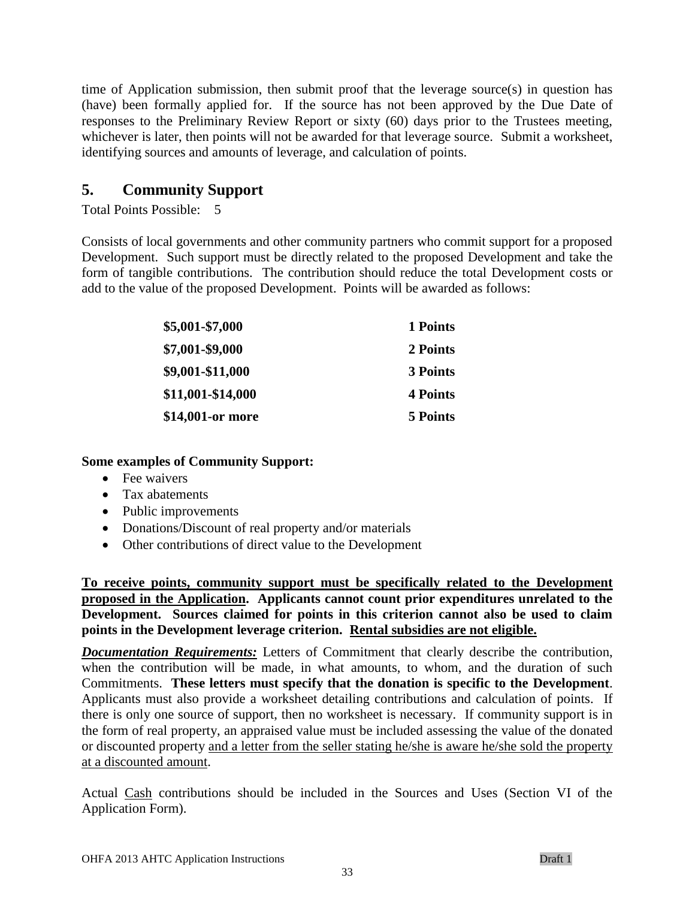time of Application submission, then submit proof that the leverage source(s) in question has (have) been formally applied for. If the source has not been approved by the Due Date of responses to the Preliminary Review Report or sixty (60) days prior to the Trustees meeting, whichever is later, then points will not be awarded for that leverage source. Submit a worksheet, identifying sources and amounts of leverage, and calculation of points.

## 5. Community Support

Total Points Possible: 5

Consists of local governments and other community partners who commit support for a proposed Development. Such support must be directly related to the proposed Development and take the form of tangible contributions. The contribution should reduce the total Development costs or add to the value of the proposed Development. Points will be awarded as follows:

| | |
|---|---|
| **$5,001-$7,000** | **1 Points** |
| **$7,001-$9,000** | **2 Points** |
| **$9,001-$11,000** | **3 Points** |
| **$11,001-$14,000** | **4 Points** |
| **$14,001-or more** | **5 Points** |

**Some examples of Community Support:**

- Fee waivers
- Tax abatements
- Public improvements
- Donations/Discount of real property and/or materials
- Other contributions of direct value to the Development

<u>**To receive points, community support must be specifically related to the Development proposed in the Application**</u>**. Applicants cannot count prior expenditures unrelated to the Development. Sources claimed for points in this criterion cannot also be used to claim points in the Development leverage criterion.** <u>**Rental subsidies are not eligible.**</u>

<u>***Documentation Requirements:***</u> Letters of Commitment that clearly describe the contribution, when the contribution will be made, in what amounts, to whom, and the duration of such Commitments. **These letters must specify that the donation is specific to the Development**. Applicants must also provide a worksheet detailing contributions and calculation of points. If there is only one source of support, then no worksheet is necessary. If community support is in the form of real property, an appraised value must be included assessing the value of the donated or discounted property <u>and a letter from the seller stating he/she is aware he/she sold the property at a discounted amount</u>.

Actual <u>Cash</u> contributions should be included in the Sources and Uses (Section VI of the Application Form).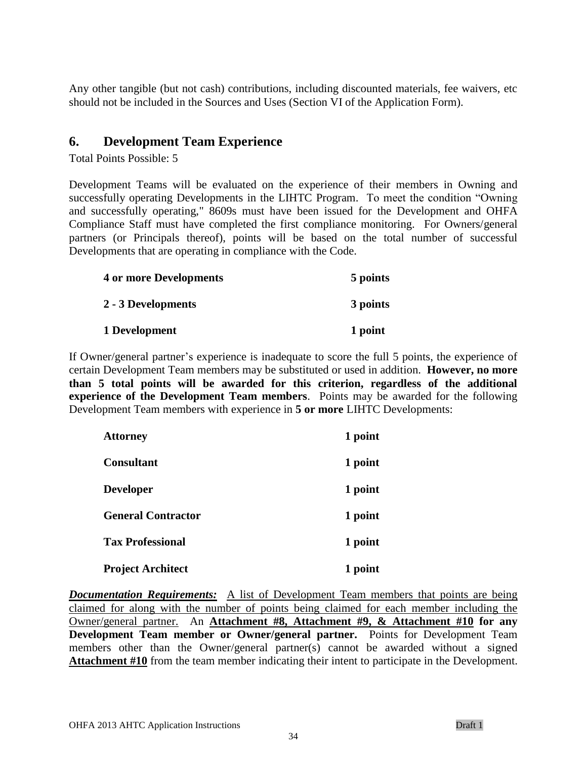Any other tangible (but not cash) contributions, including discounted materials, fee waivers, etc should not be included in the Sources and Uses (Section VI of the Application Form).

## 6. Development Team Experience

Total Points Possible: 5

Development Teams will be evaluated on the experience of their members in Owning and successfully operating Developments in the LIHTC Program. To meet the condition "Owning and successfully operating," 8609s must have been issued for the Development and OHFA Compliance Staff must have completed the first compliance monitoring. For Owners/general partners (or Principals thereof), points will be based on the total number of successful Developments that are operating in compliance with the Code.

| | |
|---|---|
| **4 or more Developments** | **5 points** |
| **2 - 3 Developments** | **3 points** |
| **1 Development** | **1 point** |

If Owner/general partner's experience is inadequate to score the full 5 points, the experience of certain Development Team members may be substituted or used in addition. **However, no more than 5 total points will be awarded for this criterion, regardless of the additional experience of the Development Team members**. Points may be awarded for the following Development Team members with experience in **5 or more** LIHTC Developments:

| | |
|---|---|
| **Attorney** | **1 point** |
| **Consultant** | **1 point** |
| **Developer** | **1 point** |
| **General Contractor** | **1 point** |
| **Tax Professional** | **1 point** |
| **Project Architect** | **1 point** |

***Documentation Requirements:*** A list of Development Team members that points are being claimed for along with the number of points being claimed for each member including the Owner/general partner. An **Attachment #8, Attachment #9, & Attachment #10 for any Development Team member or Owner/general partner.** Points for Development Team members other than the Owner/general partner(s) cannot be awarded without a signed **Attachment #10** from the team member indicating their intent to participate in the Development.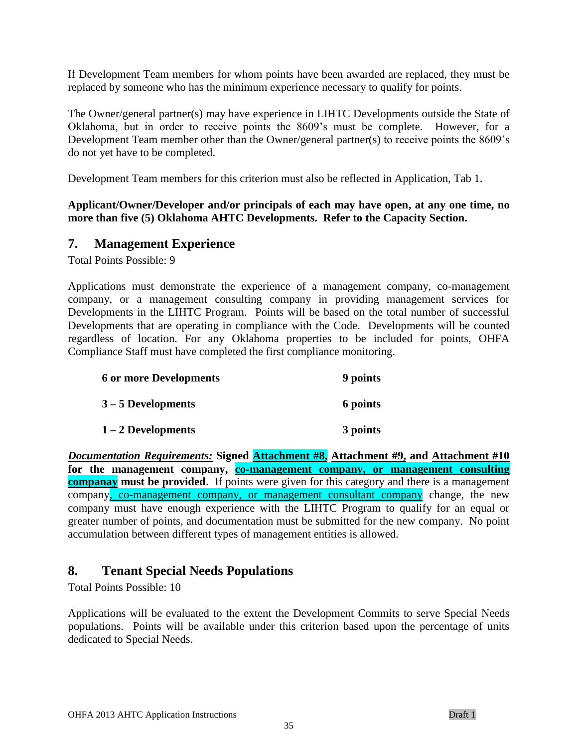If Development Team members for whom points have been awarded are replaced, they must be replaced by someone who has the minimum experience necessary to qualify for points.

The Owner/general partner(s) may have experience in LIHTC Developments outside the State of Oklahoma, but in order to receive points the 8609's must be complete. However, for a Development Team member other than the Owner/general partner(s) to receive points the 8609's do not yet have to be completed.

Development Team members for this criterion must also be reflected in Application, Tab 1.

**Applicant/Owner/Developer and/or principals of each may have open, at any one time, no more than five (5) Oklahoma AHTC Developments. Refer to the Capacity Section.**

## 7. Management Experience

Total Points Possible: 9

Applications must demonstrate the experience of a management company, co-management company, or a management consulting company in providing management services for Developments in the LIHTC Program. Points will be based on the total number of successful Developments that are operating in compliance with the Code. Developments will be counted regardless of location. For any Oklahoma properties to be included for points, OHFA Compliance Staff must have completed the first compliance monitoring.

| | |
|---|---|
| **6 or more Developments** | **9 points** |
| **3 – 5 Developments** | **6 points** |
| **1 – 2 Developments** | **3 points** |

***Documentation Requirements:*** **Signed Attachment #8, Attachment #9, and Attachment #10 for the management company, co-management company, or management consulting companay must be provided**. If points were given for this category and there is a management company, co-management company, or management consultant company change, the new company must have enough experience with the LIHTC Program to qualify for an equal or greater number of points, and documentation must be submitted for the new company. No point accumulation between different types of management entities is allowed.

## 8. Tenant Special Needs Populations

Total Points Possible: 10

Applications will be evaluated to the extent the Development Commits to serve Special Needs populations. Points will be available under this criterion based upon the percentage of units dedicated to Special Needs.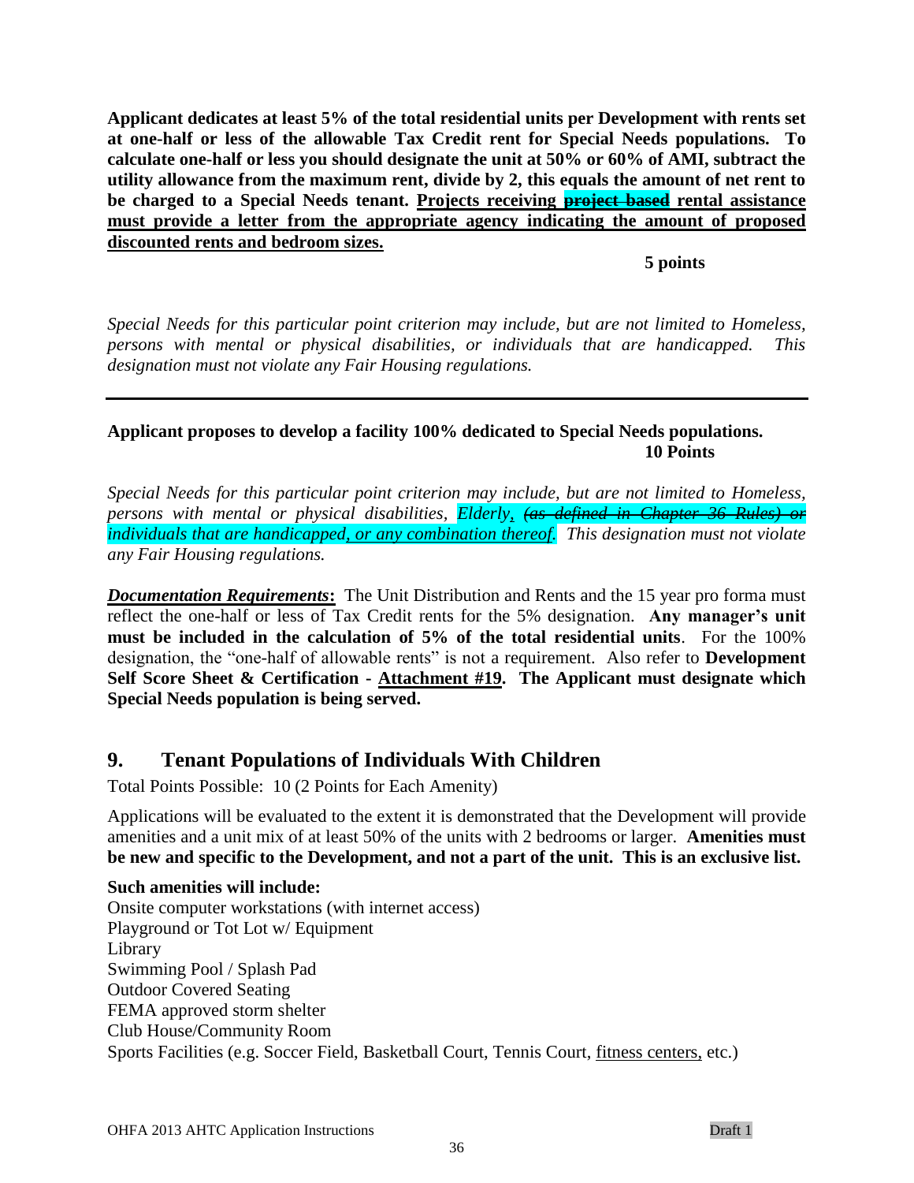**Applicant dedicates at least 5% of the total residential units per Development with rents set at one-half or less of the allowable Tax Credit rent for Special Needs populations. To calculate one-half or less you should designate the unit at 50% or 60% of AMI, subtract the utility allowance from the maximum rent, divide by 2, this equals the amount of net rent to be charged to a Special Needs tenant. Projects receiving ~~project based~~ rental assistance must provide a letter from the appropriate agency indicating the amount of proposed discounted rents and bedroom sizes.**

**5 points**

*Special Needs for this particular point criterion may include, but are not limited to Homeless, persons with mental or physical disabilities, or individuals that are handicapped. This designation must not violate any Fair Housing regulations.*

---

**Applicant proposes to develop a facility 100% dedicated to Special Needs populations.**
**10 Points**

*Special Needs for this particular point criterion may include, but are not limited to Homeless, persons with mental or physical disabilities, Elderly, ~~(as defined in Chapter 36 Rules) or~~ individuals that are handicapped, or any combination thereof. This designation must not violate any Fair Housing regulations.*

***Documentation Requirements*:** The Unit Distribution and Rents and the 15 year pro forma must reflect the one-half or less of Tax Credit rents for the 5% designation. **Any manager's unit must be included in the calculation of 5% of the total residential units**. For the 100% designation, the "one-half of allowable rents" is not a requirement. Also refer to **Development Self Score Sheet & Certification - Attachment #19. The Applicant must designate which Special Needs population is being served.**

## 9. Tenant Populations of Individuals With Children

Total Points Possible: 10 (2 Points for Each Amenity)

Applications will be evaluated to the extent it is demonstrated that the Development will provide amenities and a unit mix of at least 50% of the units with 2 bedrooms or larger. **Amenities must be new and specific to the Development, and not a part of the unit. This is an exclusive list.**

**Such amenities will include:**
Onsite computer workstations (with internet access)
Playground or Tot Lot w/ Equipment
Library
Swimming Pool / Splash Pad
Outdoor Covered Seating
FEMA approved storm shelter
Club House/Community Room
Sports Facilities (e.g. Soccer Field, Basketball Court, Tennis Court, fitness centers, etc.)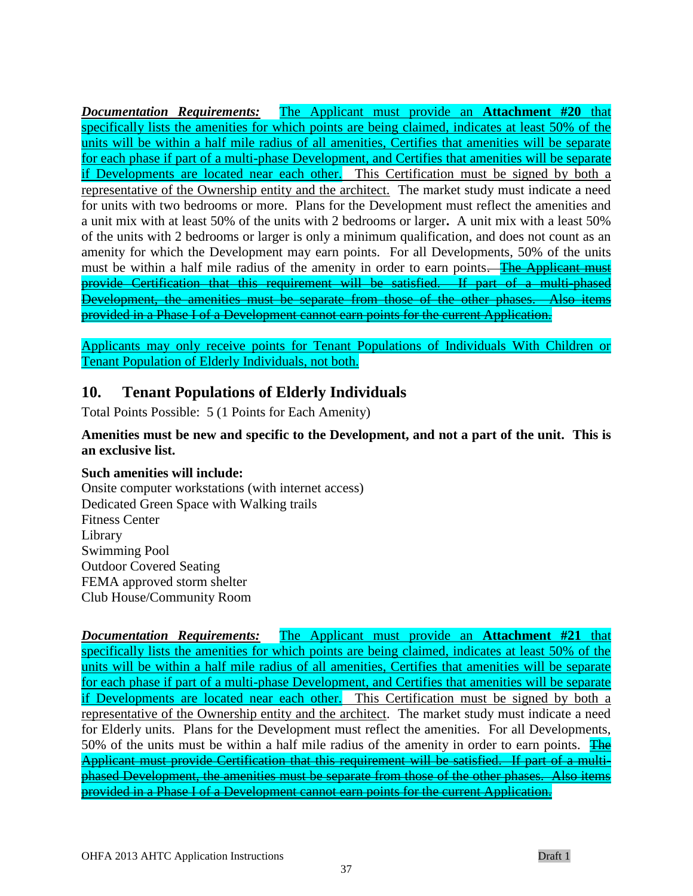***Documentation Requirements:*** The Applicant must provide an **Attachment #20** that specifically lists the amenities for which points are being claimed, indicates at least 50% of the units will be within a half mile radius of all amenities, Certifies that amenities will be separate for each phase if part of a multi-phase Development, and Certifies that amenities will be separate if Developments are located near each other. This Certification must be signed by both a representative of the Ownership entity and the architect. The market study must indicate a need for units with two bedrooms or more. Plans for the Development must reflect the amenities and a unit mix with at least 50% of the units with 2 bedrooms or larger**.** A unit mix with a least 50% of the units with 2 bedrooms or larger is only a minimum qualification, and does not count as an amenity for which the Development may earn points. For all Developments, 50% of the units must be within a half mile radius of the amenity in order to earn points~~. The Applicant must provide Certification that this requirement will be satisfied. If part of a multi-phased Development, the amenities must be separate from those of the other phases. Also items provided in a Phase I of a Development cannot earn points for the current Application.~~

Applicants may only receive points for Tenant Populations of Individuals With Children or Tenant Population of Elderly Individuals, not both.

## 10. Tenant Populations of Elderly Individuals

Total Points Possible: 5 (1 Points for Each Amenity)

**Amenities must be new and specific to the Development, and not a part of the unit. This is an exclusive list.**

**Such amenities will include:**

Onsite computer workstations (with internet access)
Dedicated Green Space with Walking trails
Fitness Center
Library
Swimming Pool
Outdoor Covered Seating
FEMA approved storm shelter
Club House/Community Room

***Documentation Requirements:*** The Applicant must provide an **Attachment #21** that specifically lists the amenities for which points are being claimed, indicates at least 50% of the units will be within a half mile radius of all amenities, Certifies that amenities will be separate for each phase if part of a multi-phase Development, and Certifies that amenities will be separate if Developments are located near each other. This Certification must be signed by both a representative of the Ownership entity and the architect. The market study must indicate a need for Elderly units. Plans for the Development must reflect the amenities. For all Developments, 50% of the units must be within a half mile radius of the amenity in order to earn points. ~~The Applicant must provide Certification that this requirement will be satisfied. If part of a multi-phased Development, the amenities must be separate from those of the other phases. Also items provided in a Phase I of a Development cannot earn points for the current Application.~~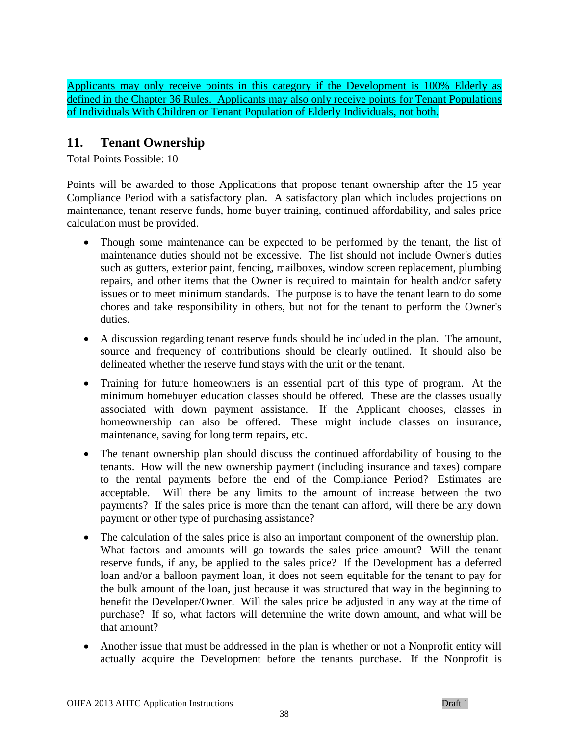Applicants may only receive points in this category if the Development is 100% Elderly as defined in the Chapter 36 Rules. Applicants may also only receive points for Tenant Populations of Individuals With Children or Tenant Population of Elderly Individuals, not both.

## 11. Tenant Ownership

Total Points Possible: 10

Points will be awarded to those Applications that propose tenant ownership after the 15 year Compliance Period with a satisfactory plan. A satisfactory plan which includes projections on maintenance, tenant reserve funds, home buyer training, continued affordability, and sales price calculation must be provided.

- Though some maintenance can be expected to be performed by the tenant, the list of maintenance duties should not be excessive. The list should not include Owner's duties such as gutters, exterior paint, fencing, mailboxes, window screen replacement, plumbing repairs, and other items that the Owner is required to maintain for health and/or safety issues or to meet minimum standards. The purpose is to have the tenant learn to do some chores and take responsibility in others, but not for the tenant to perform the Owner's duties.
- A discussion regarding tenant reserve funds should be included in the plan. The amount, source and frequency of contributions should be clearly outlined. It should also be delineated whether the reserve fund stays with the unit or the tenant.
- Training for future homeowners is an essential part of this type of program. At the minimum homebuyer education classes should be offered. These are the classes usually associated with down payment assistance. If the Applicant chooses, classes in homeownership can also be offered. These might include classes on insurance, maintenance, saving for long term repairs, etc.
- The tenant ownership plan should discuss the continued affordability of housing to the tenants. How will the new ownership payment (including insurance and taxes) compare to the rental payments before the end of the Compliance Period? Estimates are acceptable. Will there be any limits to the amount of increase between the two payments? If the sales price is more than the tenant can afford, will there be any down payment or other type of purchasing assistance?
- The calculation of the sales price is also an important component of the ownership plan. What factors and amounts will go towards the sales price amount? Will the tenant reserve funds, if any, be applied to the sales price? If the Development has a deferred loan and/or a balloon payment loan, it does not seem equitable for the tenant to pay for the bulk amount of the loan, just because it was structured that way in the beginning to benefit the Developer/Owner. Will the sales price be adjusted in any way at the time of purchase? If so, what factors will determine the write down amount, and what will be that amount?
- Another issue that must be addressed in the plan is whether or not a Nonprofit entity will actually acquire the Development before the tenants purchase. If the Nonprofit is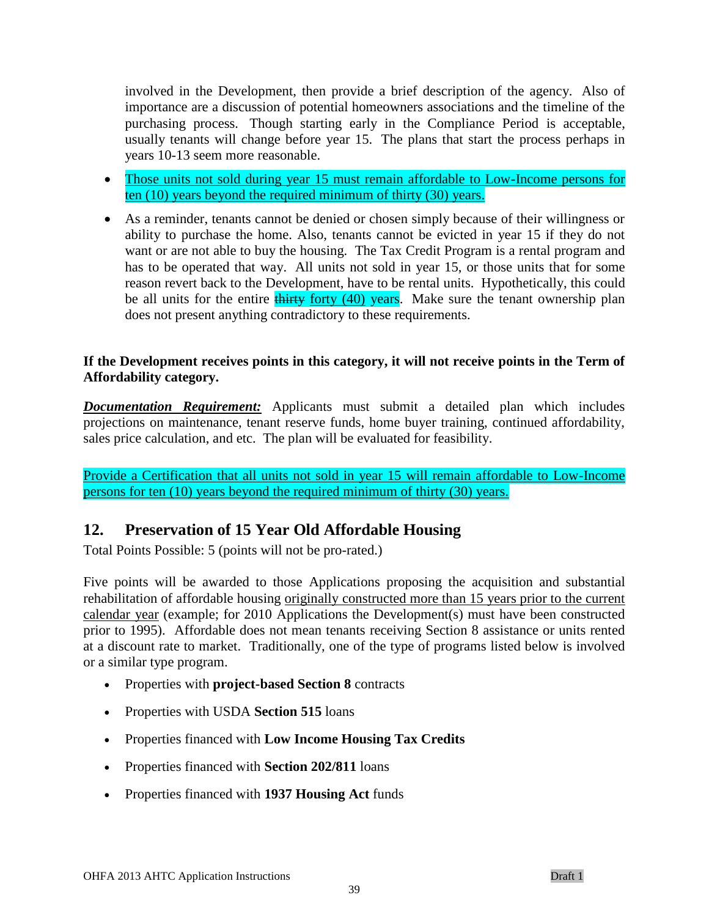involved in the Development, then provide a brief description of the agency. Also of importance are a discussion of potential homeowners associations and the timeline of the purchasing process. Though starting early in the Compliance Period is acceptable, usually tenants will change before year 15. The plans that start the process perhaps in years 10-13 seem more reasonable.

- Those units not sold during year 15 must remain affordable to Low-Income persons for ten (10) years beyond the required minimum of thirty (30) years.
- As a reminder, tenants cannot be denied or chosen simply because of their willingness or ability to purchase the home. Also, tenants cannot be evicted in year 15 if they do not want or are not able to buy the housing. The Tax Credit Program is a rental program and has to be operated that way. All units not sold in year 15, or those units that for some reason revert back to the Development, have to be rental units. Hypothetically, this could be all units for the entire ~~thirty~~ forty (40) years. Make sure the tenant ownership plan does not present anything contradictory to these requirements.

**If the Development receives points in this category, it will not receive points in the Term of Affordability category.**

***Documentation Requirement:*** Applicants must submit a detailed plan which includes projections on maintenance, tenant reserve funds, home buyer training, continued affordability, sales price calculation, and etc. The plan will be evaluated for feasibility.

Provide a Certification that all units not sold in year 15 will remain affordable to Low-Income persons for ten (10) years beyond the required minimum of thirty (30) years.

## 12. Preservation of 15 Year Old Affordable Housing

Total Points Possible: 5 (points will not be pro-rated.)

Five points will be awarded to those Applications proposing the acquisition and substantial rehabilitation of affordable housing originally constructed more than 15 years prior to the current calendar year (example; for 2010 Applications the Development(s) must have been constructed prior to 1995). Affordable does not mean tenants receiving Section 8 assistance or units rented at a discount rate to market. Traditionally, one of the type of programs listed below is involved or a similar type program.

- Properties with **project-based Section 8** contracts
- Properties with USDA **Section 515** loans
- Properties financed with **Low Income Housing Tax Credits**
- Properties financed with **Section 202/811** loans
- Properties financed with **1937 Housing Act** funds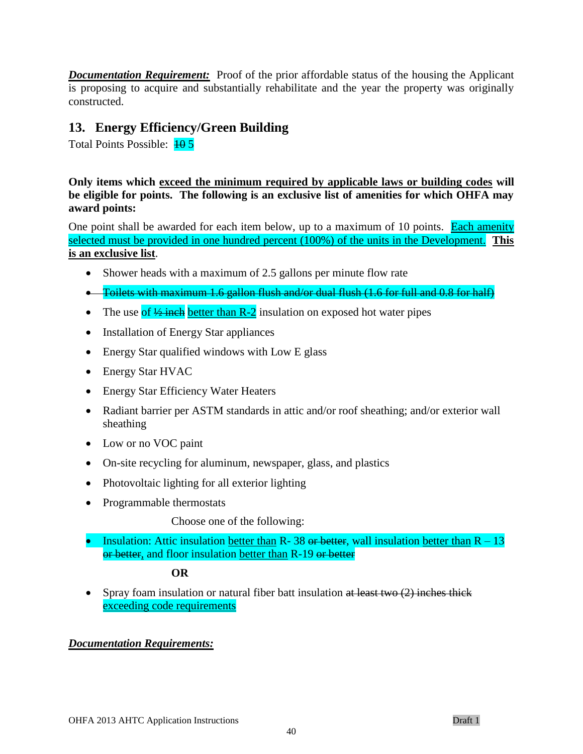***Documentation Requirement:*** Proof of the prior affordable status of the housing the Applicant is proposing to acquire and substantially rehabilitate and the year the property was originally constructed.

## 13. Energy Efficiency/Green Building

Total Points Possible: ~~10~~ 5

**Only items which <u>exceed the minimum required by applicable laws or building codes</u> will be eligible for points. The following is an exclusive list of amenities for which OHFA may award points:**

One point shall be awarded for each item below, up to a maximum of 10 points. <u>Each amenity selected must be provided in one hundred percent (100%) of the units in the Development.</u> **<u>This is an exclusive list</u>**.

- Shower heads with a maximum of 2.5 gallons per minute flow rate
- ~~Toilets with maximum 1.6 gallon flush and/or dual flush (1.6 for full and 0.8 for half)~~
- The use of ~~½ inch~~ <u>better than R-2</u> insulation on exposed hot water pipes
- Installation of Energy Star appliances
- Energy Star qualified windows with Low E glass
- Energy Star HVAC
- Energy Star Efficiency Water Heaters
- Radiant barrier per ASTM standards in attic and/or roof sheathing; and/or exterior wall sheathing
- Low or no VOC paint
- On-site recycling for aluminum, newspaper, glass, and plastics
- Photovoltaic lighting for all exterior lighting
- Programmable thermostats

Choose one of the following:

- Insulation: Attic insulation <u>better than</u> R- 38 ~~or better~~, wall insulation <u>better than</u> R – 13 ~~or better~~, and floor insulation <u>better than</u> R-19 ~~or better~~

**OR**

- Spray foam insulation or natural fiber batt insulation ~~at least two (2) inches thick~~ <u>exceeding code requirements</u>

***<u>Documentation Requirements:</u>***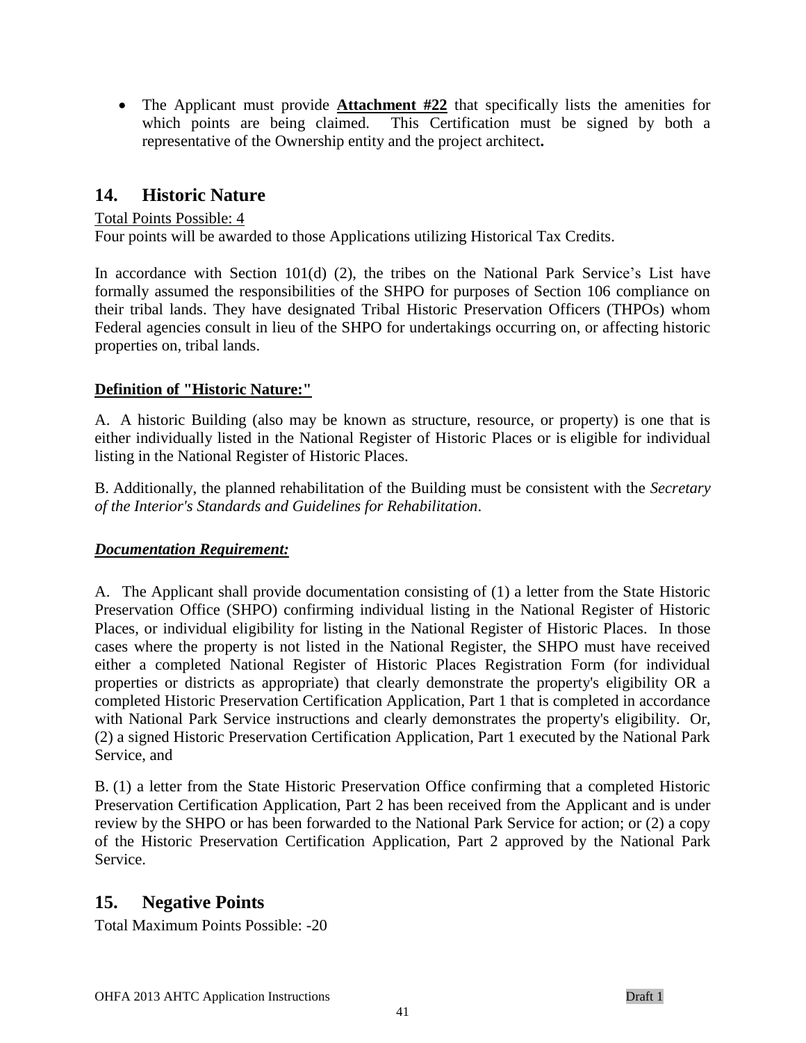- The Applicant must provide **Attachment #22** that specifically lists the amenities for which points are being claimed. This Certification must be signed by both a representative of the Ownership entity and the project architect**.**

## 14. Historic Nature

Total Points Possible: 4

Four points will be awarded to those Applications utilizing Historical Tax Credits.

In accordance with Section 101(d) (2), the tribes on the National Park Service's List have formally assumed the responsibilities of the SHPO for purposes of Section 106 compliance on their tribal lands. They have designated Tribal Historic Preservation Officers (THPOs) whom Federal agencies consult in lieu of the SHPO for undertakings occurring on, or affecting historic properties on, tribal lands.

**Definition of "Historic Nature:"**

A. A historic Building (also may be known as structure, resource, or property) is one that is either individually listed in the National Register of Historic Places or is eligible for individual listing in the National Register of Historic Places.

B. Additionally, the planned rehabilitation of the Building must be consistent with the *Secretary of the Interior's Standards and Guidelines for Rehabilitation*.

***Documentation Requirement:***

A. The Applicant shall provide documentation consisting of (1) a letter from the State Historic Preservation Office (SHPO) confirming individual listing in the National Register of Historic Places, or individual eligibility for listing in the National Register of Historic Places. In those cases where the property is not listed in the National Register, the SHPO must have received either a completed National Register of Historic Places Registration Form (for individual properties or districts as appropriate) that clearly demonstrate the property's eligibility OR a completed Historic Preservation Certification Application, Part 1 that is completed in accordance with National Park Service instructions and clearly demonstrates the property's eligibility. Or, (2) a signed Historic Preservation Certification Application, Part 1 executed by the National Park Service, and

B. (1) a letter from the State Historic Preservation Office confirming that a completed Historic Preservation Certification Application, Part 2 has been received from the Applicant and is under review by the SHPO or has been forwarded to the National Park Service for action; or (2) a copy of the Historic Preservation Certification Application, Part 2 approved by the National Park Service.

## 15. Negative Points

Total Maximum Points Possible: -20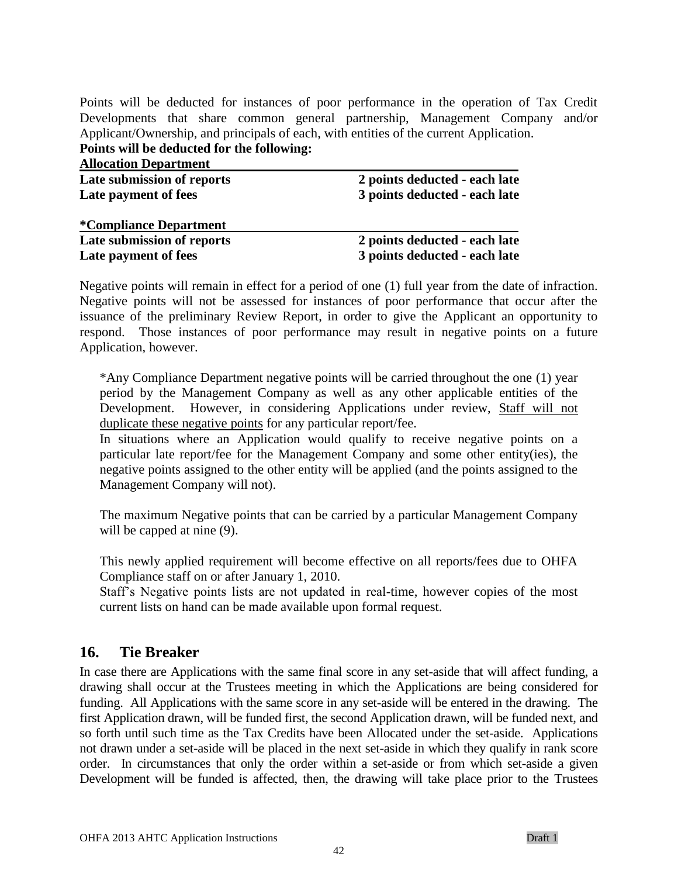Points will be deducted for instances of poor performance in the operation of Tax Credit Developments that share common general partnership, Management Company and/or Applicant/Ownership, and principals of each, with entities of the current Application.

**Points will be deducted for the following:**

| **Allocation Department** | |
|---|---|
| **Late submission of reports** | **2 points deducted - each late** |
| **Late payment of fees** | **3 points deducted - each late** |

| ***Compliance Department** | |
|---|---|
| **Late submission of reports** | **2 points deducted - each late** |
| **Late payment of fees** | **3 points deducted - each late** |

Negative points will remain in effect for a period of one (1) full year from the date of infraction. Negative points will not be assessed for instances of poor performance that occur after the issuance of the preliminary Review Report, in order to give the Applicant an opportunity to respond. Those instances of poor performance may result in negative points on a future Application, however.

> *Any Compliance Department negative points will be carried throughout the one (1) year period by the Management Company as well as any other applicable entities of the Development. However, in considering Applications under review, <u>Staff will not duplicate these negative points</u> for any particular report/fee.
> In situations where an Application would qualify to receive negative points on a particular late report/fee for the Management Company and some other entity(ies), the negative points assigned to the other entity will be applied (and the points assigned to the Management Company will not).
>
> The maximum Negative points that can be carried by a particular Management Company will be capped at nine (9).
>
> This newly applied requirement will become effective on all reports/fees due to OHFA Compliance staff on or after January 1, 2010.
> Staff's Negative points lists are not updated in real-time, however copies of the most current lists on hand can be made available upon formal request.

## 16. Tie Breaker

In case there are Applications with the same final score in any set-aside that will affect funding, a drawing shall occur at the Trustees meeting in which the Applications are being considered for funding. All Applications with the same score in any set-aside will be entered in the drawing. The first Application drawn, will be funded first, the second Application drawn, will be funded next, and so forth until such time as the Tax Credits have been Allocated under the set-aside. Applications not drawn under a set-aside will be placed in the next set-aside in which they qualify in rank score order. In circumstances that only the order within a set-aside or from which set-aside a given Development will be funded is affected, then, the drawing will take place prior to the Trustees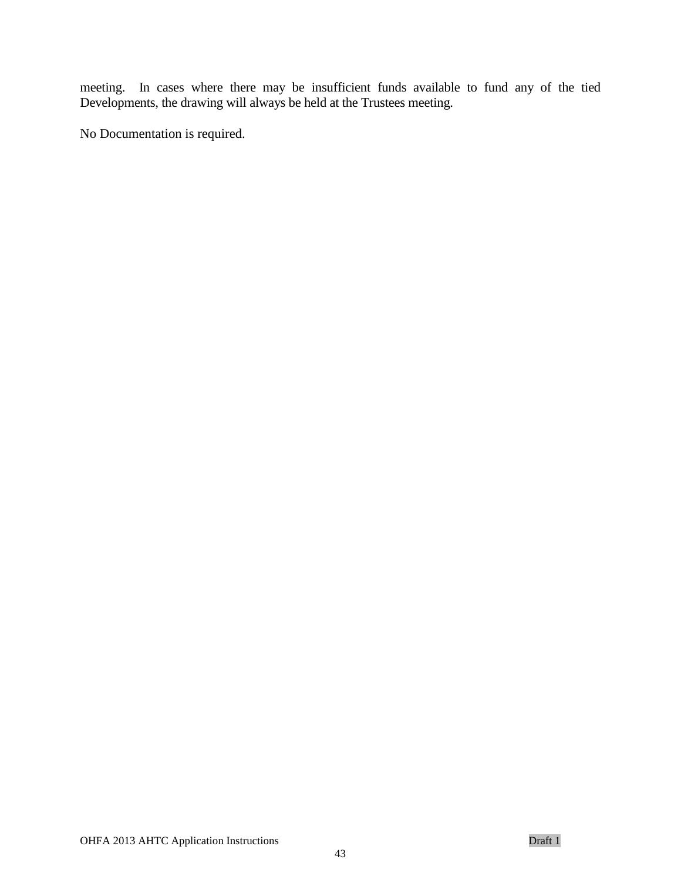meeting. In cases where there may be insufficient funds available to fund any of the tied Developments, the drawing will always be held at the Trustees meeting.

No Documentation is required.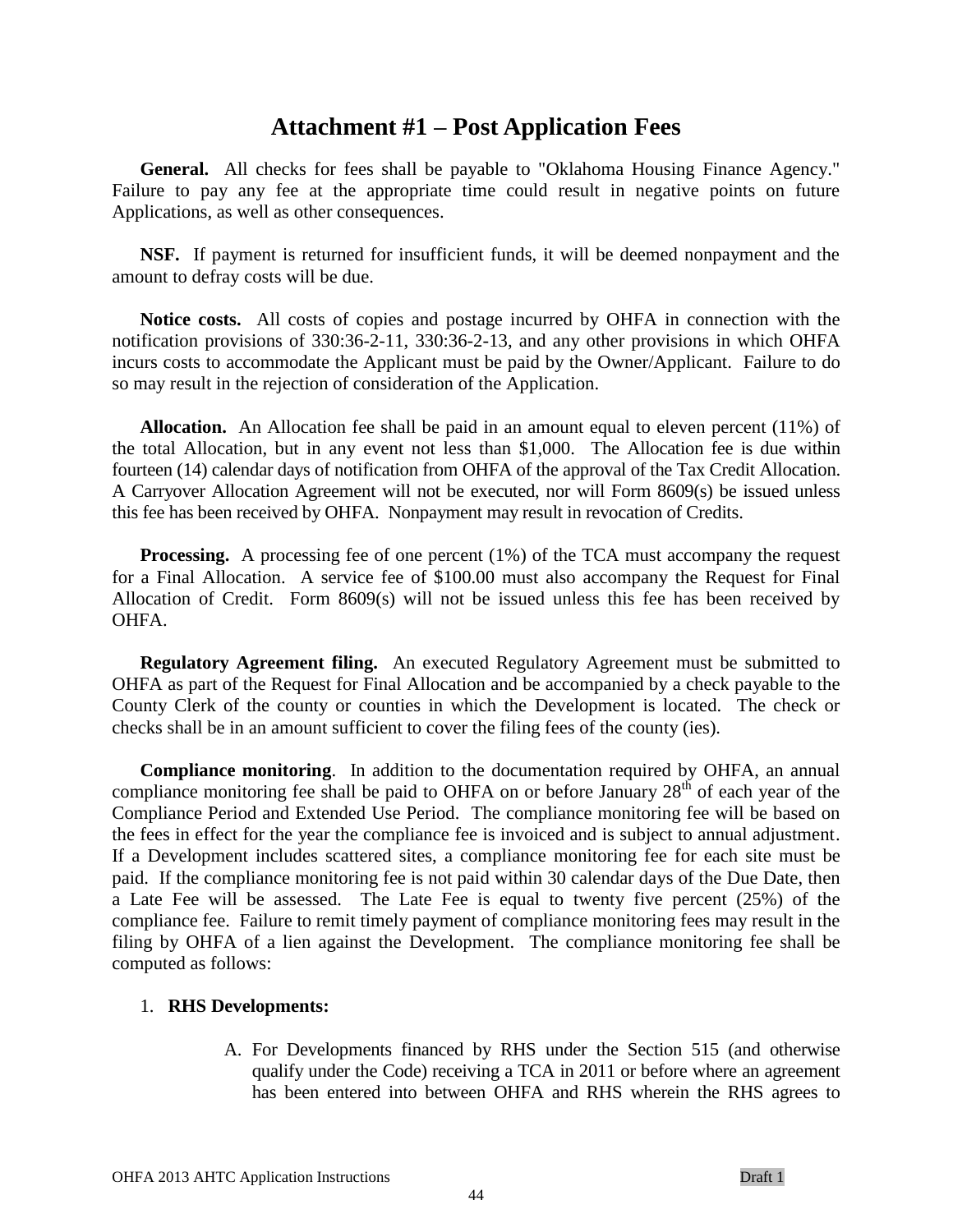# Attachment #1 – Post Application Fees

**General.** All checks for fees shall be payable to "Oklahoma Housing Finance Agency." Failure to pay any fee at the appropriate time could result in negative points on future Applications, as well as other consequences.

**NSF.** If payment is returned for insufficient funds, it will be deemed nonpayment and the amount to defray costs will be due.

**Notice costs.** All costs of copies and postage incurred by OHFA in connection with the notification provisions of 330:36-2-11, 330:36-2-13, and any other provisions in which OHFA incurs costs to accommodate the Applicant must be paid by the Owner/Applicant. Failure to do so may result in the rejection of consideration of the Application.

**Allocation.** An Allocation fee shall be paid in an amount equal to eleven percent (11%) of the total Allocation, but in any event not less than $1,000. The Allocation fee is due within fourteen (14) calendar days of notification from OHFA of the approval of the Tax Credit Allocation. A Carryover Allocation Agreement will not be executed, nor will Form 8609(s) be issued unless this fee has been received by OHFA. Nonpayment may result in revocation of Credits.

**Processing.** A processing fee of one percent (1%) of the TCA must accompany the request for a Final Allocation. A service fee of $100.00 must also accompany the Request for Final Allocation of Credit. Form 8609(s) will not be issued unless this fee has been received by OHFA.

**Regulatory Agreement filing.** An executed Regulatory Agreement must be submitted to OHFA as part of the Request for Final Allocation and be accompanied by a check payable to the County Clerk of the county or counties in which the Development is located. The check or checks shall be in an amount sufficient to cover the filing fees of the county (ies).

**Compliance monitoring**. In addition to the documentation required by OHFA, an annual compliance monitoring fee shall be paid to OHFA on or before January 28th of each year of the Compliance Period and Extended Use Period. The compliance monitoring fee will be based on the fees in effect for the year the compliance fee is invoiced and is subject to annual adjustment. If a Development includes scattered sites, a compliance monitoring fee for each site must be paid. If the compliance monitoring fee is not paid within 30 calendar days of the Due Date, then a Late Fee will be assessed. The Late Fee is equal to twenty five percent (25%) of the compliance fee. Failure to remit timely payment of compliance monitoring fees may result in the filing by OHFA of a lien against the Development. The compliance monitoring fee shall be computed as follows:

1. **RHS Developments:**

   A. For Developments financed by RHS under the Section 515 (and otherwise qualify under the Code) receiving a TCA in 2011 or before where an agreement has been entered into between OHFA and RHS wherein the RHS agrees to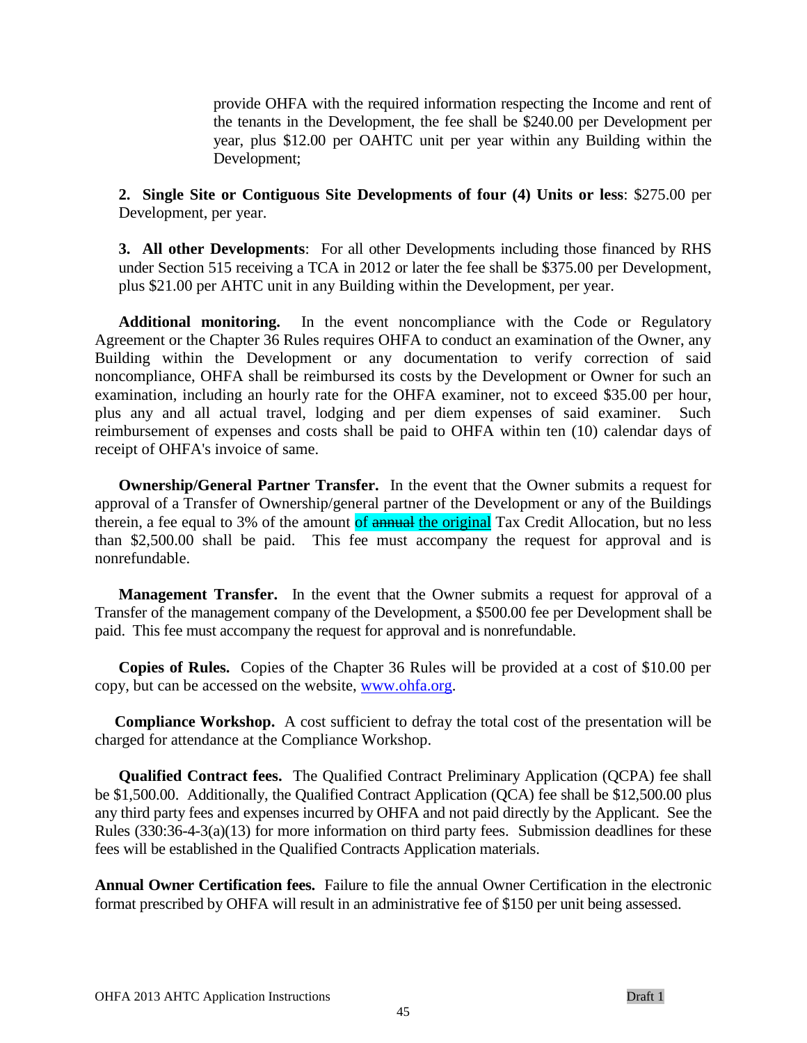provide OHFA with the required information respecting the Income and rent of the tenants in the Development, the fee shall be $240.00 per Development per year, plus $12.00 per OAHTC unit per year within any Building within the Development;

**2. Single Site or Contiguous Site Developments of four (4) Units or less**: $275.00 per Development, per year.

**3. All other Developments**: For all other Developments including those financed by RHS under Section 515 receiving a TCA in 2012 or later the fee shall be $375.00 per Development, plus $21.00 per AHTC unit in any Building within the Development, per year.

**Additional monitoring.** In the event noncompliance with the Code or Regulatory Agreement or the Chapter 36 Rules requires OHFA to conduct an examination of the Owner, any Building within the Development or any documentation to verify correction of said noncompliance, OHFA shall be reimbursed its costs by the Development or Owner for such an examination, including an hourly rate for the OHFA examiner, not to exceed $35.00 per hour, plus any and all actual travel, lodging and per diem expenses of said examiner. Such reimbursement of expenses and costs shall be paid to OHFA within ten (10) calendar days of receipt of OHFA's invoice of same.

**Ownership/General Partner Transfer.** In the event that the Owner submits a request for approval of a Transfer of Ownership/general partner of the Development or any of the Buildings therein, a fee equal to 3% of the amount of ~~annual~~ the original Tax Credit Allocation, but no less than $2,500.00 shall be paid. This fee must accompany the request for approval and is nonrefundable.

**Management Transfer.** In the event that the Owner submits a request for approval of a Transfer of the management company of the Development, a $500.00 fee per Development shall be paid. This fee must accompany the request for approval and is nonrefundable.

**Copies of Rules.** Copies of the Chapter 36 Rules will be provided at a cost of $10.00 per copy, but can be accessed on the website, www.ohfa.org.

**Compliance Workshop.** A cost sufficient to defray the total cost of the presentation will be charged for attendance at the Compliance Workshop.

**Qualified Contract fees.** The Qualified Contract Preliminary Application (QCPA) fee shall be $1,500.00. Additionally, the Qualified Contract Application (QCA) fee shall be $12,500.00 plus any third party fees and expenses incurred by OHFA and not paid directly by the Applicant. See the Rules (330:36-4-3(a)(13) for more information on third party fees. Submission deadlines for these fees will be established in the Qualified Contracts Application materials.

**Annual Owner Certification fees.** Failure to file the annual Owner Certification in the electronic format prescribed by OHFA will result in an administrative fee of $150 per unit being assessed.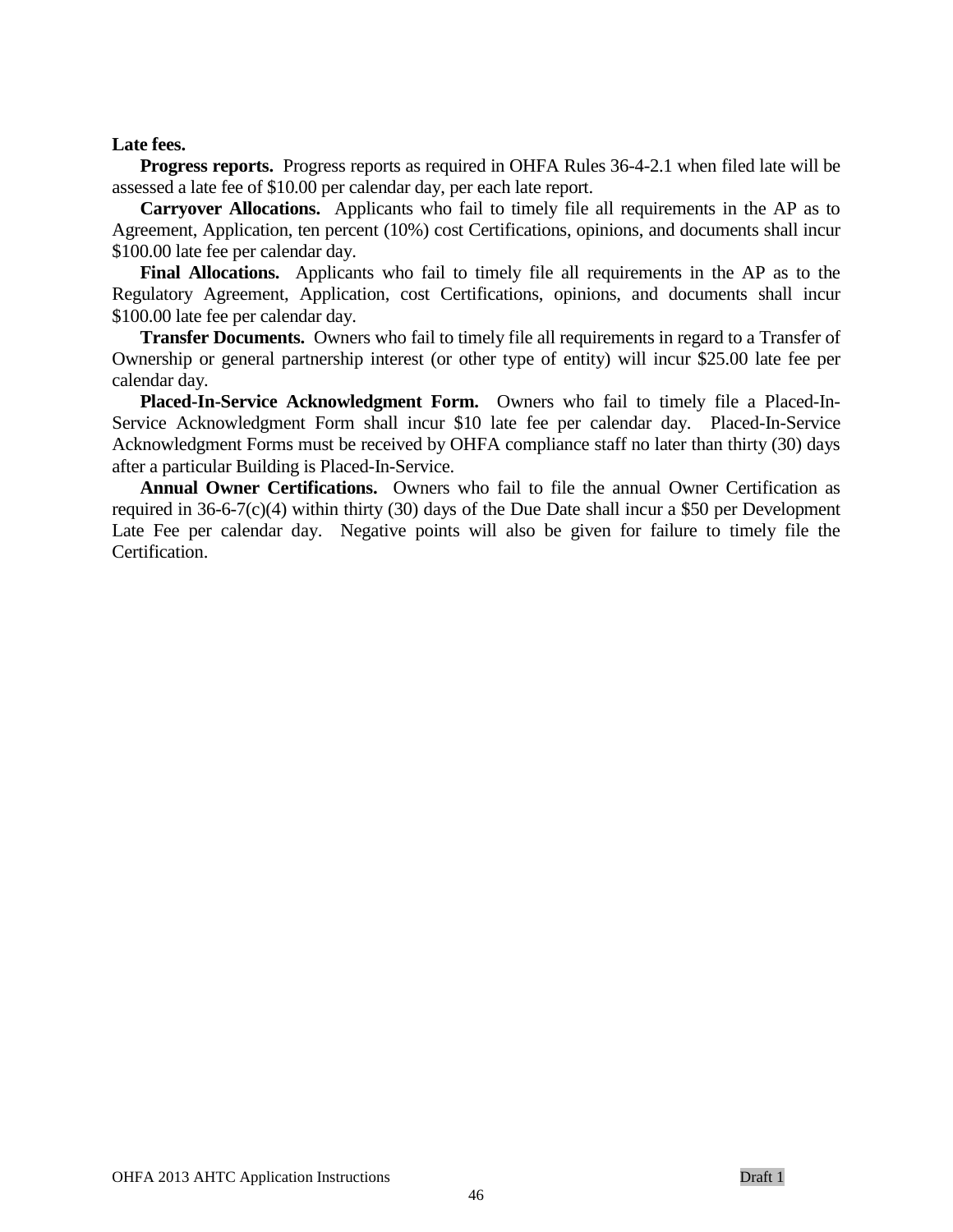**Late fees.**

**Progress reports.** Progress reports as required in OHFA Rules 36-4-2.1 when filed late will be assessed a late fee of $10.00 per calendar day, per each late report.

**Carryover Allocations.** Applicants who fail to timely file all requirements in the AP as to Agreement, Application, ten percent (10%) cost Certifications, opinions, and documents shall incur $100.00 late fee per calendar day.

**Final Allocations.** Applicants who fail to timely file all requirements in the AP as to the Regulatory Agreement, Application, cost Certifications, opinions, and documents shall incur $100.00 late fee per calendar day.

**Transfer Documents.** Owners who fail to timely file all requirements in regard to a Transfer of Ownership or general partnership interest (or other type of entity) will incur $25.00 late fee per calendar day.

**Placed-In-Service Acknowledgment Form.** Owners who fail to timely file a Placed-In-Service Acknowledgment Form shall incur $10 late fee per calendar day. Placed-In-Service Acknowledgment Forms must be received by OHFA compliance staff no later than thirty (30) days after a particular Building is Placed-In-Service.

**Annual Owner Certifications.** Owners who fail to file the annual Owner Certification as required in 36-6-7(c)(4) within thirty (30) days of the Due Date shall incur a $50 per Development Late Fee per calendar day. Negative points will also be given for failure to timely file the Certification.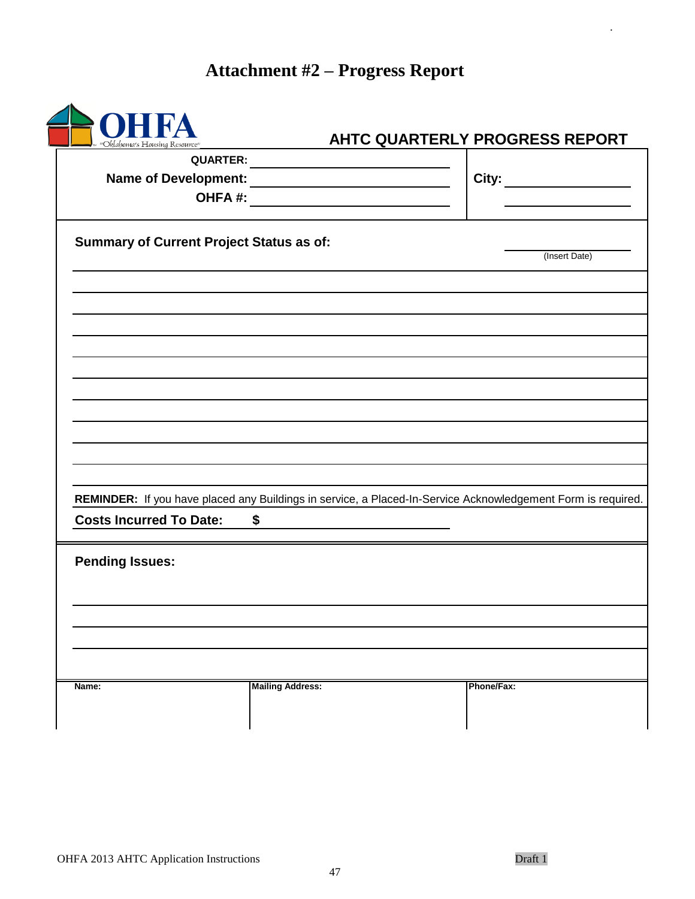# Attachment #2 – Progress Report

OHFA "Oklahoma's Housing Resource"

## AHTC QUARTERLY PROGRESS REPORT

**QUARTER:** ______________________

**Name of Development:** ______________________ **City:** ______________________

**OHFA #:** ______________________

**Summary of Current Project Status as of:** ______________________ (Insert Date)

______________________________________________________________________

______________________________________________________________________

______________________________________________________________________

______________________________________________________________________

______________________________________________________________________

______________________________________________________________________

______________________________________________________________________

______________________________________________________________________

______________________________________________________________________

______________________________________________________________________

**REMINDER:** If you have placed any Buildings in service, a Placed-In-Service Acknowledgement Form is required.

**Costs Incurred To Date:** **$** ______________________

**Pending Issues:**

______________________________________________________________________

______________________________________________________________________

______________________________________________________________________

| Name: | Mailing Address: | Phone/Fax: |
| --- | --- | --- |
| | | |

Draft 1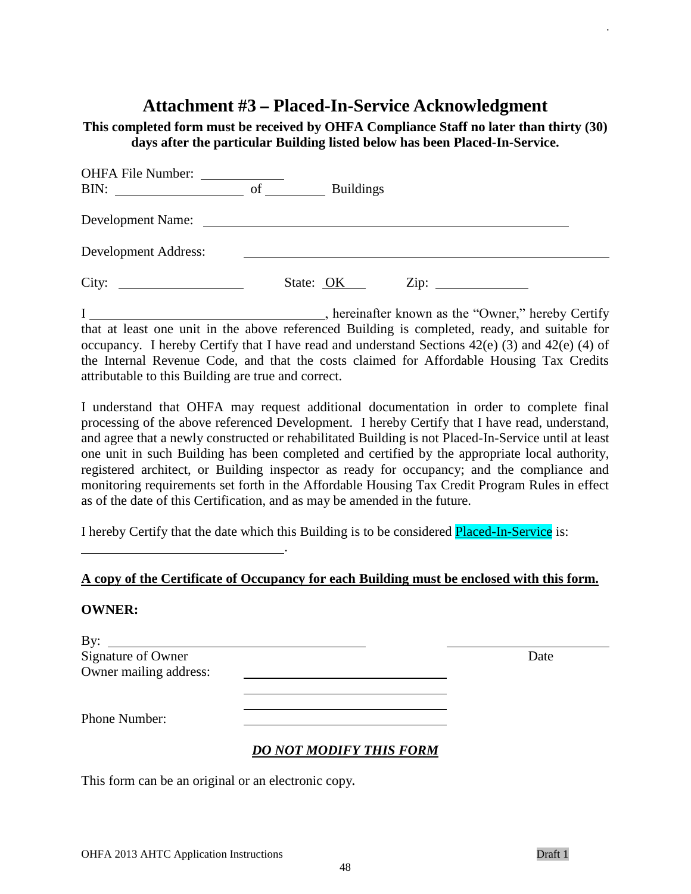# Attachment #3 – Placed-In-Service Acknowledgment

**This completed form must be received by OHFA Compliance Staff no later than thirty (30) days after the particular Building listed below has been Placed-In-Service.**

OHFA File Number: ____________
BIN: ____________________ of __________ Buildings

Development Name: ________________________________________________

Development Address: ________________________________________________

City: ____________________ State: OK Zip: ______________

I ___________________________________, hereinafter known as the "Owner," hereby Certify that at least one unit in the above referenced Building is completed, ready, and suitable for occupancy. I hereby Certify that I have read and understand Sections 42(e) (3) and 42(e) (4) of the Internal Revenue Code, and that the costs claimed for Affordable Housing Tax Credits attributable to this Building are true and correct.

I understand that OHFA may request additional documentation in order to complete final processing of the above referenced Development. I hereby Certify that I have read, understand, and agree that a newly constructed or rehabilitated Building is not Placed-In-Service until at least one unit in such Building has been completed and certified by the appropriate local authority, registered architect, or Building inspector as ready for occupancy; and the compliance and monitoring requirements set forth in the Affordable Housing Tax Credit Program Rules in effect as of the date of this Certification, and as may be amended in the future.

I hereby Certify that the date which this Building is to be considered Placed-In-Service is:

________________________________.

**A copy of the Certificate of Occupancy for each Building must be enclosed with this form.**

**OWNER:**

By: ________________________________________ ____________________
Signature of Owner Date
Owner mailing address: ________________________________

________________________________

________________________________

Phone Number: ________________________________

***DO NOT MODIFY THIS FORM***

This form can be an original or an electronic copy.

OHFA 2013 AHTC Application Instructions Draft 1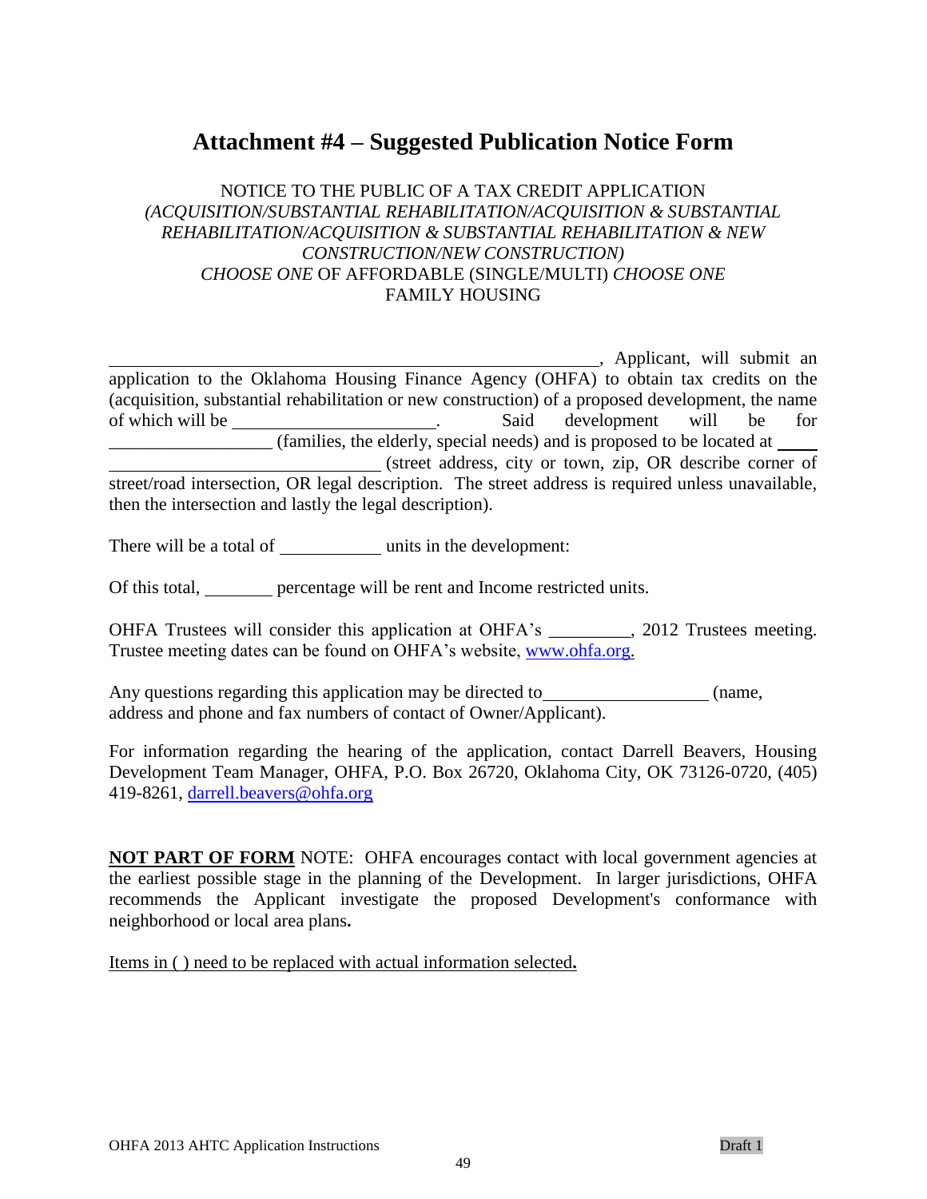# Attachment #4 – Suggested Publication Notice Form

NOTICE TO THE PUBLIC OF A TAX CREDIT APPLICATION
*(ACQUISITION/SUBSTANTIAL REHABILITATION/ACQUISITION & SUBSTANTIAL REHABILITATION/ACQUISITION & SUBSTANTIAL REHABILITATION & NEW CONSTRUCTION/NEW CONSTRUCTION)*
*CHOOSE ONE* OF AFFORDABLE (SINGLE/MULTI) *CHOOSE ONE* FAMILY HOUSING

________________________________________________________, Applicant, will submit an application to the Oklahoma Housing Finance Agency (OHFA) to obtain tax credits on the (acquisition, substantial rehabilitation or new construction) of a proposed development, the name of which will be ______________________. Said development will be for __________________ (families, the elderly, special needs) and is proposed to be located at _____ ______________________________ (street address, city or town, zip, OR describe corner of street/road intersection, OR legal description. The street address is required unless unavailable, then the intersection and lastly the legal description).

There will be a total of ___________ units in the development:

Of this total, _______ percentage will be rent and Income restricted units.

OHFA Trustees will consider this application at OHFA's _________, 2012 Trustees meeting. Trustee meeting dates can be found on OHFA's website, www.ohfa.org.

Any questions regarding this application may be directed to__________________ (name, address and phone and fax numbers of contact of Owner/Applicant).

For information regarding the hearing of the application, contact Darrell Beavers, Housing Development Team Manager, OHFA, P.O. Box 26720, Oklahoma City, OK 73126-0720, (405) 419-8261, darrell.beavers@ohfa.org

**NOT PART OF FORM** NOTE: OHFA encourages contact with local government agencies at the earliest possible stage in the planning of the Development. In larger jurisdictions, OHFA recommends the Applicant investigate the proposed Development's conformance with neighborhood or local area plans**.**

Items in ( ) need to be replaced with actual information selected**.**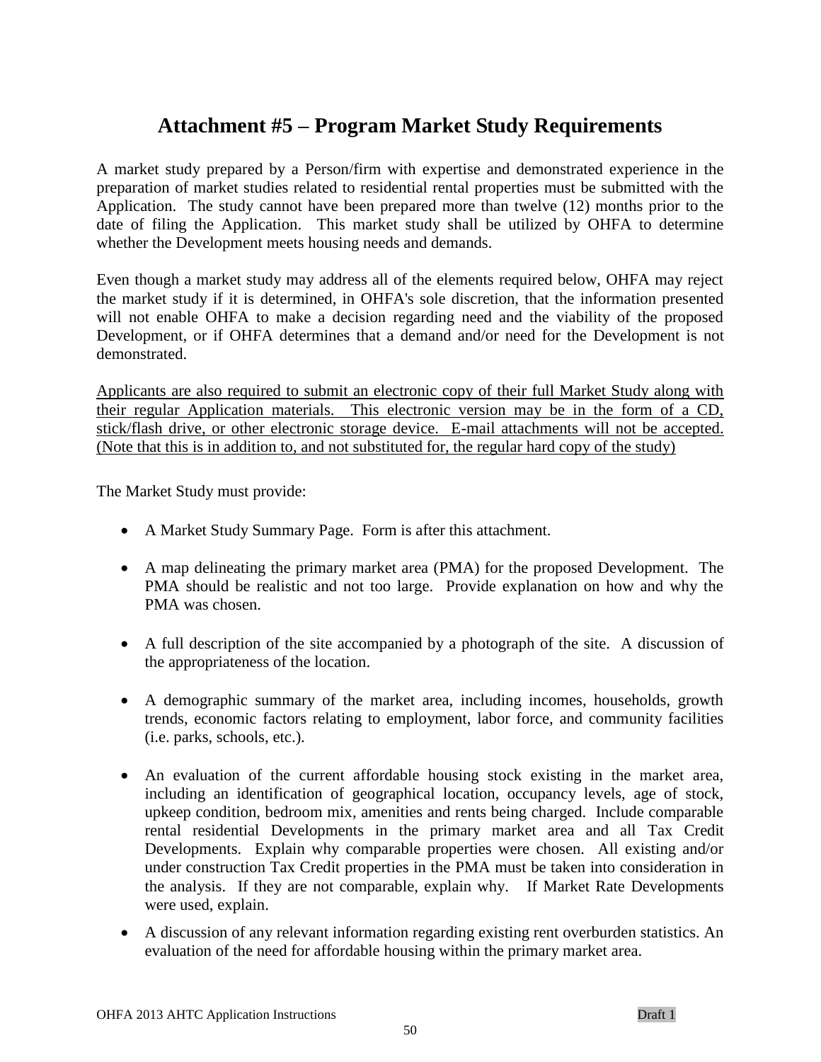# Attachment #5 – Program Market Study Requirements

A market study prepared by a Person/firm with expertise and demonstrated experience in the preparation of market studies related to residential rental properties must be submitted with the Application. The study cannot have been prepared more than twelve (12) months prior to the date of filing the Application. This market study shall be utilized by OHFA to determine whether the Development meets housing needs and demands.

Even though a market study may address all of the elements required below, OHFA may reject the market study if it is determined, in OHFA's sole discretion, that the information presented will not enable OHFA to make a decision regarding need and the viability of the proposed Development, or if OHFA determines that a demand and/or need for the Development is not demonstrated.

<u>Applicants are also required to submit an electronic copy of their full Market Study along with their regular Application materials. This electronic version may be in the form of a CD, stick/flash drive, or other electronic storage device. E-mail attachments will not be accepted. (Note that this is in addition to, and not substituted for, the regular hard copy of the study)</u>

The Market Study must provide:

- A Market Study Summary Page. Form is after this attachment.
- A map delineating the primary market area (PMA) for the proposed Development. The PMA should be realistic and not too large. Provide explanation on how and why the PMA was chosen.
- A full description of the site accompanied by a photograph of the site. A discussion of the appropriateness of the location.
- A demographic summary of the market area, including incomes, households, growth trends, economic factors relating to employment, labor force, and community facilities (i.e. parks, schools, etc.).
- An evaluation of the current affordable housing stock existing in the market area, including an identification of geographical location, occupancy levels, age of stock, upkeep condition, bedroom mix, amenities and rents being charged. Include comparable rental residential Developments in the primary market area and all Tax Credit Developments. Explain why comparable properties were chosen. All existing and/or under construction Tax Credit properties in the PMA must be taken into consideration in the analysis. If they are not comparable, explain why. If Market Rate Developments were used, explain.
- A discussion of any relevant information regarding existing rent overburden statistics. An evaluation of the need for affordable housing within the primary market area.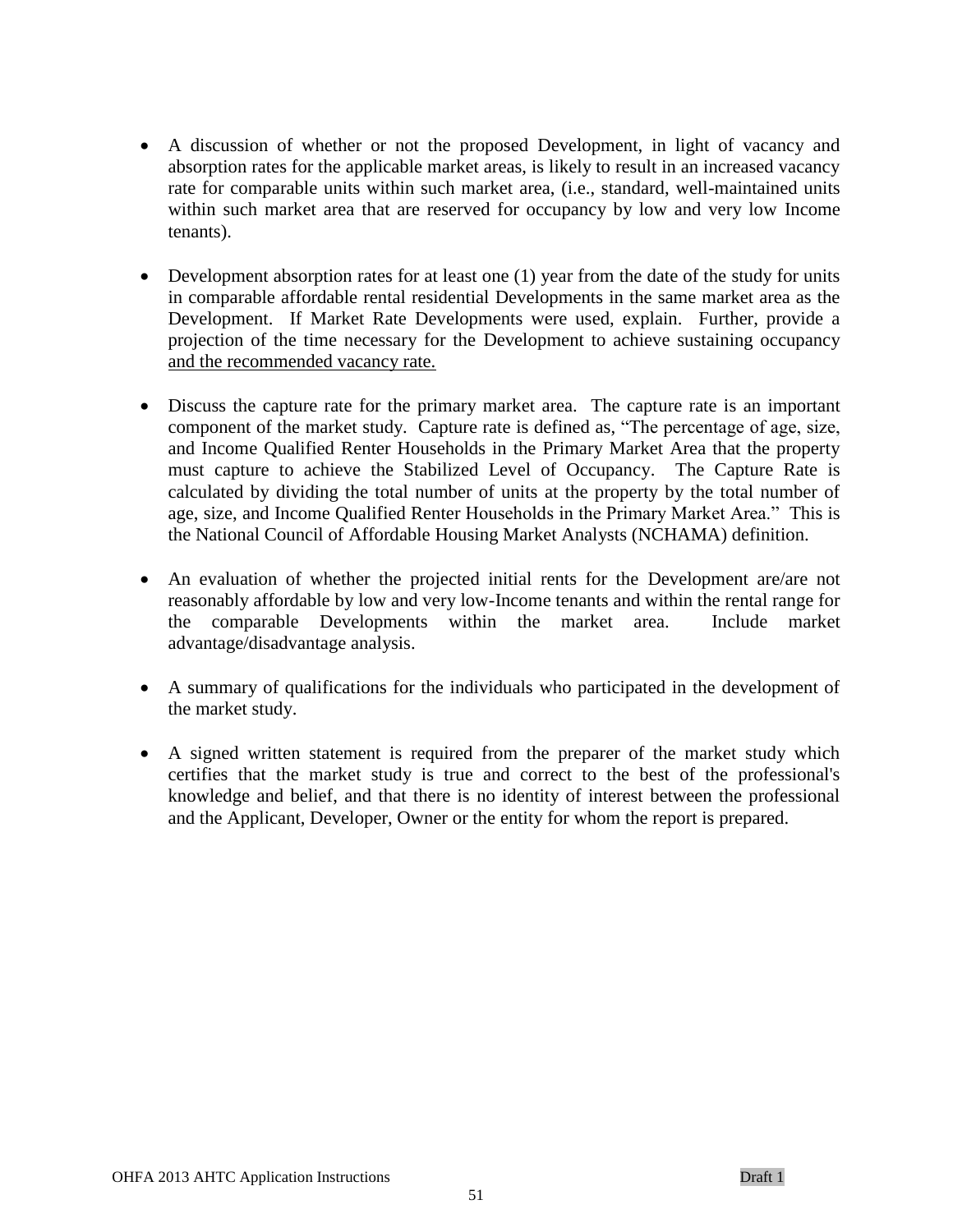- A discussion of whether or not the proposed Development, in light of vacancy and absorption rates for the applicable market areas, is likely to result in an increased vacancy rate for comparable units within such market area, (i.e., standard, well-maintained units within such market area that are reserved for occupancy by low and very low Income tenants).

- Development absorption rates for at least one (1) year from the date of the study for units in comparable affordable rental residential Developments in the same market area as the Development. If Market Rate Developments were used, explain. Further, provide a projection of the time necessary for the Development to achieve sustaining occupancy and the recommended vacancy rate.

- Discuss the capture rate for the primary market area. The capture rate is an important component of the market study. Capture rate is defined as, "The percentage of age, size, and Income Qualified Renter Households in the Primary Market Area that the property must capture to achieve the Stabilized Level of Occupancy. The Capture Rate is calculated by dividing the total number of units at the property by the total number of age, size, and Income Qualified Renter Households in the Primary Market Area." This is the National Council of Affordable Housing Market Analysts (NCHAMA) definition.

- An evaluation of whether the projected initial rents for the Development are/are not reasonably affordable by low and very low-Income tenants and within the rental range for the comparable Developments within the market area. Include market advantage/disadvantage analysis.

- A summary of qualifications for the individuals who participated in the development of the market study.

- A signed written statement is required from the preparer of the market study which certifies that the market study is true and correct to the best of the professional's knowledge and belief, and that there is no identity of interest between the professional and the Applicant, Developer, Owner or the entity for whom the report is prepared.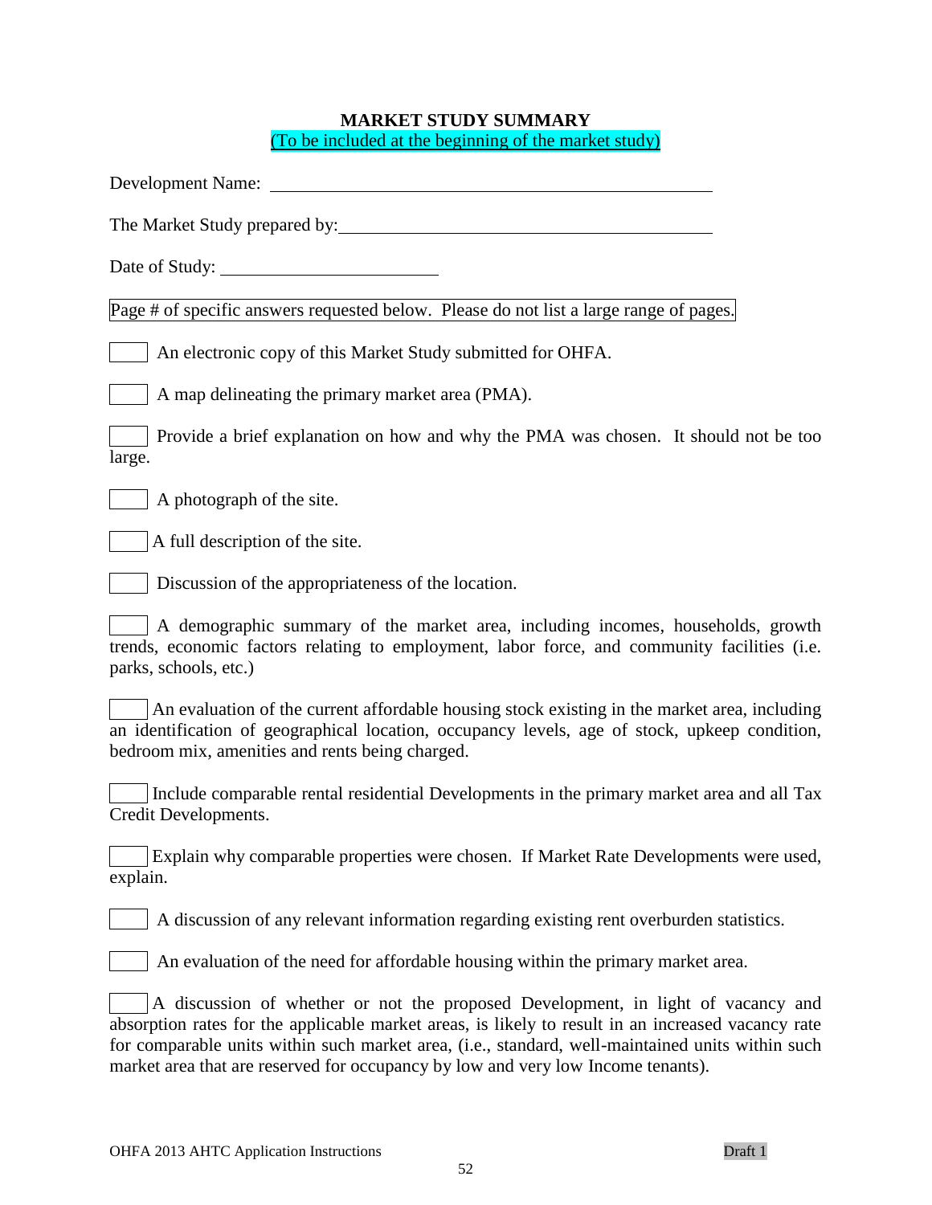# MARKET STUDY SUMMARY

(To be included at the beginning of the market study)

Development Name: ______________________________

The Market Study prepared by: ______________________________

Date of Study: ______________________

Page # of specific answers requested below. Please do not list a large range of pages.

☐ An electronic copy of this Market Study submitted for OHFA.

☐ A map delineating the primary market area (PMA).

☐ Provide a brief explanation on how and why the PMA was chosen. It should not be too large.

☐ A photograph of the site.

☐ A full description of the site.

☐ Discussion of the appropriateness of the location.

☐ A demographic summary of the market area, including incomes, households, growth trends, economic factors relating to employment, labor force, and community facilities (i.e. parks, schools, etc.)

☐ An evaluation of the current affordable housing stock existing in the market area, including an identification of geographical location, occupancy levels, age of stock, upkeep condition, bedroom mix, amenities and rents being charged.

☐ Include comparable rental residential Developments in the primary market area and all Tax Credit Developments.

☐ Explain why comparable properties were chosen. If Market Rate Developments were used, explain.

☐ A discussion of any relevant information regarding existing rent overburden statistics.

☐ An evaluation of the need for affordable housing within the primary market area.

☐ A discussion of whether or not the proposed Development, in light of vacancy and absorption rates for the applicable market areas, is likely to result in an increased vacancy rate for comparable units within such market area, (i.e., standard, well-maintained units within such market area that are reserved for occupancy by low and very low Income tenants).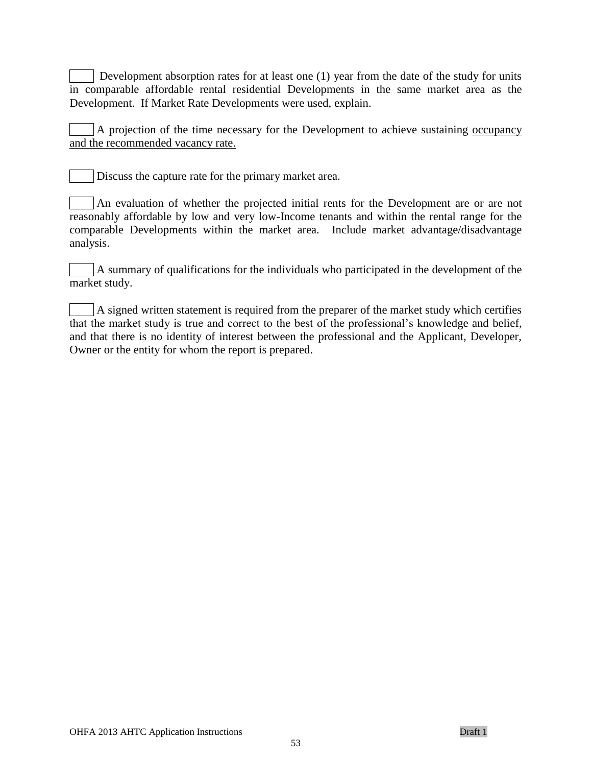- [ ] Development absorption rates for at least one (1) year from the date of the study for units in comparable affordable rental residential Developments in the same market area as the Development. If Market Rate Developments were used, explain.

- [ ] A projection of the time necessary for the Development to achieve sustaining <u>occupancy and the recommended vacancy rate.</u>

- [ ] Discuss the capture rate for the primary market area.

- [ ] An evaluation of whether the projected initial rents for the Development are or are not reasonably affordable by low and very low-Income tenants and within the rental range for the comparable Developments within the market area. Include market advantage/disadvantage analysis.

- [ ] A summary of qualifications for the individuals who participated in the development of the market study.

- [ ] A signed written statement is required from the preparer of the market study which certifies that the market study is true and correct to the best of the professional's knowledge and belief, and that there is no identity of interest between the professional and the Applicant, Developer, Owner or the entity for whom the report is prepared.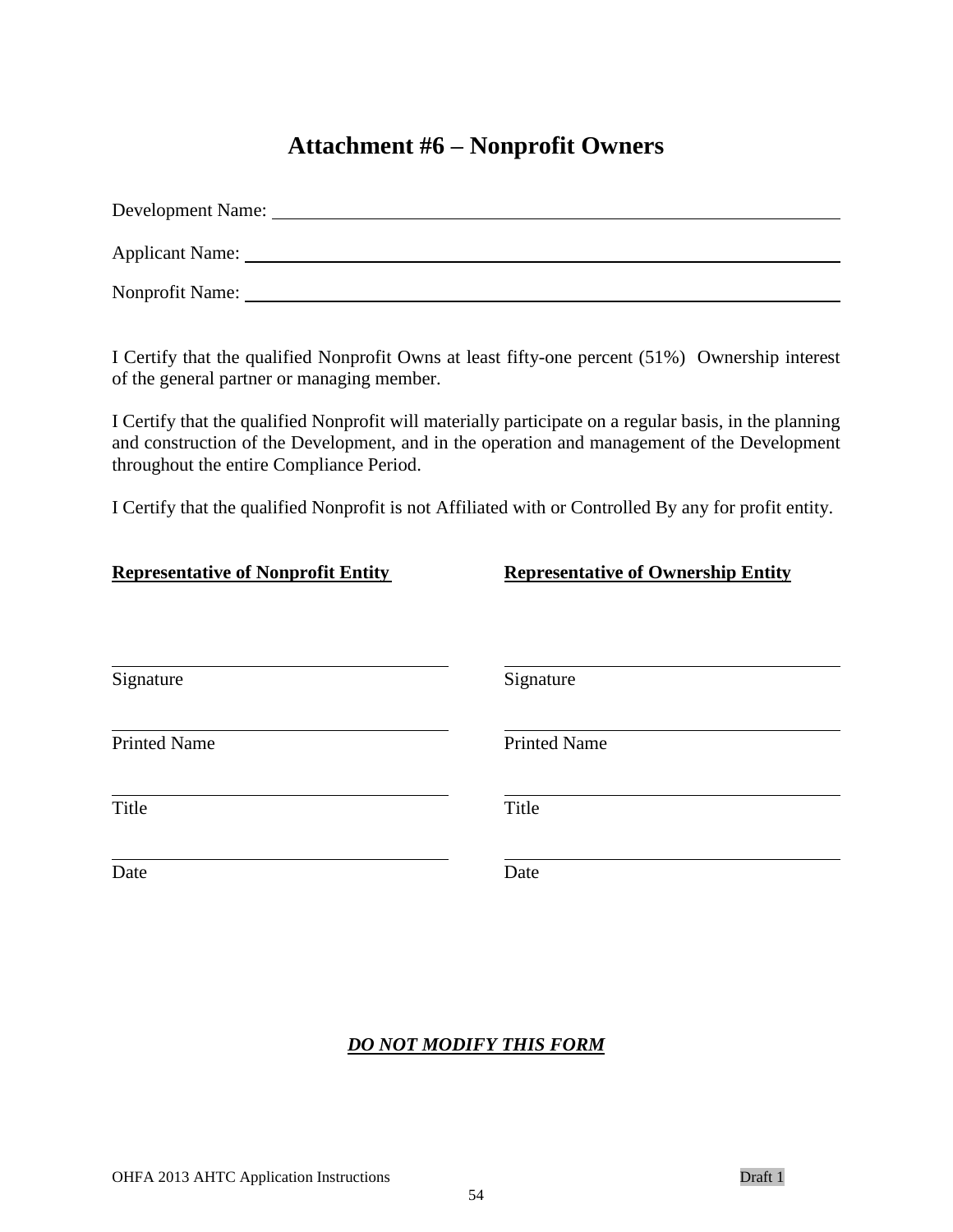# Attachment #6 – Nonprofit Owners

Development Name: \_\_\_\_\_\_\_\_\_\_\_\_\_\_\_\_\_\_\_\_\_\_\_\_\_\_\_\_\_\_\_\_\_\_\_\_\_\_\_\_

Applicant Name: \_\_\_\_\_\_\_\_\_\_\_\_\_\_\_\_\_\_\_\_\_\_\_\_\_\_\_\_\_\_\_\_\_\_\_\_\_\_\_\_

Nonprofit Name: \_\_\_\_\_\_\_\_\_\_\_\_\_\_\_\_\_\_\_\_\_\_\_\_\_\_\_\_\_\_\_\_\_\_\_\_\_\_\_\_

I Certify that the qualified Nonprofit Owns at least fifty-one percent (51%) Ownership interest of the general partner or managing member.

I Certify that the qualified Nonprofit will materially participate on a regular basis, in the planning and construction of the Development, and in the operation and management of the Development throughout the entire Compliance Period.

I Certify that the qualified Nonprofit is not Affiliated with or Controlled By any for profit entity.

| **Representative of Nonprofit Entity** | **Representative of Ownership Entity** |
|---|---|
| \_\_\_\_\_\_\_\_\_\_\_\_\_\_\_\_\_\_\_\_ | \_\_\_\_\_\_\_\_\_\_\_\_\_\_\_\_\_\_\_\_ |
| Signature | Signature |
| \_\_\_\_\_\_\_\_\_\_\_\_\_\_\_\_\_\_\_\_ | \_\_\_\_\_\_\_\_\_\_\_\_\_\_\_\_\_\_\_\_ |
| Printed Name | Printed Name |
| \_\_\_\_\_\_\_\_\_\_\_\_\_\_\_\_\_\_\_\_ | \_\_\_\_\_\_\_\_\_\_\_\_\_\_\_\_\_\_\_\_ |
| Title | Title |
| \_\_\_\_\_\_\_\_\_\_\_\_\_\_\_\_\_\_\_\_ | \_\_\_\_\_\_\_\_\_\_\_\_\_\_\_\_\_\_\_\_ |
| Date | Date |

***DO NOT MODIFY THIS FORM***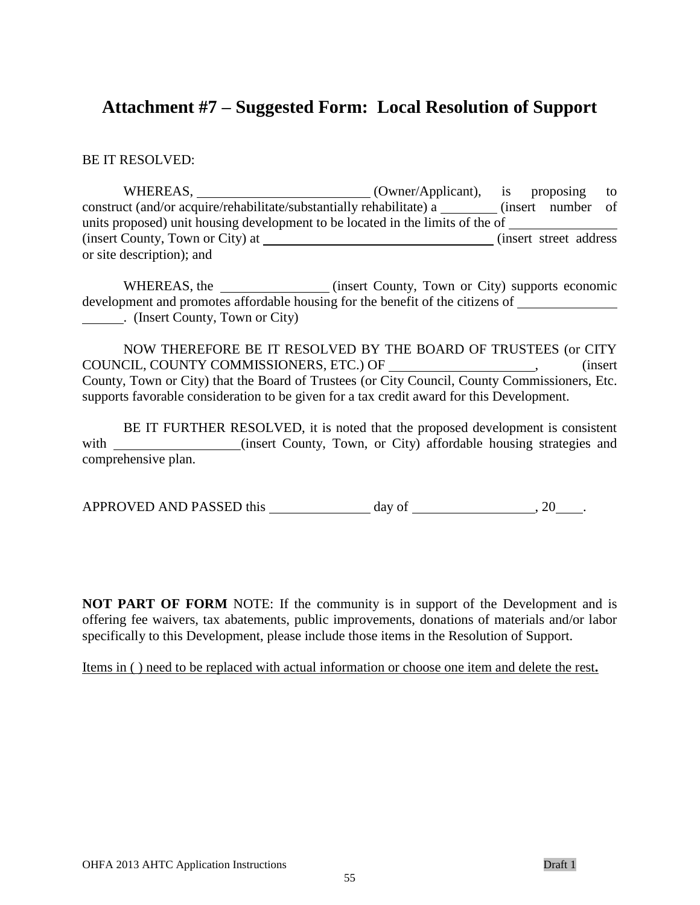# Attachment #7 – Suggested Form: Local Resolution of Support

BE IT RESOLVED:

WHEREAS, ___________________________ (Owner/Applicant), is proposing to construct (and/or acquire/rehabilitate/substantially rehabilitate) a _________ (insert number of units proposed) unit housing development to be located in the limits of the of _________________ (insert County, Town or City) at ____________________________________ (insert street address or site description); and

WHEREAS, the _________________ (insert County, Town or City) supports economic development and promotes affordable housing for the benefit of the citizens of _____________________. (Insert County, Town or City)

NOW THEREFORE BE IT RESOLVED BY THE BOARD OF TRUSTEES (or CITY COUNCIL, COUNTY COMMISSIONERS, ETC.) OF ______________________, (insert County, Town or City) that the Board of Trustees (or City Council, County Commissioners, Etc. supports favorable consideration to be given for a tax credit award for this Development.

BE IT FURTHER RESOLVED, it is noted that the proposed development is consistent with ___________________(insert County, Town, or City) affordable housing strategies and comprehensive plan.

APPROVED AND PASSED this ________________ day of ___________________, 20____.

**NOT PART OF FORM** NOTE: If the community is in support of the Development and is offering fee waivers, tax abatements, public improvements, donations of materials and/or labor specifically to this Development, please include those items in the Resolution of Support.

<u>Items in ( ) need to be replaced with actual information or choose one item and delete the rest</u>**.**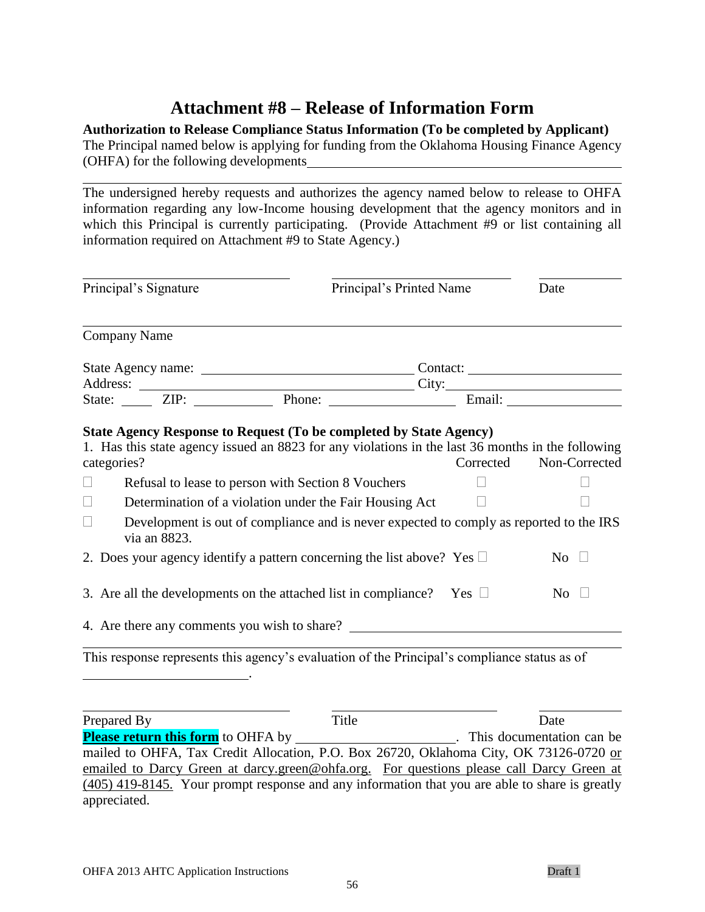# Attachment #8 – Release of Information Form

**Authorization to Release Compliance Status Information (To be completed by Applicant)**

The Principal named below is applying for funding from the Oklahoma Housing Finance Agency (OHFA) for the following developments\_\_\_\_\_\_\_\_\_\_\_\_\_\_\_\_\_\_\_\_\_\_\_\_\_\_\_\_\_\_\_\_\_\_\_\_\_\_\_\_\_\_\_\_

\_\_\_\_\_\_\_\_\_\_\_\_\_\_\_\_\_\_\_\_\_\_\_\_\_\_\_\_\_\_\_\_\_\_\_\_\_\_\_\_\_\_\_\_\_\_\_\_\_\_\_\_\_\_\_\_\_\_\_\_\_\_\_\_\_\_\_\_\_\_\_\_\_\_\_\_\_\_\_\_

The undersigned hereby requests and authorizes the agency named below to release to OHFA information regarding any low-Income housing development that the agency monitors and in which this Principal is currently participating. (Provide Attachment #9 or list containing all information required on Attachment #9 to State Agency.)

\_\_\_\_\_\_\_\_\_\_\_\_\_\_\_\_\_\_\_\_\_\_\_\_\_\_\_\_ \_\_\_\_\_\_\_\_\_\_\_\_\_\_\_\_\_\_\_\_\_\_\_\_\_\_ \_\_\_\_\_\_\_\_\_\_

Principal's Signature | Principal's Printed Name | Date

\_\_\_\_\_\_\_\_\_\_\_\_\_\_\_\_\_\_\_\_\_\_\_\_\_\_\_\_\_\_\_\_\_\_\_\_\_\_\_\_\_\_\_\_\_\_\_\_\_\_\_\_\_\_\_\_\_\_\_\_\_\_\_\_\_\_\_\_\_\_\_\_\_\_\_\_\_\_\_\_

Company Name

State Agency name: \_\_\_\_\_\_\_\_\_\_\_\_\_\_\_\_\_\_\_\_\_\_\_\_\_\_\_\_ Contact: \_\_\_\_\_\_\_\_\_\_\_\_\_\_\_\_\_\_\_\_\_\_
Address: \_\_\_\_\_\_\_\_\_\_\_\_\_\_\_\_\_\_\_\_\_\_\_\_\_\_\_\_\_\_\_\_\_\_\_\_\_\_\_ City:\_\_\_\_\_\_\_\_\_\_\_\_\_\_\_\_\_\_\_\_\_\_\_\_
State: \_\_\_\_\_ ZIP: \_\_\_\_\_\_\_\_\_\_\_ Phone: \_\_\_\_\_\_\_\_\_\_\_\_\_\_\_\_\_ Email: \_\_\_\_\_\_\_\_\_\_\_\_\_\_\_\_

**State Agency Response to Request (To be completed by State Agency)**

1. Has this state agency issued an 8823 for any violations in the last 36 months in the following categories?

| | Category | Corrected | Non-Corrected |
|---|---|---|---|
| ☐ | Refusal to lease to person with Section 8 Vouchers | ☐ | ☐ |
| ☐ | Determination of a violation under the Fair Housing Act | ☐ | ☐ |
| ☐ | Development is out of compliance and is never expected to comply as reported to the IRS via an 8823. | | |

2. Does your agency identify a pattern concerning the list above? Yes ☐ No ☐

3. Are all the developments on the attached list in compliance? Yes ☐ No ☐

4. Are there any comments you wish to share? \_\_\_\_\_\_\_\_\_\_\_\_\_\_\_\_\_\_\_\_\_\_\_\_\_\_\_\_\_\_\_\_\_\_\_\_\_\_

\_\_\_\_\_\_\_\_\_\_\_\_\_\_\_\_\_\_\_\_\_\_\_\_\_\_\_\_\_\_\_\_\_\_\_\_\_\_\_\_\_\_\_\_\_\_\_\_\_\_\_\_\_\_\_\_\_\_\_\_\_\_\_\_\_\_\_\_\_\_\_\_\_\_\_\_\_\_\_\_

This response represents this agency's evaluation of the Principal's compliance status as of \_\_\_\_\_\_\_\_\_\_\_\_\_\_\_\_\_\_\_\_\_\_\_\_.

\_\_\_\_\_\_\_\_\_\_\_\_\_\_\_\_\_\_\_\_\_\_\_\_\_\_\_\_ \_\_\_\_\_\_\_\_\_\_\_\_\_\_\_\_\_\_\_\_\_\_\_\_\_\_ \_\_\_\_\_\_\_\_\_\_

Prepared By | Title | Date

**Please return this form** to OHFA by \_\_\_\_\_\_\_\_\_\_\_\_\_\_\_\_\_\_\_\_\_\_\_\_. This documentation can be mailed to OHFA, Tax Credit Allocation, P.O. Box 26720, Oklahoma City, OK 73126-0720 or emailed to Darcy Green at darcy.green@ohfa.org. For questions please call Darcy Green at (405) 419-8145. Your prompt response and any information that you are able to share is greatly appreciated.

OHFA 2013 AHTC Application Instructions | Draft 1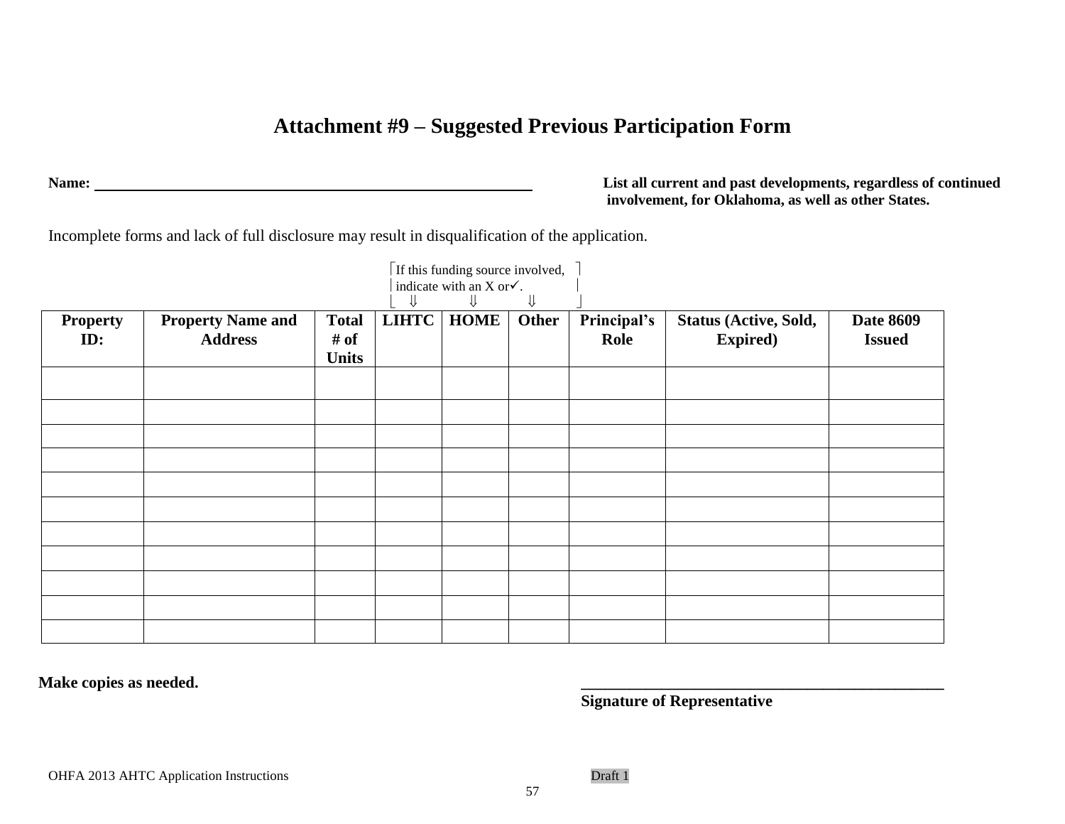# Attachment #9 – Suggested Previous Participation Form

**Name:** ______________________________________________

**List all current and past developments, regardless of continued involvement, for Oklahoma, as well as other States.**

Incomplete forms and lack of full disclosure may result in disqualification of the application.

If this funding source involved, indicate with an X or ✓.
⇓ ⇓ ⇓

| Property ID: | Property Name and Address | Total # of Units | LIHTC | HOME | Other | Principal's Role | Status (Active, Sold, Expired) | Date 8609 Issued |
|---|---|---|---|---|---|---|---|---|
| | | | | | | | | |
| | | | | | | | | |
| | | | | | | | | |
| | | | | | | | | |
| | | | | | | | | |
| | | | | | | | | |
| | | | | | | | | |
| | | | | | | | | |
| | | | | | | | | |
| | | | | | | | | |
| | | | | | | | | |

**Make copies as needed.**

______________________________________________
**Signature of Representative**

OHFA 2013 AHTC Application Instructions Draft 1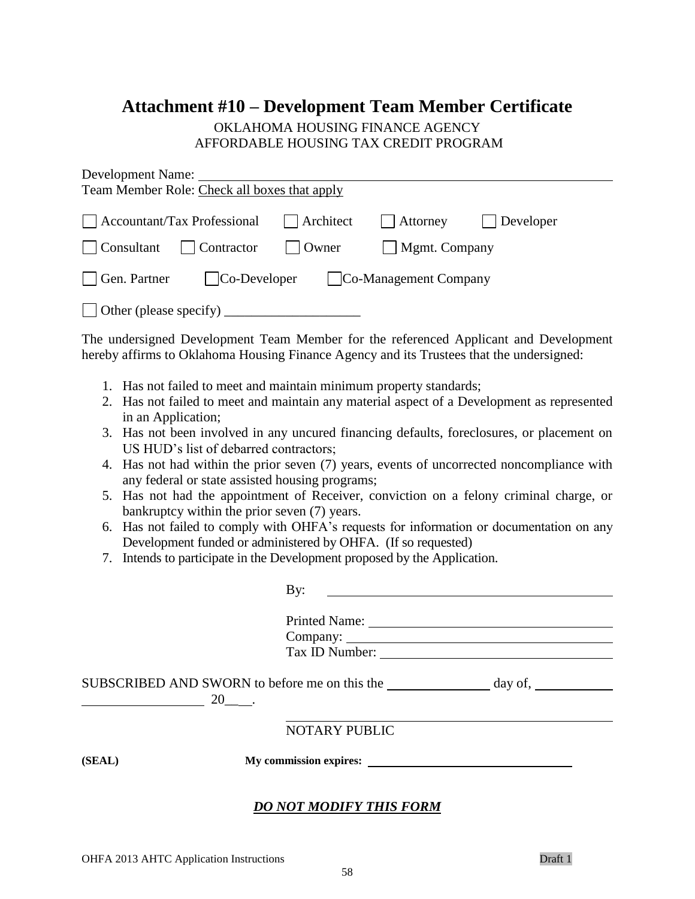# Attachment #10 – Development Team Member Certificate

OKLAHOMA HOUSING FINANCE AGENCY
AFFORDABLE HOUSING TAX CREDIT PROGRAM

Development Name: ______________________________________________

Team Member Role: Check all boxes that apply

☐ Accountant/Tax Professional ☐ Architect ☐ Attorney ☐ Developer

☐ Consultant ☐ Contractor ☐ Owner ☐ Mgmt. Company

☐ Gen. Partner ☐ Co-Developer ☐ Co-Management Company

☐ Other (please specify) ____________________

The undersigned Development Team Member for the referenced Applicant and Development hereby affirms to Oklahoma Housing Finance Agency and its Trustees that the undersigned:

1. Has not failed to meet and maintain minimum property standards;
2. Has not failed to meet and maintain any material aspect of a Development as represented in an Application;
3. Has not been involved in any uncured financing defaults, foreclosures, or placement on US HUD's list of debarred contractors;
4. Has not had within the prior seven (7) years, events of uncorrected noncompliance with any federal or state assisted housing programs;
5. Has not had the appointment of Receiver, conviction on a felony criminal charge, or bankruptcy within the prior seven (7) years.
6. Has not failed to comply with OHFA's requests for information or documentation on any Development funded or administered by OHFA. (If so requested)
7. Intends to participate in the Development proposed by the Application.

By: ______________________________________________

Printed Name: ______________________________________

Company: __________________________________________

Tax ID Number: _____________________________________

SUBSCRIBED AND SWORN to before me on this the ______________ day of, ____________ __________________ 20\_\_\_\_.

______________________________________________

NOTARY PUBLIC

**(SEAL)** **My commission expires:** ________________________________

***DO NOT MODIFY THIS FORM***

OHFA 2013 AHTC Application Instructions Draft 1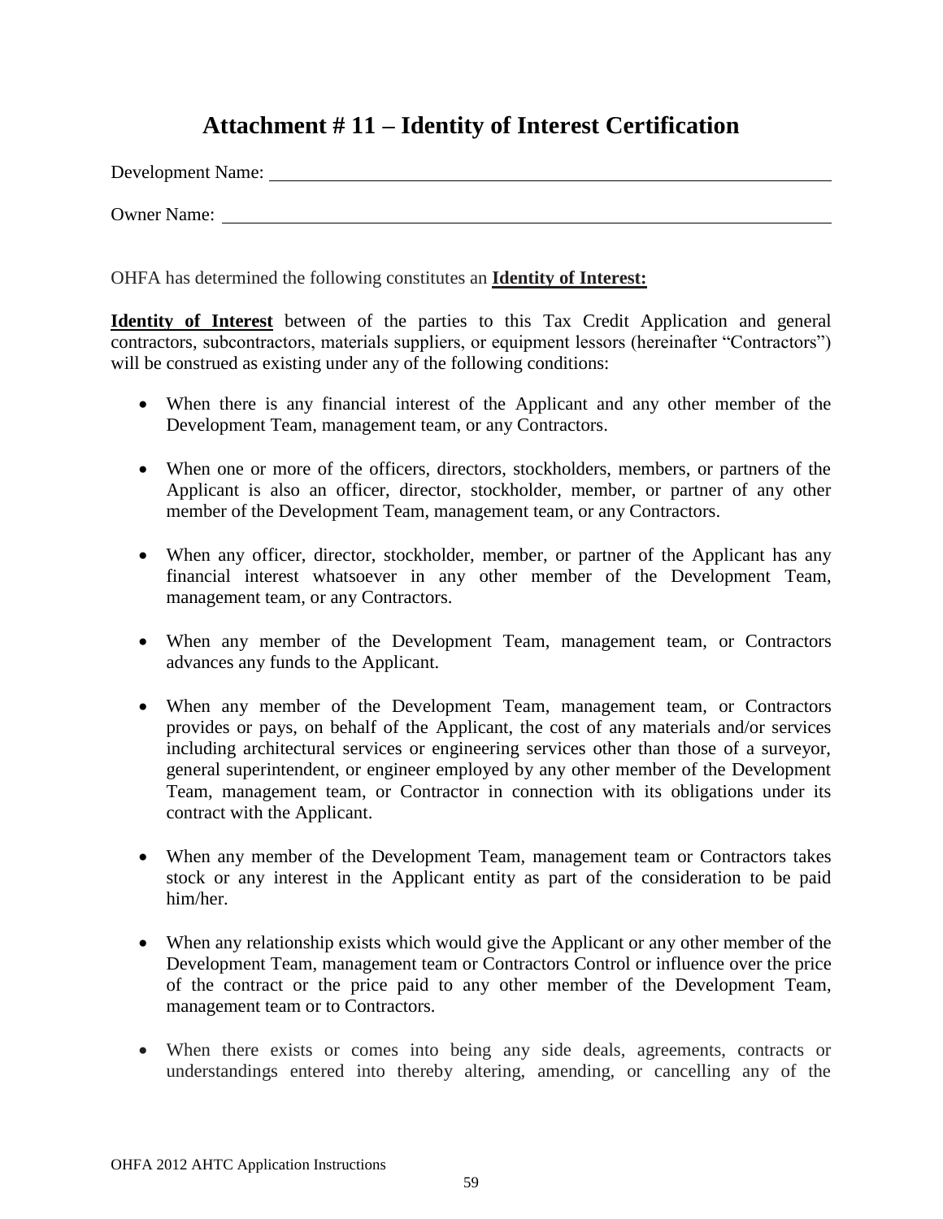# Attachment # 11 – Identity of Interest Certification

Development Name: ______________________________________________

Owner Name: ______________________________________________

OHFA has determined the following constitutes an **Identity of Interest:**

**Identity of Interest** between of the parties to this Tax Credit Application and general contractors, subcontractors, materials suppliers, or equipment lessors (hereinafter "Contractors") will be construed as existing under any of the following conditions:

- When there is any financial interest of the Applicant and any other member of the Development Team, management team, or any Contractors.
- When one or more of the officers, directors, stockholders, members, or partners of the Applicant is also an officer, director, stockholder, member, or partner of any other member of the Development Team, management team, or any Contractors.
- When any officer, director, stockholder, member, or partner of the Applicant has any financial interest whatsoever in any other member of the Development Team, management team, or any Contractors.
- When any member of the Development Team, management team, or Contractors advances any funds to the Applicant.
- When any member of the Development Team, management team, or Contractors provides or pays, on behalf of the Applicant, the cost of any materials and/or services including architectural services or engineering services other than those of a surveyor, general superintendent, or engineer employed by any other member of the Development Team, management team, or Contractor in connection with its obligations under its contract with the Applicant.
- When any member of the Development Team, management team or Contractors takes stock or any interest in the Applicant entity as part of the consideration to be paid him/her.
- When any relationship exists which would give the Applicant or any other member of the Development Team, management team or Contractors Control or influence over the price of the contract or the price paid to any other member of the Development Team, management team or to Contractors.
- When there exists or comes into being any side deals, agreements, contracts or understandings entered into thereby altering, amending, or cancelling any of the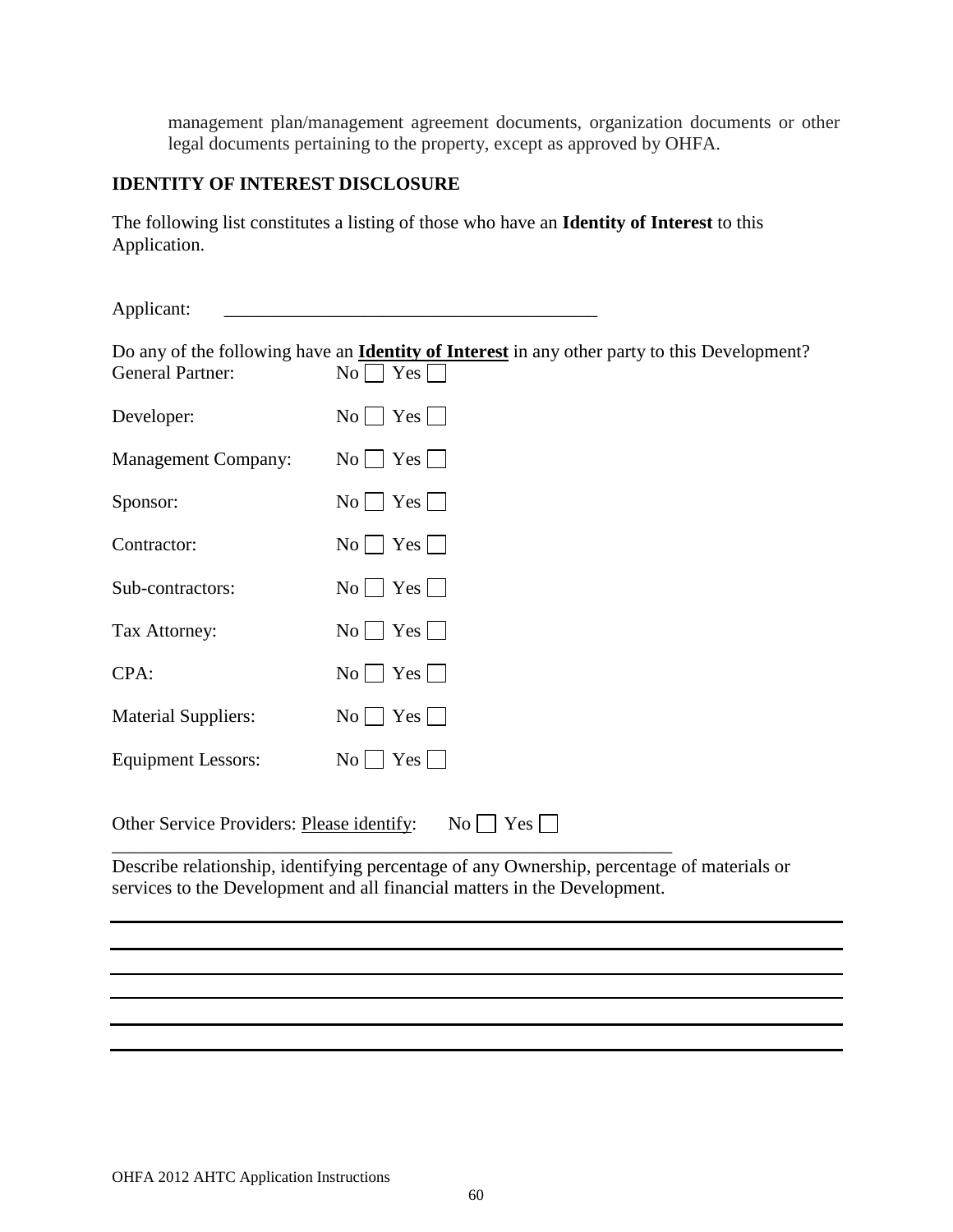management plan/management agreement documents, organization documents or other legal documents pertaining to the property, except as approved by OHFA.

## IDENTITY OF INTEREST DISCLOSURE

The following list constitutes a listing of those who have an **Identity of Interest** to this Application.

Applicant: ________________________________________

Do any of the following have an **Identity of Interest** in any other party to this Development?

General Partner: No ☐ Yes ☐

Developer: No ☐ Yes ☐

Management Company: No ☐ Yes ☐

Sponsor: No ☐ Yes ☐

Contractor: No ☐ Yes ☐

Sub-contractors: No ☐ Yes ☐

Tax Attorney: No ☐ Yes ☐

CPA: No ☐ Yes ☐

Material Suppliers: No ☐ Yes ☐

Equipment Lessors: No ☐ Yes ☐

Other Service Providers: Please identify: No ☐ Yes ☐

______________________________________________________________

Describe relationship, identifying percentage of any Ownership, percentage of materials or services to the Development and all financial matters in the Development.

______________________________________________________________

______________________________________________________________

______________________________________________________________

______________________________________________________________

______________________________________________________________

______________________________________________________________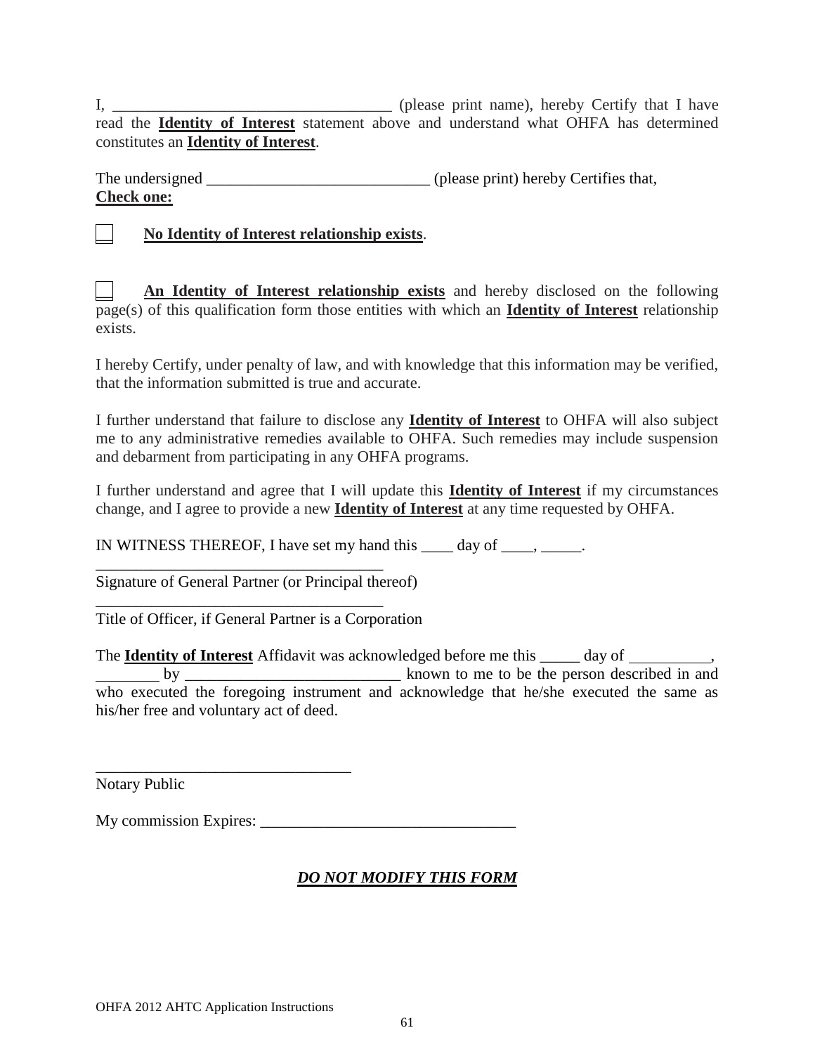I, ___________________________________ (please print name), hereby Certify that I have read the **Identity of Interest** statement above and understand what OHFA has determined constitutes an **Identity of Interest**.

The undersigned ____________________________ (please print) hereby Certifies that,
**Check one:**

☐ **No Identity of Interest relationship exists**.

☐ **An Identity of Interest relationship exists** and hereby disclosed on the following page(s) of this qualification form those entities with which an **Identity of Interest** relationship exists.

I hereby Certify, under penalty of law, and with knowledge that this information may be verified, that the information submitted is true and accurate.

I further understand that failure to disclose any **Identity of Interest** to OHFA will also subject me to any administrative remedies available to OHFA. Such remedies may include suspension and debarment from participating in any OHFA programs.

I further understand and agree that I will update this **Identity of Interest** if my circumstances change, and I agree to provide a new **Identity of Interest** at any time requested by OHFA.

IN WITNESS THEREOF, I have set my hand this ____ day of ____, _____.

____________________________________
Signature of General Partner (or Principal thereof)

____________________________________
Title of Officer, if General Partner is a Corporation

The **Identity of Interest** Affidavit was acknowledged before me this _____ day of __________, ________ by ___________________________ known to me to be the person described in and who executed the foregoing instrument and acknowledge that he/she executed the same as his/her free and voluntary act of deed.

________________________________
Notary Public

My commission Expires: ________________________________

***DO NOT MODIFY THIS FORM***

OHFA 2012 AHTC Application Instructions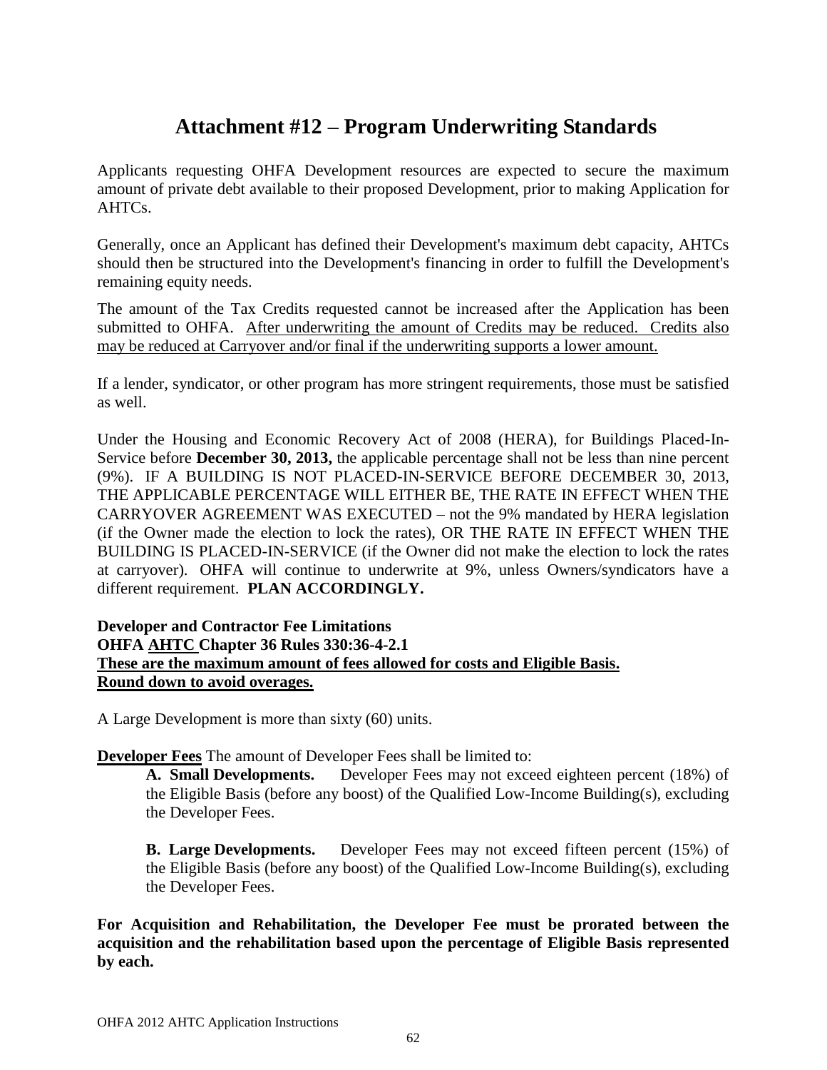# Attachment #12 – Program Underwriting Standards

Applicants requesting OHFA Development resources are expected to secure the maximum amount of private debt available to their proposed Development, prior to making Application for AHTCs.

Generally, once an Applicant has defined their Development's maximum debt capacity, AHTCs should then be structured into the Development's financing in order to fulfill the Development's remaining equity needs.

The amount of the Tax Credits requested cannot be increased after the Application has been submitted to OHFA. <u>After underwriting the amount of Credits may be reduced. Credits also may be reduced at Carryover and/or final if the underwriting supports a lower amount.</u>

If a lender, syndicator, or other program has more stringent requirements, those must be satisfied as well.

Under the Housing and Economic Recovery Act of 2008 (HERA), for Buildings Placed-In-Service before **December 30, 2013,** the applicable percentage shall not be less than nine percent (9%). IF A BUILDING IS NOT PLACED-IN-SERVICE BEFORE DECEMBER 30, 2013, THE APPLICABLE PERCENTAGE WILL EITHER BE, THE RATE IN EFFECT WHEN THE CARRYOVER AGREEMENT WAS EXECUTED – not the 9% mandated by HERA legislation (if the Owner made the election to lock the rates), OR THE RATE IN EFFECT WHEN THE BUILDING IS PLACED-IN-SERVICE (if the Owner did not make the election to lock the rates at carryover). OHFA will continue to underwrite at 9%, unless Owners/syndicators have a different requirement. **PLAN ACCORDINGLY.**

**Developer and Contractor Fee Limitations**
**OHFA <u>AHTC</u> Chapter 36 Rules 330:36-4-2.1**
**<u>These are the maximum amount of fees allowed for costs and Eligible Basis.</u>**
**<u>Round down to avoid overages.</u>**

A Large Development is more than sixty (60) units.

**<u>Developer Fees</u>** The amount of Developer Fees shall be limited to:

**A. Small Developments.** Developer Fees may not exceed eighteen percent (18%) of the Eligible Basis (before any boost) of the Qualified Low-Income Building(s), excluding the Developer Fees.

**B. Large Developments.** Developer Fees may not exceed fifteen percent (15%) of the Eligible Basis (before any boost) of the Qualified Low-Income Building(s), excluding the Developer Fees.

**For Acquisition and Rehabilitation, the Developer Fee must be prorated between the acquisition and the rehabilitation based upon the percentage of Eligible Basis represented by each.**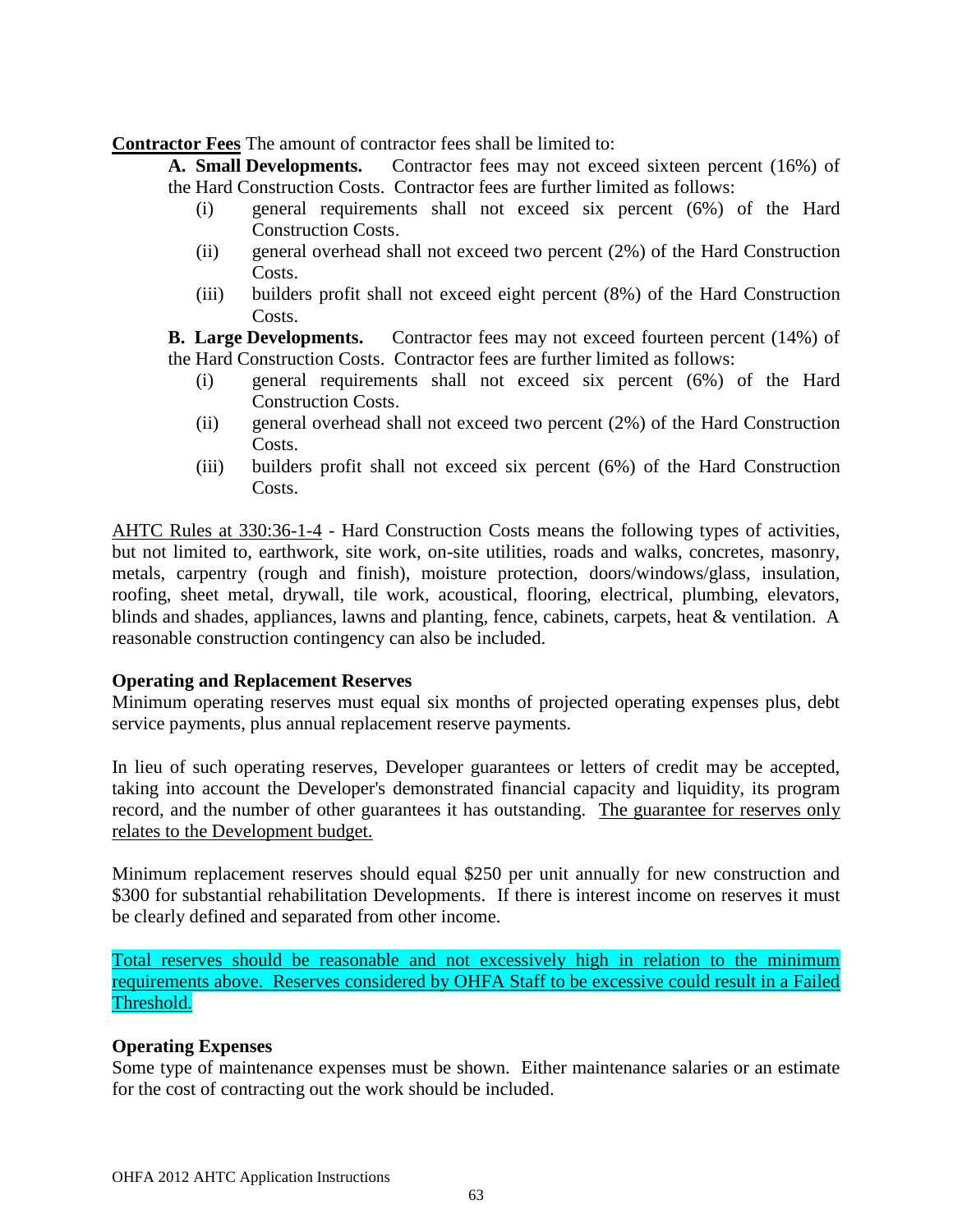**Contractor Fees** The amount of contractor fees shall be limited to:

**A. Small Developments.** Contractor fees may not exceed sixteen percent (16%) of the Hard Construction Costs. Contractor fees are further limited as follows:

- (i) general requirements shall not exceed six percent (6%) of the Hard Construction Costs.
- (ii) general overhead shall not exceed two percent (2%) of the Hard Construction Costs.
- (iii) builders profit shall not exceed eight percent (8%) of the Hard Construction Costs.

**B. Large Developments.** Contractor fees may not exceed fourteen percent (14%) of the Hard Construction Costs. Contractor fees are further limited as follows:

- (i) general requirements shall not exceed six percent (6%) of the Hard Construction Costs.
- (ii) general overhead shall not exceed two percent (2%) of the Hard Construction Costs.
- (iii) builders profit shall not exceed six percent (6%) of the Hard Construction Costs.

AHTC Rules at 330:36-1-4 - Hard Construction Costs means the following types of activities, but not limited to, earthwork, site work, on-site utilities, roads and walks, concretes, masonry, metals, carpentry (rough and finish), moisture protection, doors/windows/glass, insulation, roofing, sheet metal, drywall, tile work, acoustical, flooring, electrical, plumbing, elevators, blinds and shades, appliances, lawns and planting, fence, cabinets, carpets, heat & ventilation. A reasonable construction contingency can also be included.

**Operating and Replacement Reserves**

Minimum operating reserves must equal six months of projected operating expenses plus, debt service payments, plus annual replacement reserve payments.

In lieu of such operating reserves, Developer guarantees or letters of credit may be accepted, taking into account the Developer's demonstrated financial capacity and liquidity, its program record, and the number of other guarantees it has outstanding. The guarantee for reserves only relates to the Development budget.

Minimum replacement reserves should equal $250 per unit annually for new construction and $300 for substantial rehabilitation Developments. If there is interest income on reserves it must be clearly defined and separated from other income.

Total reserves should be reasonable and not excessively high in relation to the minimum requirements above. Reserves considered by OHFA Staff to be excessive could result in a Failed Threshold.

**Operating Expenses**

Some type of maintenance expenses must be shown. Either maintenance salaries or an estimate for the cost of contracting out the work should be included.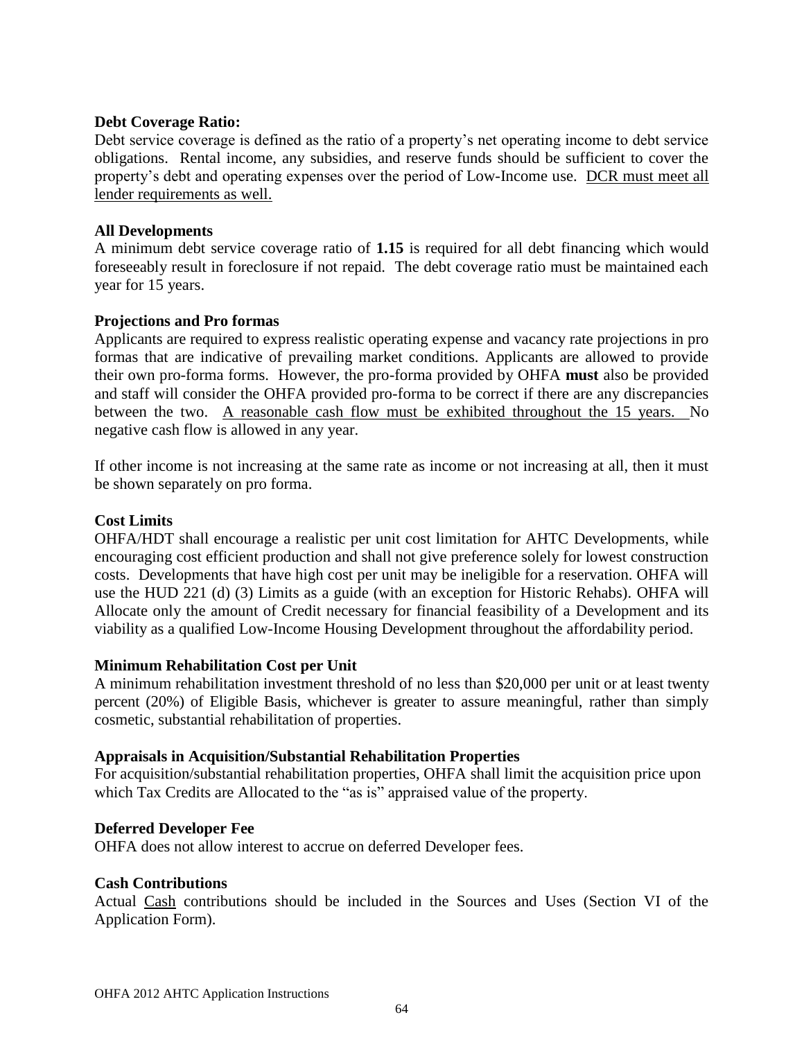**Debt Coverage Ratio:**

Debt service coverage is defined as the ratio of a property's net operating income to debt service obligations. Rental income, any subsidies, and reserve funds should be sufficient to cover the property's debt and operating expenses over the period of Low-Income use. <u>DCR must meet all lender requirements as well.</u>

**All Developments**

A minimum debt service coverage ratio of **1.15** is required for all debt financing which would foreseeably result in foreclosure if not repaid. The debt coverage ratio must be maintained each year for 15 years.

**Projections and Pro formas**

Applicants are required to express realistic operating expense and vacancy rate projections in pro formas that are indicative of prevailing market conditions. Applicants are allowed to provide their own pro-forma forms. However, the pro-forma provided by OHFA **must** also be provided and staff will consider the OHFA provided pro-forma to be correct if there are any discrepancies between the two. <u>A reasonable cash flow must be exhibited throughout the 15 years.</u> No negative cash flow is allowed in any year.

If other income is not increasing at the same rate as income or not increasing at all, then it must be shown separately on pro forma.

**Cost Limits**

OHFA/HDT shall encourage a realistic per unit cost limitation for AHTC Developments, while encouraging cost efficient production and shall not give preference solely for lowest construction costs. Developments that have high cost per unit may be ineligible for a reservation. OHFA will use the HUD 221 (d) (3) Limits as a guide (with an exception for Historic Rehabs). OHFA will Allocate only the amount of Credit necessary for financial feasibility of a Development and its viability as a qualified Low-Income Housing Development throughout the affordability period.

**Minimum Rehabilitation Cost per Unit**

A minimum rehabilitation investment threshold of no less than $20,000 per unit or at least twenty percent (20%) of Eligible Basis, whichever is greater to assure meaningful, rather than simply cosmetic, substantial rehabilitation of properties.

**Appraisals in Acquisition/Substantial Rehabilitation Properties**

For acquisition/substantial rehabilitation properties, OHFA shall limit the acquisition price upon which Tax Credits are Allocated to the "as is" appraised value of the property.

**Deferred Developer Fee**

OHFA does not allow interest to accrue on deferred Developer fees.

**Cash Contributions**

Actual <u>Cash</u> contributions should be included in the Sources and Uses (Section VI of the Application Form).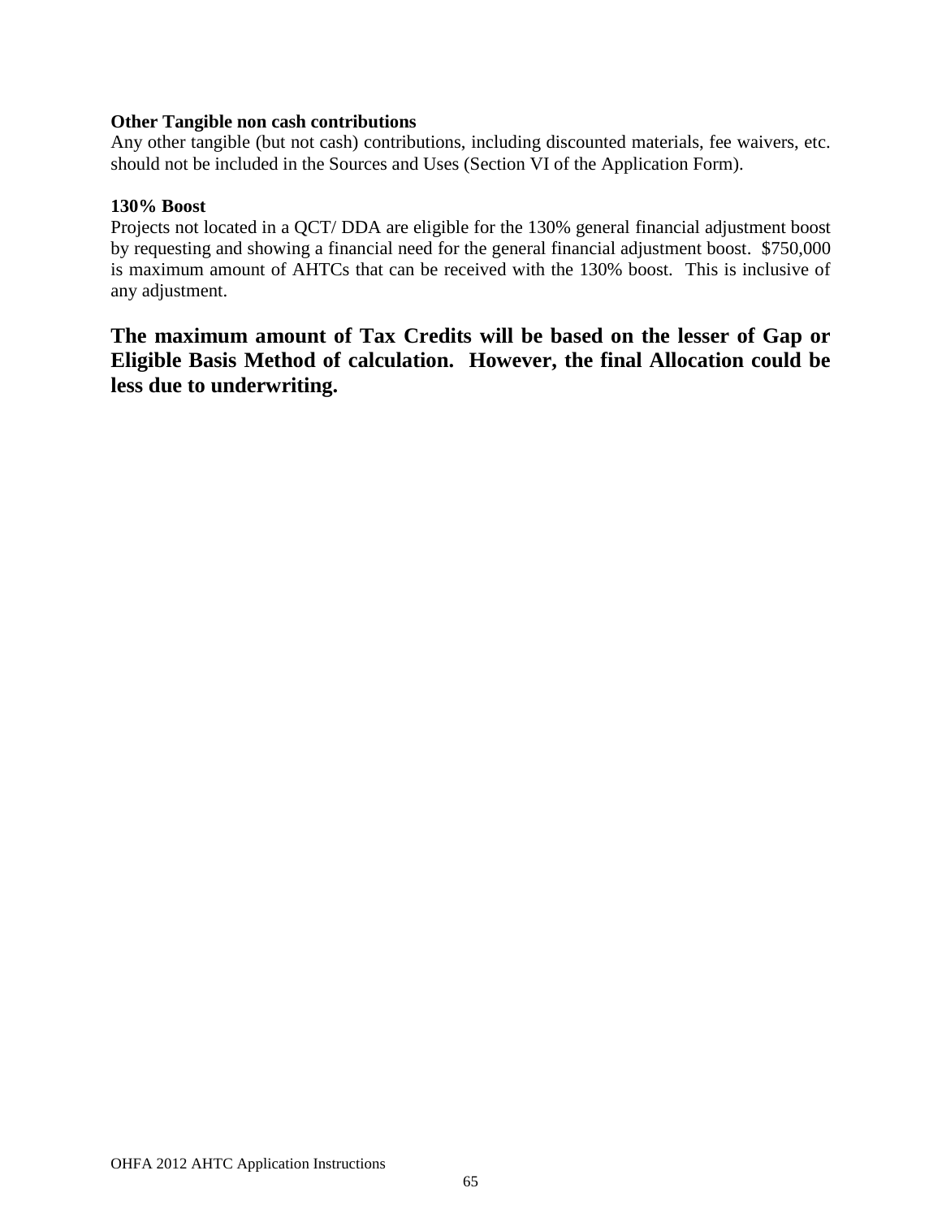**Other Tangible non cash contributions**
Any other tangible (but not cash) contributions, including discounted materials, fee waivers, etc. should not be included in the Sources and Uses (Section VI of the Application Form).

**130% Boost**
Projects not located in a QCT/ DDA are eligible for the 130% general financial adjustment boost by requesting and showing a financial need for the general financial adjustment boost. $750,000 is maximum amount of AHTCs that can be received with the 130% boost. This is inclusive of any adjustment.

**The maximum amount of Tax Credits will be based on the lesser of Gap or Eligible Basis Method of calculation. However, the final Allocation could be less due to underwriting.**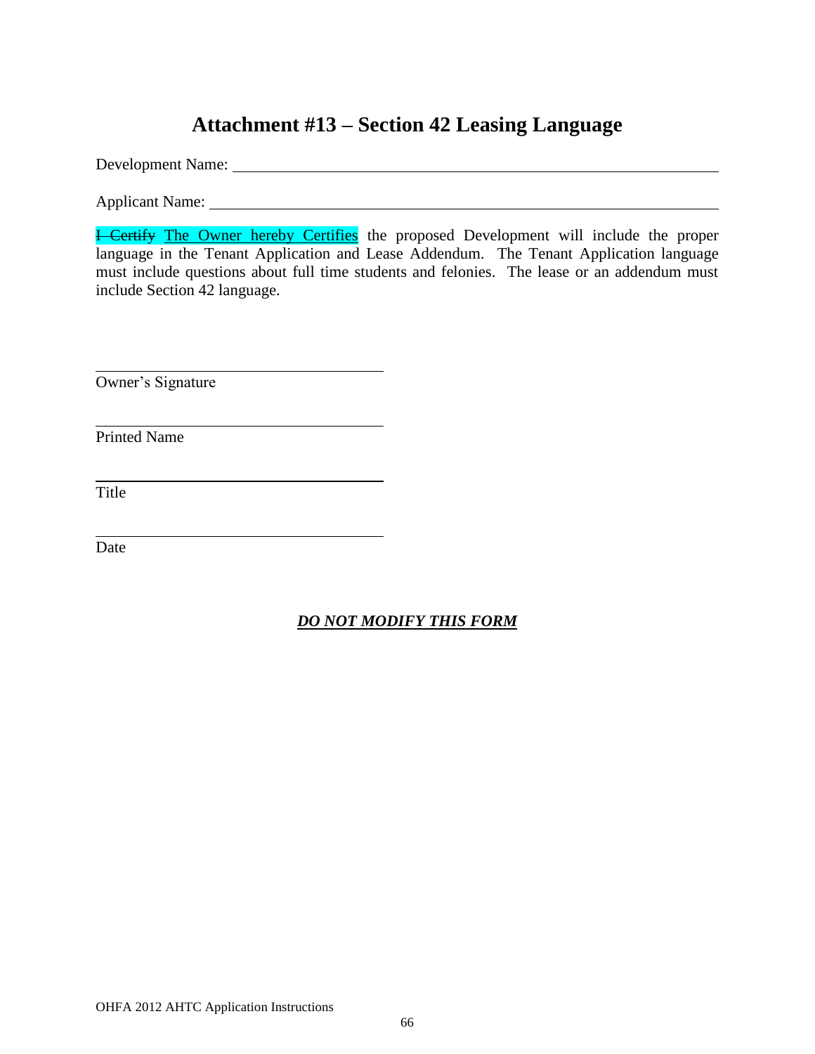# Attachment #13 – Section 42 Leasing Language

Development Name: ___________________________________________

Applicant Name: ___________________________________________

~~I Certify~~ The Owner hereby Certifies the proposed Development will include the proper language in the Tenant Application and Lease Addendum. The Tenant Application language must include questions about full time students and felonies. The lease or an addendum must include Section 42 language.

_______________________________
Owner's Signature

_______________________________
Printed Name

_______________________________
Title

_______________________________
Date

***DO NOT MODIFY THIS FORM***

OHFA 2012 AHTC Application Instructions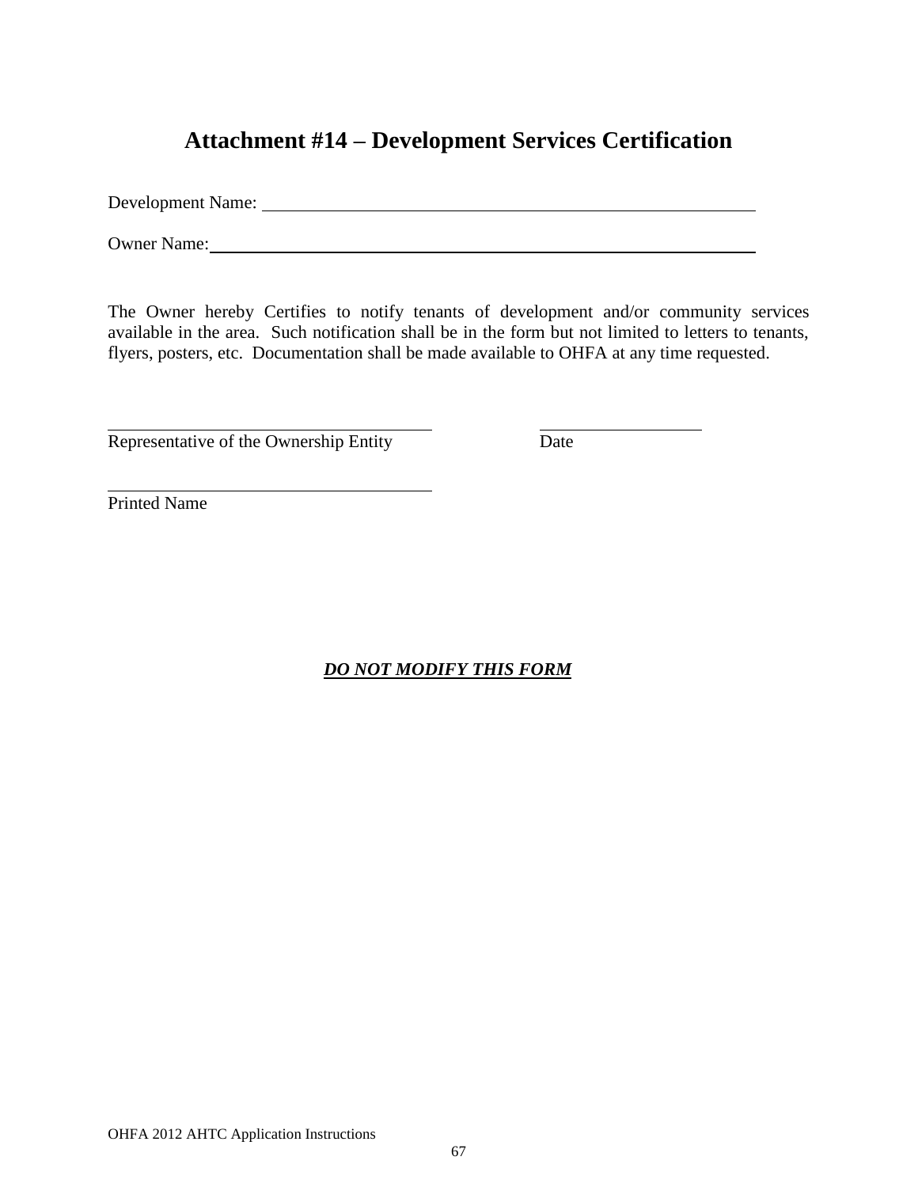# Attachment #14 – Development Services Certification

Development Name: ______________________________________________________

Owner Name: __________________________________________________________

The Owner hereby Certifies to notify tenants of development and/or community services available in the area. Such notification shall be in the form but not limited to letters to tenants, flyers, posters, etc. Documentation shall be made available to OHFA at any time requested.

______________________________________ ____________________

Representative of the Ownership Entity Date

______________________________________

Printed Name

***DO NOT MODIFY THIS FORM***

OHFA 2012 AHTC Application Instructions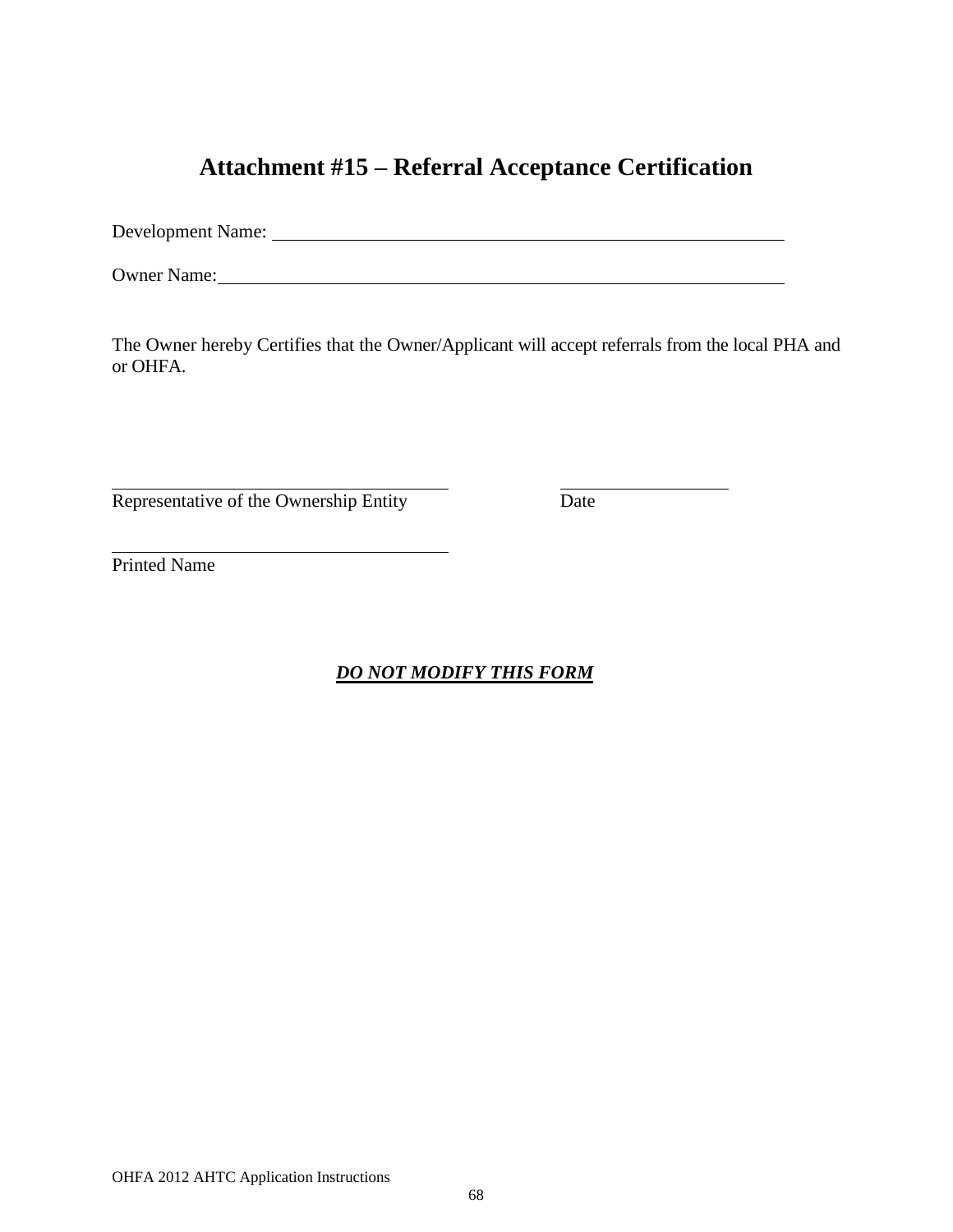# Attachment #15 – Referral Acceptance Certification

Development Name: ______________________________________________

Owner Name: ______________________________________________

The Owner hereby Certifies that the Owner/Applicant will accept referrals from the local PHA and or OHFA.

______________________________ ______________

Representative of the Ownership Entity Date

______________________________

Printed Name

***DO NOT MODIFY THIS FORM***

OHFA 2012 AHTC Application Instructions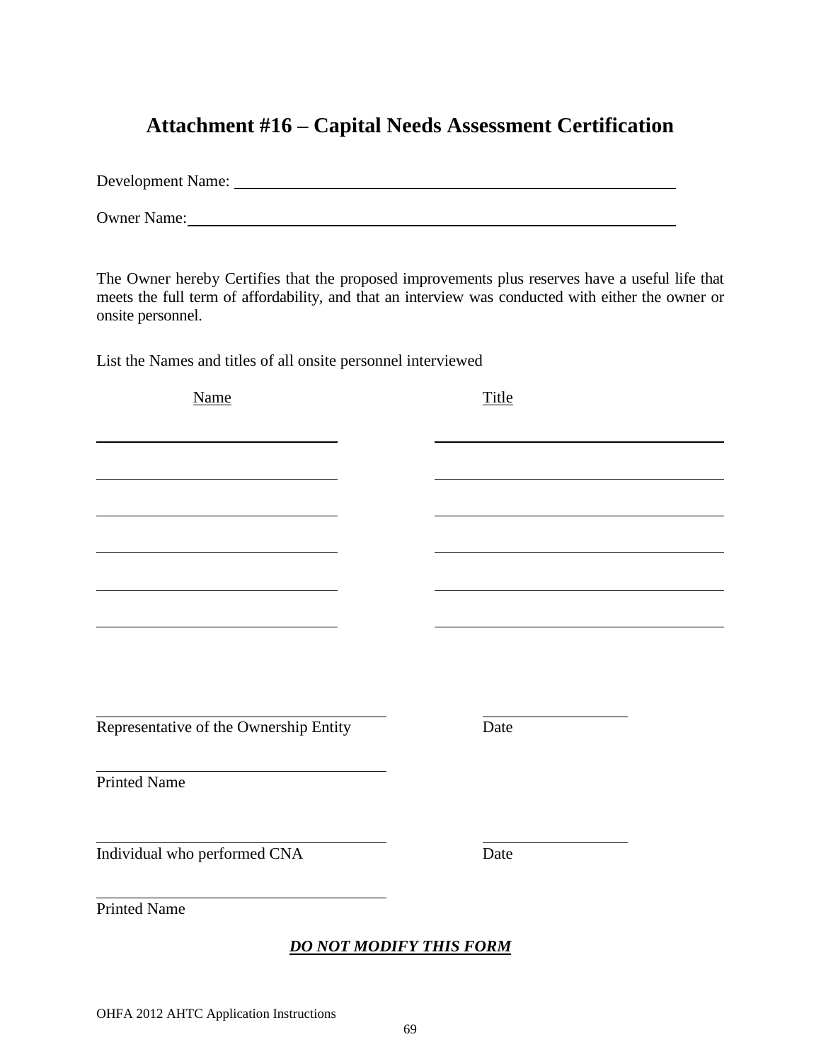# Attachment #16 – Capital Needs Assessment Certification

Development Name: ______________________________________________________

Owner Name: ___________________________________________________________

The Owner hereby Certifies that the proposed improvements plus reserves have a useful life that meets the full term of affordability, and that an interview was conducted with either the owner or onsite personnel.

List the Names and titles of all onsite personnel interviewed

| Name | Title |
| --- | --- |
| ______________________________ | ____________________________________ |
| ______________________________ | ____________________________________ |
| ______________________________ | ____________________________________ |
| ______________________________ | ____________________________________ |
| ______________________________ | ____________________________________ |
| ______________________________ | ____________________________________ |

____________________________________ ____________________
Representative of the Ownership Entity Date

____________________________________
Printed Name

____________________________________ ____________________
Individual who performed CNA Date

____________________________________
Printed Name

***DO NOT MODIFY THIS FORM***

OHFA 2012 AHTC Application Instructions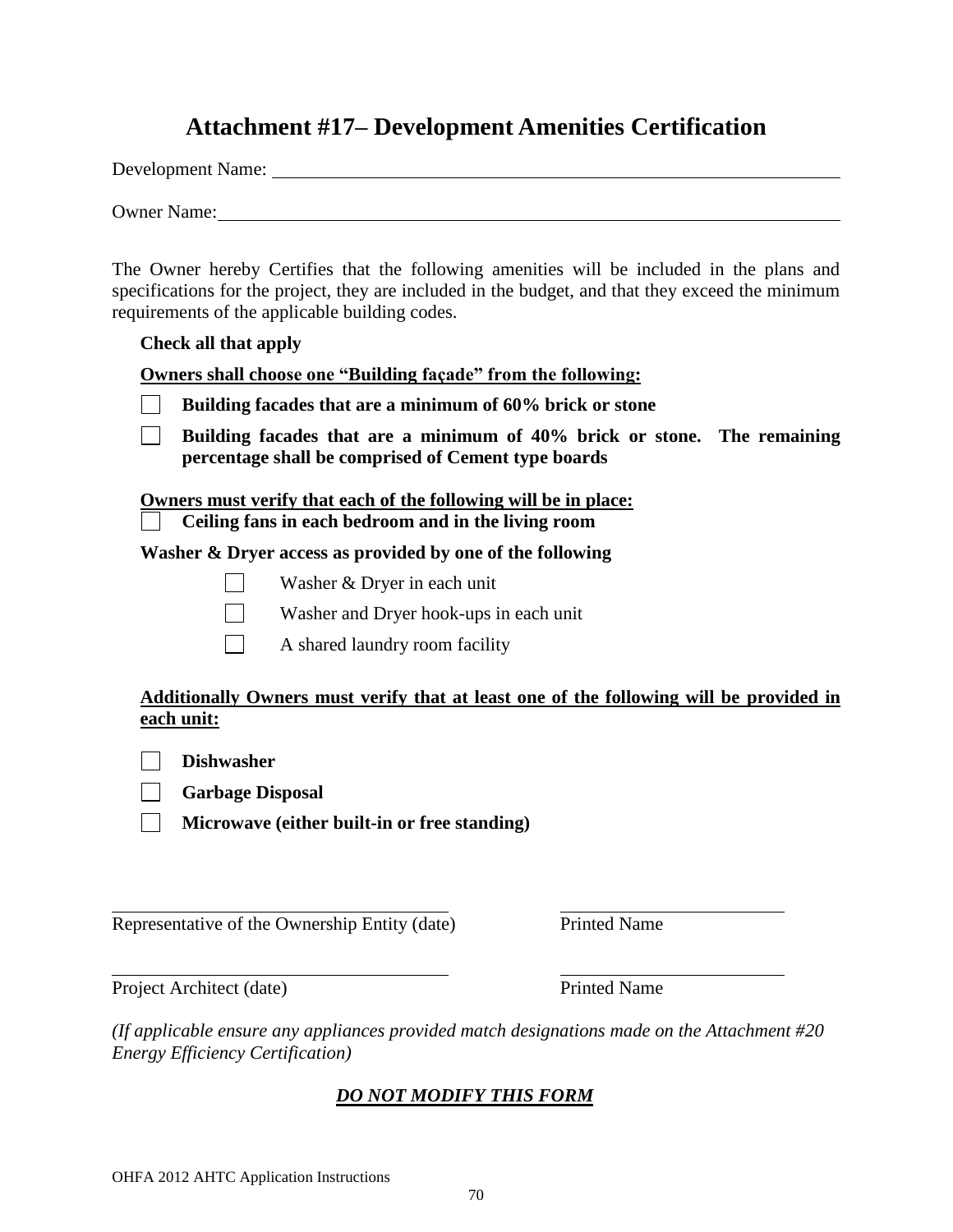# Attachment #17– Development Amenities Certification

Development Name: ______________________________________________

Owner Name: ______________________________________________

The Owner hereby Certifies that the following amenities will be included in the plans and specifications for the project, they are included in the budget, and that they exceed the minimum requirements of the applicable building codes.

**Check all that apply**

**<u>Owners shall choose one "Building façade" from the following:</u>**

- ☐ **Building facades that are a minimum of 60% brick or stone**
- ☐ **Building facades that are a minimum of 40% brick or stone. The remaining percentage shall be comprised of Cement type boards**

**<u>Owners must verify that each of the following will be in place:</u>**

- ☐ **Ceiling fans in each bedroom and in the living room**

**Washer & Dryer access as provided by one of the following**

- ☐ Washer & Dryer in each unit
- ☐ Washer and Dryer hook-ups in each unit
- ☐ A shared laundry room facility

**<u>Additionally Owners must verify that at least one of the following will be provided in each unit:</u>**

- ☐ **Dishwasher**
- ☐ **Garbage Disposal**
- ☐ **Microwave (either built-in or free standing)**

______________________________ ______________________________

Representative of the Ownership Entity (date) Printed Name

______________________________ ______________________________

Project Architect (date) Printed Name

*(If applicable ensure any appliances provided match designations made on the Attachment #20 Energy Efficiency Certification)*

***<u>DO NOT MODIFY THIS FORM</u>***

OHFA 2012 AHTC Application Instructions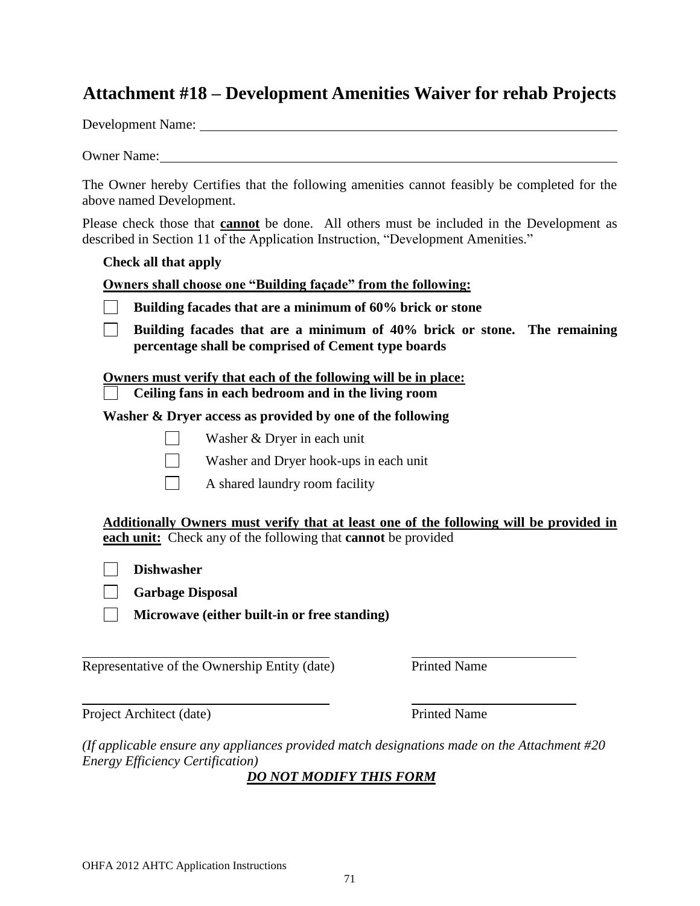# Attachment #18 – Development Amenities Waiver for rehab Projects

Development Name: ______________________________________________

Owner Name: ______________________________________________

The Owner hereby Certifies that the following amenities cannot feasibly be completed for the above named Development.

Please check those that **cannot** be done. All others must be included in the Development as described in Section 11 of the Application Instruction, "Development Amenities."

**Check all that apply**

**Owners shall choose one "Building façade" from the following:**

- ☐ **Building facades that are a minimum of 60% brick or stone**
- ☐ **Building facades that are a minimum of 40% brick or stone. The remaining percentage shall be comprised of Cement type boards**

**Owners must verify that each of the following will be in place:**

- ☐ **Ceiling fans in each bedroom and in the living room**

**Washer & Dryer access as provided by one of the following**

- ☐ Washer & Dryer in each unit
- ☐ Washer and Dryer hook-ups in each unit
- ☐ A shared laundry room facility

**Additionally Owners must verify that at least one of the following will be provided in each unit:** Check any of the following that **cannot** be provided

- ☐ **Dishwasher**
- ☐ **Garbage Disposal**
- ☐ **Microwave (either built-in or free standing)**

______________________________ ______________________________
Representative of the Ownership Entity (date) Printed Name

______________________________ ______________________________
Project Architect (date) Printed Name

*(If applicable ensure any appliances provided match designations made on the Attachment #20 Energy Efficiency Certification)*

***DO NOT MODIFY THIS FORM***

OHFA 2012 AHTC Application Instructions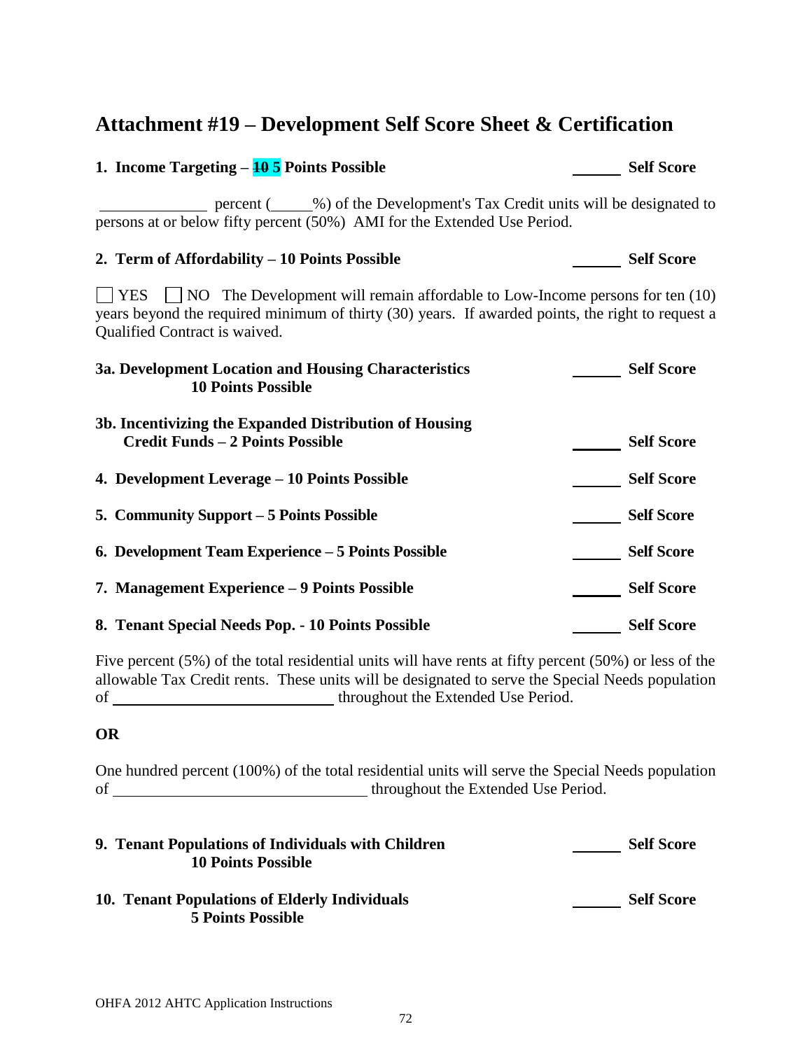# Attachment #19 – Development Self Score Sheet & Certification

**1. Income Targeting – ~~10~~ 5 Points Possible** ______ **Self Score**

______________ percent (_____%) of the Development's Tax Credit units will be designated to persons at or below fifty percent (50%) AMI for the Extended Use Period.

**2. Term of Affordability – 10 Points Possible** ______ **Self Score**

☐ YES ☐ NO The Development will remain affordable to Low-Income persons for ten (10) years beyond the required minimum of thirty (30) years. If awarded points, the right to request a Qualified Contract is waived.

**3a. Development Location and Housing Characteristics 10 Points Possible** ______ **Self Score**

**3b. Incentivizing the Expanded Distribution of Housing Credit Funds – 2 Points Possible** ______ **Self Score**

**4. Development Leverage – 10 Points Possible** ______ **Self Score**

**5. Community Support – 5 Points Possible** ______ **Self Score**

**6. Development Team Experience – 5 Points Possible** ______ **Self Score**

**7. Management Experience – 9 Points Possible** ______ **Self Score**

**8. Tenant Special Needs Pop. - 10 Points Possible** ______ **Self Score**

Five percent (5%) of the total residential units will have rents at fifty percent (50%) or less of the allowable Tax Credit rents. These units will be designated to serve the Special Needs population of ____________________________ throughout the Extended Use Period.

**OR**

One hundred percent (100%) of the total residential units will serve the Special Needs population of ________________________________ throughout the Extended Use Period.

**9. Tenant Populations of Individuals with Children 10 Points Possible** ______ **Self Score**

**10. Tenant Populations of Elderly Individuals 5 Points Possible** ______ **Self Score**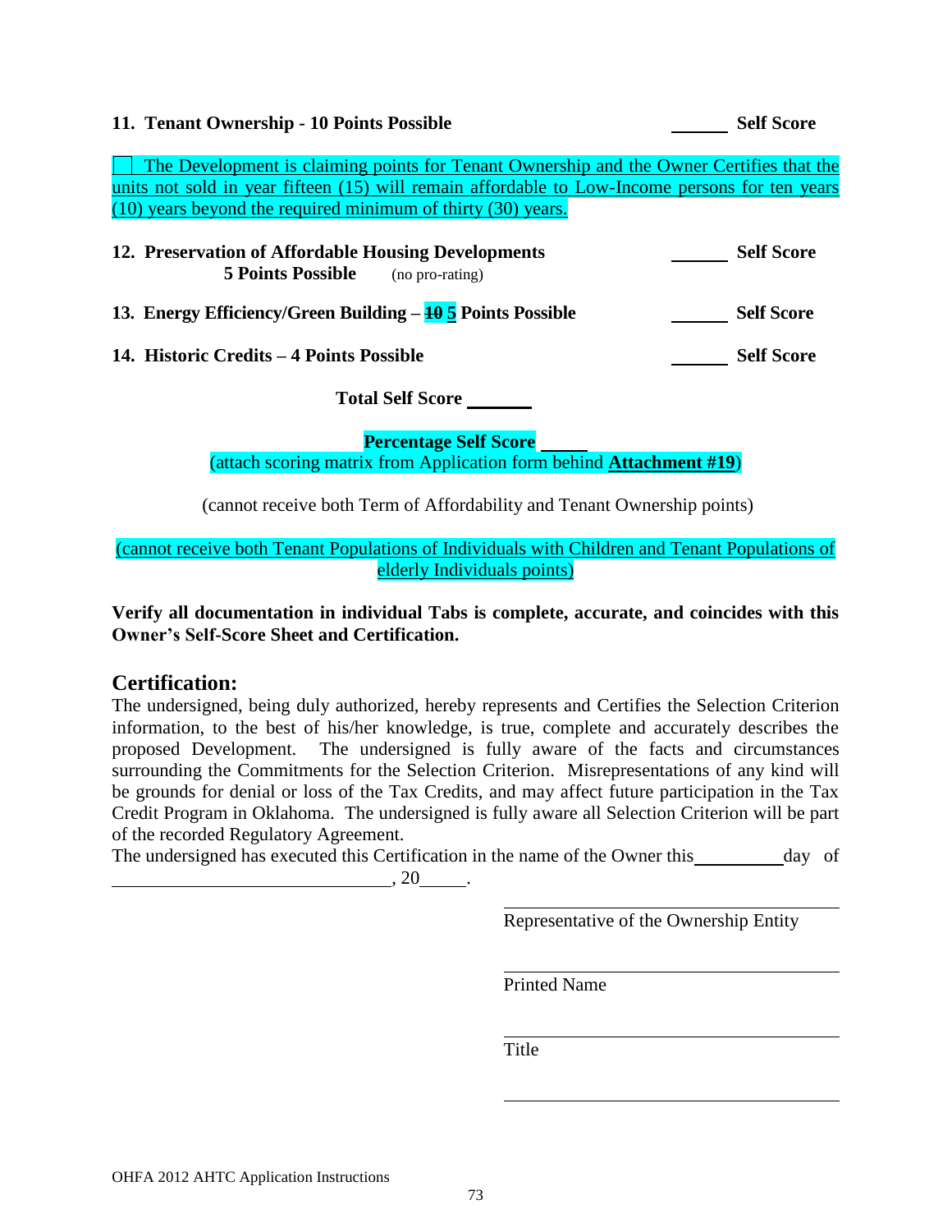**11. Tenant Ownership - 10 Points Possible** ______ **Self Score**

☐ The Development is claiming points for Tenant Ownership and the Owner Certifies that the units not sold in year fifteen (15) will remain affordable to Low-Income persons for ten years (10) years beyond the required minimum of thirty (30) years.

**12. Preservation of Affordable Housing Developments** ______ **Self Score**
**5 Points Possible** (no pro-rating)

**13. Energy Efficiency/Green Building – ~~10~~ 5 Points Possible** ______ **Self Score**

**14. Historic Credits – 4 Points Possible** ______ **Self Score**

**Total Self Score** ______

**Percentage Self Score** ______
(attach scoring matrix from Application form behind **Attachment #19**)

(cannot receive both Term of Affordability and Tenant Ownership points)

(cannot receive both Tenant Populations of Individuals with Children and Tenant Populations of elderly Individuals points)

**Verify all documentation in individual Tabs is complete, accurate, and coincides with this Owner's Self-Score Sheet and Certification.**

## Certification:

The undersigned, being duly authorized, hereby represents and Certifies the Selection Criterion information, to the best of his/her knowledge, is true, complete and accurately describes the proposed Development. The undersigned is fully aware of the facts and circumstances surrounding the Commitments for the Selection Criterion. Misrepresentations of any kind will be grounds for denial or loss of the Tax Credits, and may affect future participation in the Tax Credit Program in Oklahoma. The undersigned is fully aware all Selection Criterion will be part of the recorded Regulatory Agreement.

The undersigned has executed this Certification in the name of the Owner this __________ day of ______________________________, 20_____.

______________________________
Representative of the Ownership Entity

______________________________
Printed Name

______________________________
Title

______________________________

OHFA 2012 AHTC Application Instructions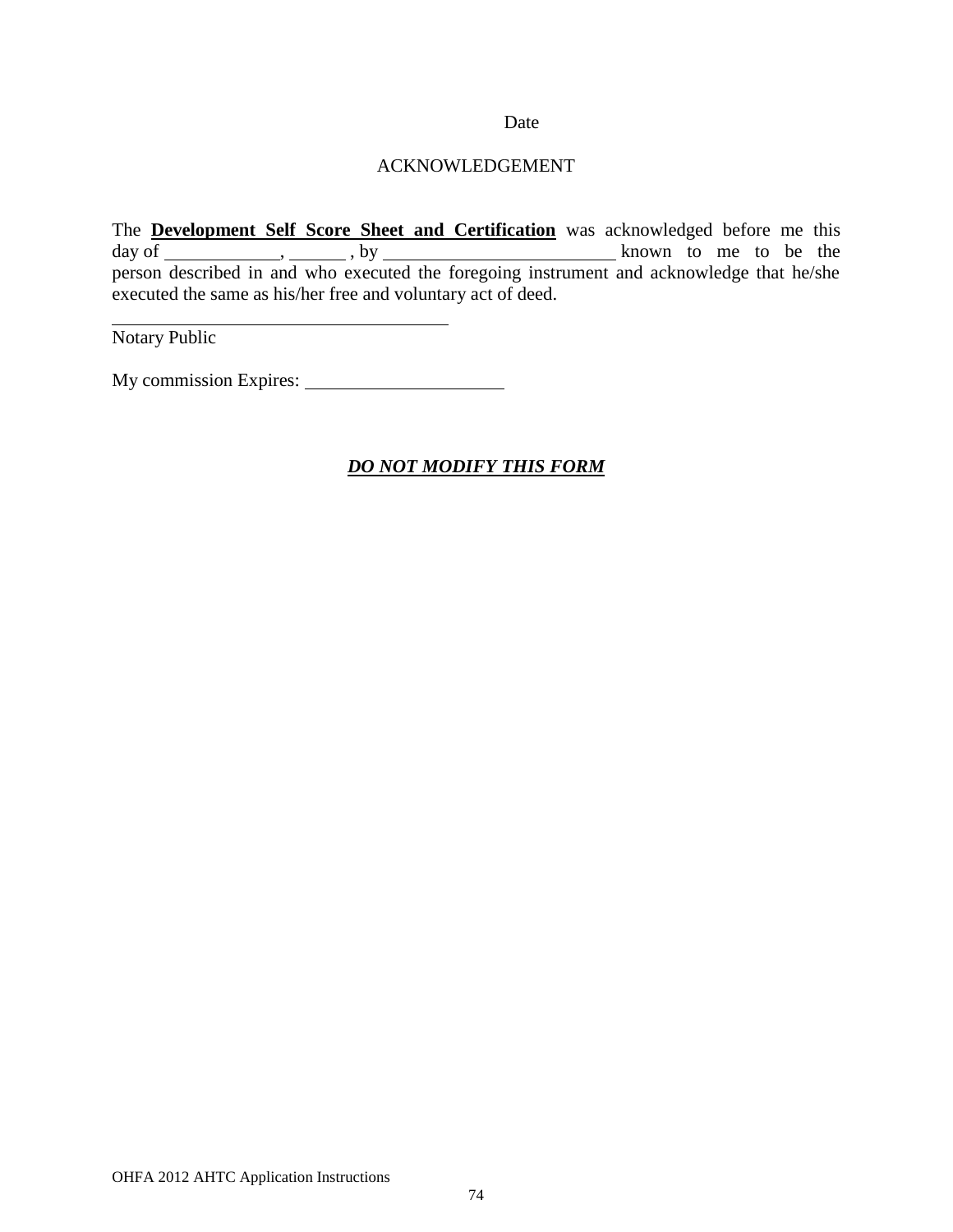Date

ACKNOWLEDGEMENT

The **Development Self Score Sheet and Certification** was acknowledged before me this day of \_\_\_\_\_\_\_\_\_\_\_\_, \_\_\_\_\_\_ , by \_\_\_\_\_\_\_\_\_\_\_\_\_\_\_\_\_\_\_\_\_\_\_\_\_\_ known to me to be the person described in and who executed the foregoing instrument and acknowledge that he/she executed the same as his/her free and voluntary act of deed.

\_\_\_\_\_\_\_\_\_\_\_\_\_\_\_\_\_\_\_\_\_\_\_\_\_\_\_\_\_\_\_\_\_\_\_\_\_
Notary Public

My commission Expires: \_\_\_\_\_\_\_\_\_\_\_\_\_\_\_\_\_\_\_\_\_\_

***DO NOT MODIFY THIS FORM***

OHFA 2012 AHTC Application Instructions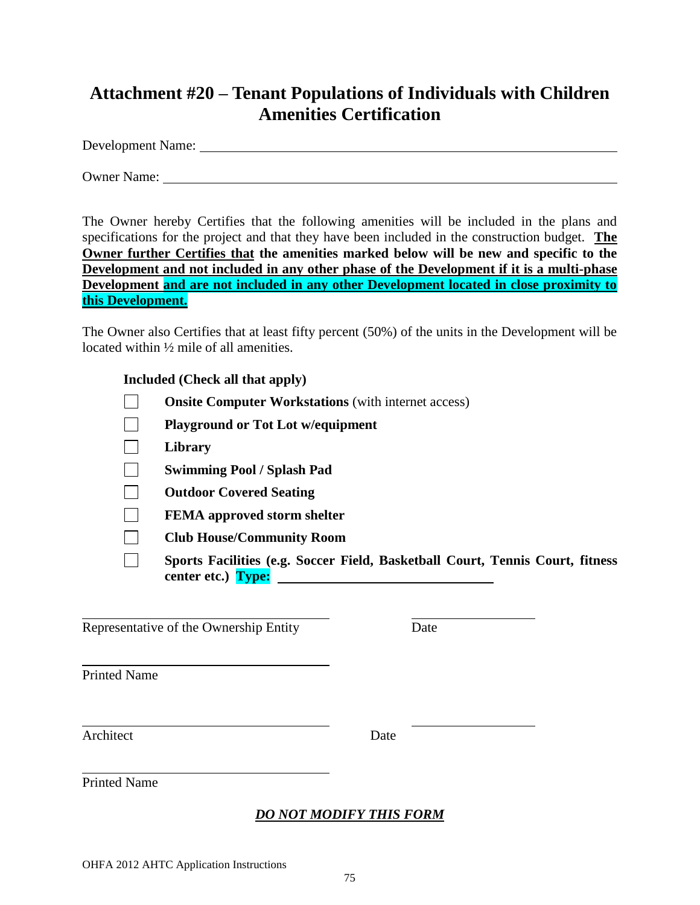# Attachment #20 – Tenant Populations of Individuals with Children Amenities Certification

Development Name: ____________________________________________

Owner Name: ____________________________________________

The Owner hereby Certifies that the following amenities will be included in the plans and specifications for the project and that they have been included in the construction budget. **The Owner further Certifies that the amenities marked below will be new and specific to the Development and not included in any other phase of the Development if it is a multi-phase Development and are not included in any other Development located in close proximity to this Development.**

The Owner also Certifies that at least fifty percent (50%) of the units in the Development will be located within ½ mile of all amenities.

**Included (Check all that apply)**

- ☐ **Onsite Computer Workstations** (with internet access)
- ☐ **Playground or Tot Lot w/equipment**
- ☐ **Library**
- ☐ **Swimming Pool / Splash Pad**
- ☐ **Outdoor Covered Seating**
- ☐ **FEMA approved storm shelter**
- ☐ **Club House/Community Room**
- ☐ **Sports Facilities (e.g. Soccer Field, Basketball Court, Tennis Court, fitness center etc.) Type:** ____________________

____________________________________ ____________________
Representative of the Ownership Entity Date

____________________________________
Printed Name

____________________________________ ____________________
Architect Date

____________________________________
Printed Name

***DO NOT MODIFY THIS FORM***

OHFA 2012 AHTC Application Instructions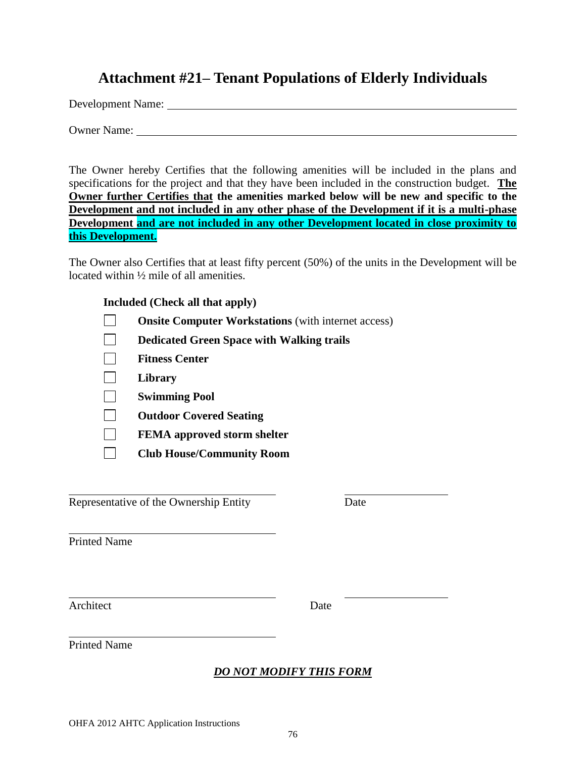# Attachment #21– Tenant Populations of Elderly Individuals

Development Name: ______________________________________________

Owner Name: ______________________________________________

The Owner hereby Certifies that the following amenities will be included in the plans and specifications for the project and that they have been included in the construction budget. **The Owner further Certifies that the amenities marked below will be new and specific to the Development and not included in any other phase of the Development if it is a multi-phase Development and are not included in any other Development located in close proximity to this Development.**

The Owner also Certifies that at least fifty percent (50%) of the units in the Development will be located within ½ mile of all amenities.

**Included (Check all that apply)**

- ☐ **Onsite Computer Workstations** (with internet access)
- ☐ **Dedicated Green Space with Walking trails**
- ☐ **Fitness Center**
- ☐ **Library**
- ☐ **Swimming Pool**
- ☐ **Outdoor Covered Seating**
- ☐ **FEMA approved storm shelter**
- ☐ **Club House/Community Room**

______________________________ ______________

Representative of the Ownership Entity Date

______________________________

Printed Name

______________________________ ______________

Architect Date

______________________________

Printed Name

***DO NOT MODIFY THIS FORM***

OHFA 2012 AHTC Application Instructions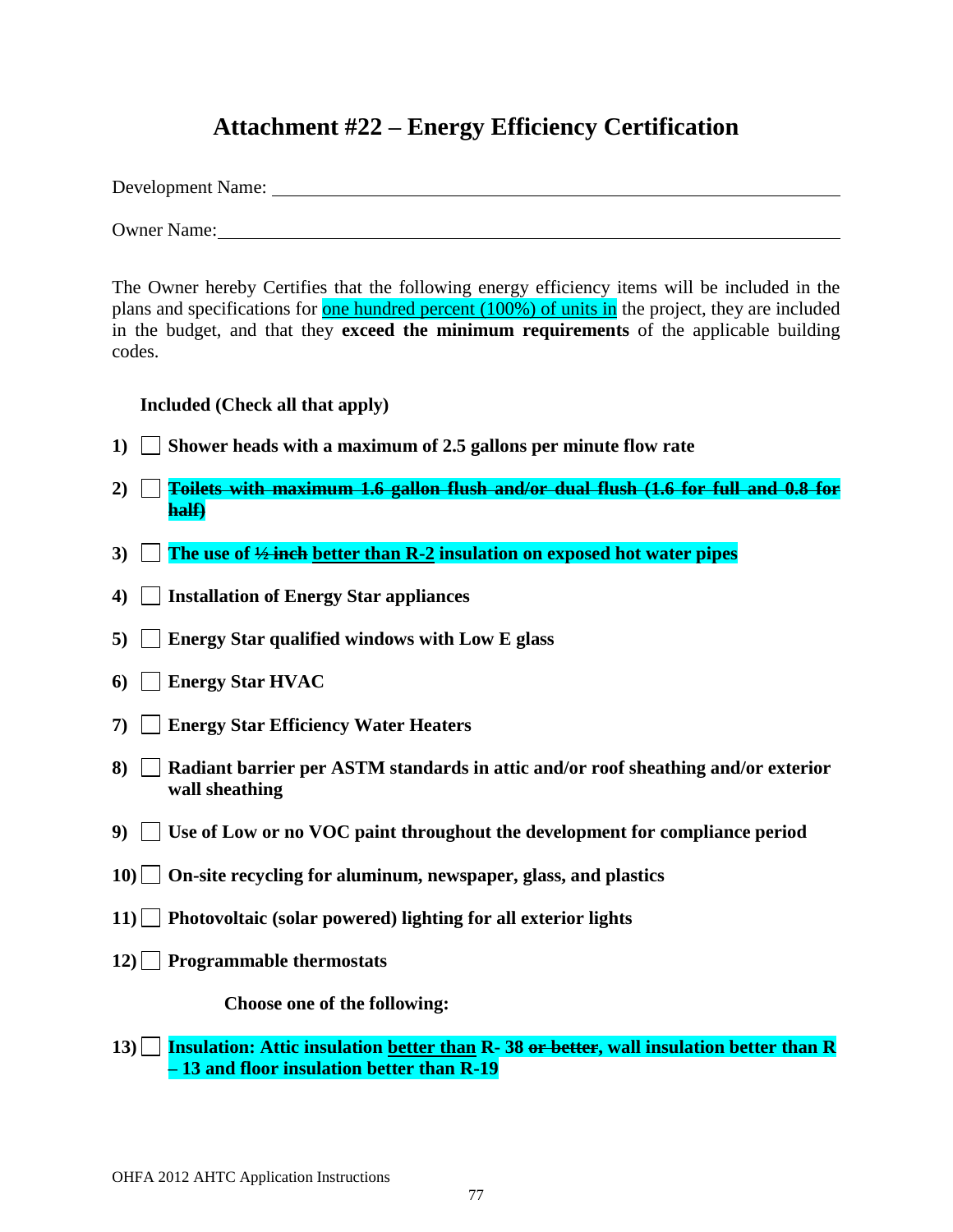# Attachment #22 – Energy Efficiency Certification

Development Name: ______________________________________________

Owner Name: ______________________________________________

The Owner hereby Certifies that the following energy efficiency items will be included in the plans and specifications for <u>one hundred percent (100%) of units in</u> the project, they are included in the budget, and that they **exceed the minimum requirements** of the applicable building codes.

**Included (Check all that apply)**

1) ☐ **Shower heads with a maximum of 2.5 gallons per minute flow rate**

2) ☐ ~~**Toilets with maximum 1.6 gallon flush and/or dual flush (1.6 for full and 0.8 for half)**~~

3) ☐ **The use of ~~½ inch~~ <u>better than R-2</u> insulation on exposed hot water pipes**

4) ☐ **Installation of Energy Star appliances**

5) ☐ **Energy Star qualified windows with Low E glass**

6) ☐ **Energy Star HVAC**

7) ☐ **Energy Star Efficiency Water Heaters**

8) ☐ **Radiant barrier per ASTM standards in attic and/or roof sheathing and/or exterior wall sheathing**

9) ☐ **Use of Low or no VOC paint throughout the development for compliance period**

10) ☐ **On-site recycling for aluminum, newspaper, glass, and plastics**

11) ☐ **Photovoltaic (solar powered) lighting for all exterior lights**

12) ☐ **Programmable thermostats**

**Choose one of the following:**

13) ☐ **Insulation: Attic insulation <u>better than</u> R- 38 ~~or better~~, wall insulation better than R – 13 and floor insulation better than R-19**

OHFA 2012 AHTC Application Instructions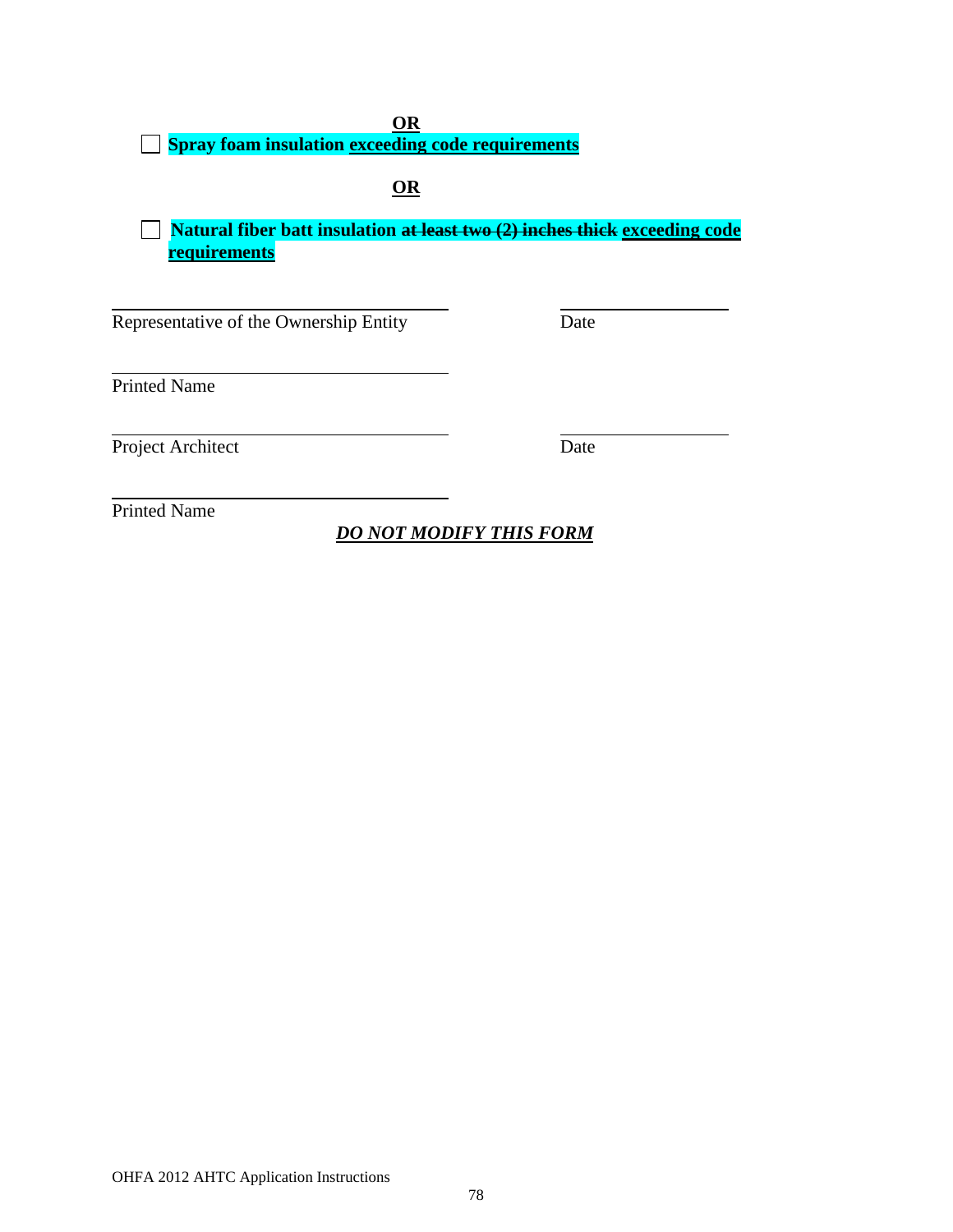**OR**

☐ **Spray foam insulation exceeding code requirements**

**OR**

☐ **Natural fiber batt insulation ~~at least two (2) inches thick~~ exceeding code requirements**

\_\_\_\_\_\_\_\_\_\_\_\_\_\_\_\_\_\_\_\_\_\_\_\_\_\_\_\_\_\_\_\_\_\_\_\_\_\_ \_\_\_\_\_\_\_\_\_\_\_\_\_\_\_\_\_\_\_\_

Representative of the Ownership Entity Date

\_\_\_\_\_\_\_\_\_\_\_\_\_\_\_\_\_\_\_\_\_\_\_\_\_\_\_\_\_\_\_\_\_\_\_\_\_\_

Printed Name

\_\_\_\_\_\_\_\_\_\_\_\_\_\_\_\_\_\_\_\_\_\_\_\_\_\_\_\_\_\_\_\_\_\_\_\_\_\_ \_\_\_\_\_\_\_\_\_\_\_\_\_\_\_\_\_\_\_\_

Project Architect Date

\_\_\_\_\_\_\_\_\_\_\_\_\_\_\_\_\_\_\_\_\_\_\_\_\_\_\_\_\_\_\_\_\_\_\_\_\_\_

Printed Name

***DO NOT MODIFY THIS FORM***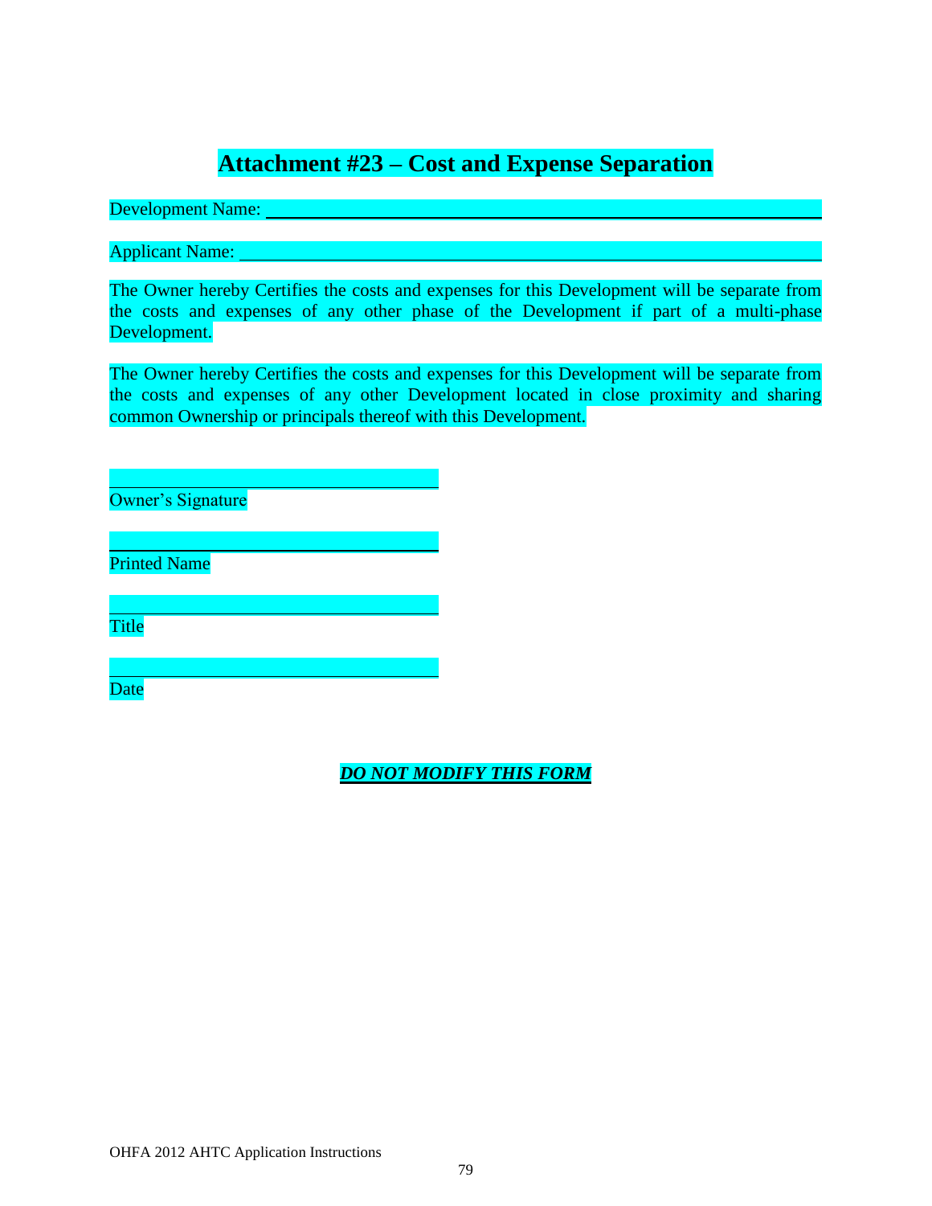# Attachment #23 – Cost and Expense Separation

Development Name: ______________________________________________

Applicant Name: ______________________________________________

The Owner hereby Certifies the costs and expenses for this Development will be separate from the costs and expenses of any other phase of the Development if part of a multi-phase Development.

The Owner hereby Certifies the costs and expenses for this Development will be separate from the costs and expenses of any other Development located in close proximity and sharing common Ownership or principals thereof with this Development.

______________________________
Owner's Signature

______________________________
Printed Name

______________________________
Title

______________________________
Date

***DO NOT MODIFY THIS FORM***

OHFA 2012 AHTC Application Instructions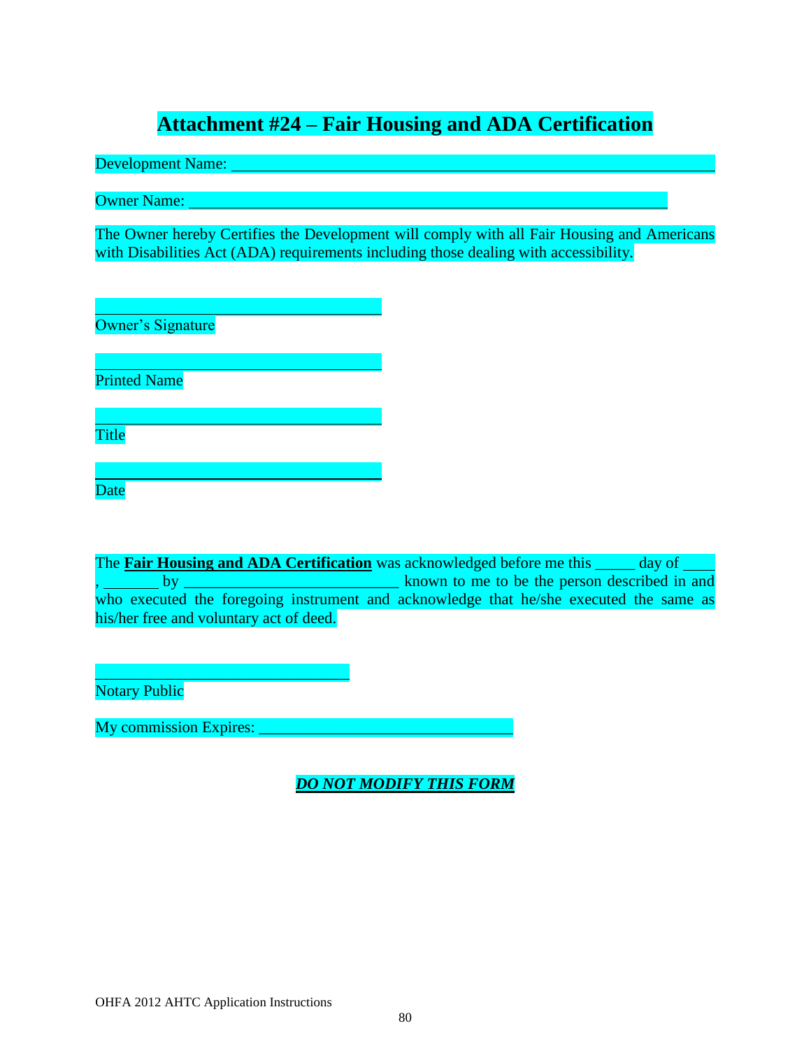# Attachment #24 – Fair Housing and ADA Certification

Development Name: ___________________________________________________________

Owner Name: ___________________________________________________________

The Owner hereby Certifies the Development will comply with all Fair Housing and Americans with Disabilities Act (ADA) requirements including those dealing with accessibility.

______________________________
Owner's Signature

______________________________
Printed Name

______________________________
Title

______________________________
Date

The **Fair Housing and ADA Certification** was acknowledged before me this _____ day of ____, _______ by ___________________________ known to me to be the person described in and who executed the foregoing instrument and acknowledge that he/she executed the same as his/her free and voluntary act of deed.

______________________________
Notary Public

My commission Expires: ________________________________

***DO NOT MODIFY THIS FORM***

OHFA 2012 AHTC Application Instructions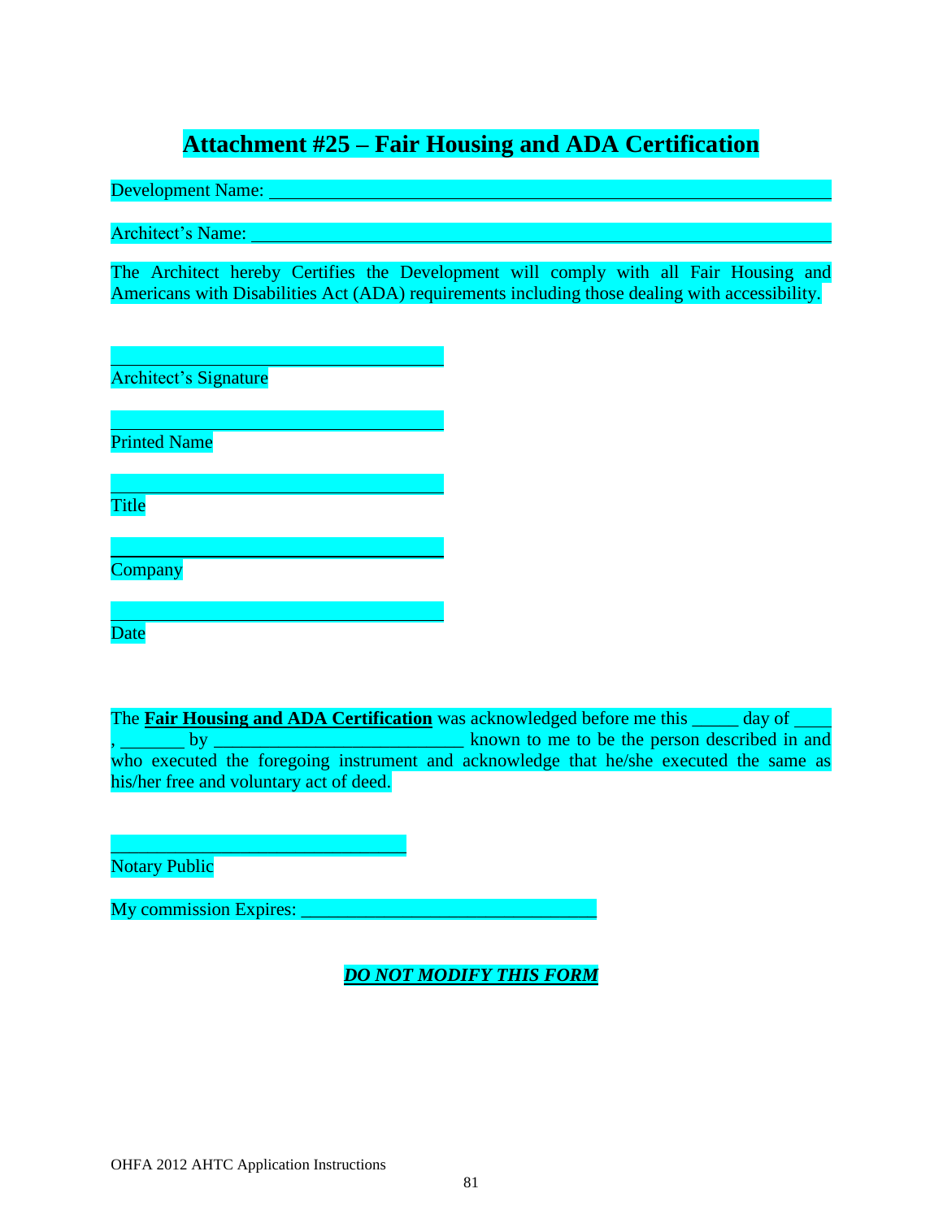# Attachment #25 – Fair Housing and ADA Certification

Development Name: ___________________________________________________________

Architect's Name: ____________________________________________________________

The Architect hereby Certifies the Development will comply with all Fair Housing and Americans with Disabilities Act (ADA) requirements including those dealing with accessibility.

___________________________________
Architect's Signature

___________________________________
Printed Name

___________________________________
Title

___________________________________
Company

___________________________________
Date

The **Fair Housing and ADA Certification** was acknowledged before me this _____ day of ____, _______ by __________________________ known to me to be the person described in and who executed the foregoing instrument and acknowledge that he/she executed the same as his/her free and voluntary act of deed.

________________________________
Notary Public

My commission Expires: _______________________________

***DO NOT MODIFY THIS FORM***

OHFA 2012 AHTC Application Instructions